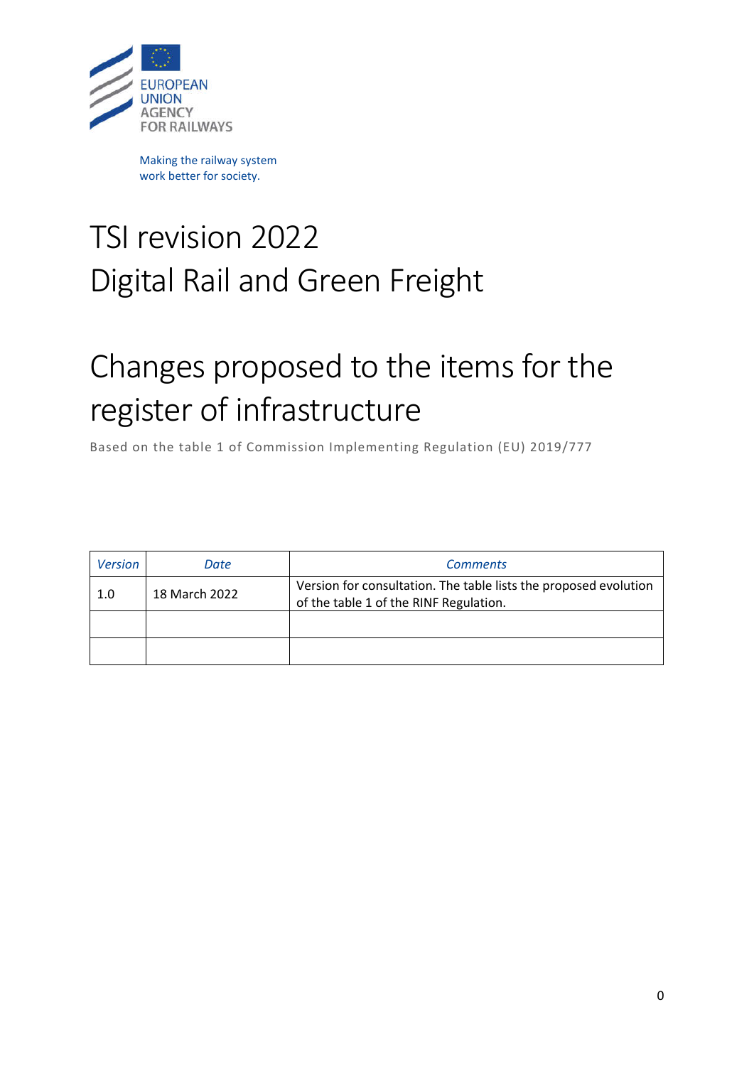EUROPEAN UNION AGENCY FOR RAILWAYS

Making the railway system work better for society.

# TSI revision 2022
# Digital Rail and Green Freight

# Changes proposed to the items for the register of infrastructure

Based on the table 1 of Commission Implementing Regulation (EU) 2019/777

| *Version* | *Date* | *Comments* |
|---|---|---|
| 1.0 | 18 March 2022 | Version for consultation. The table lists the proposed evolution of the table 1 of the RINF Regulation. |
| | | |
| | | |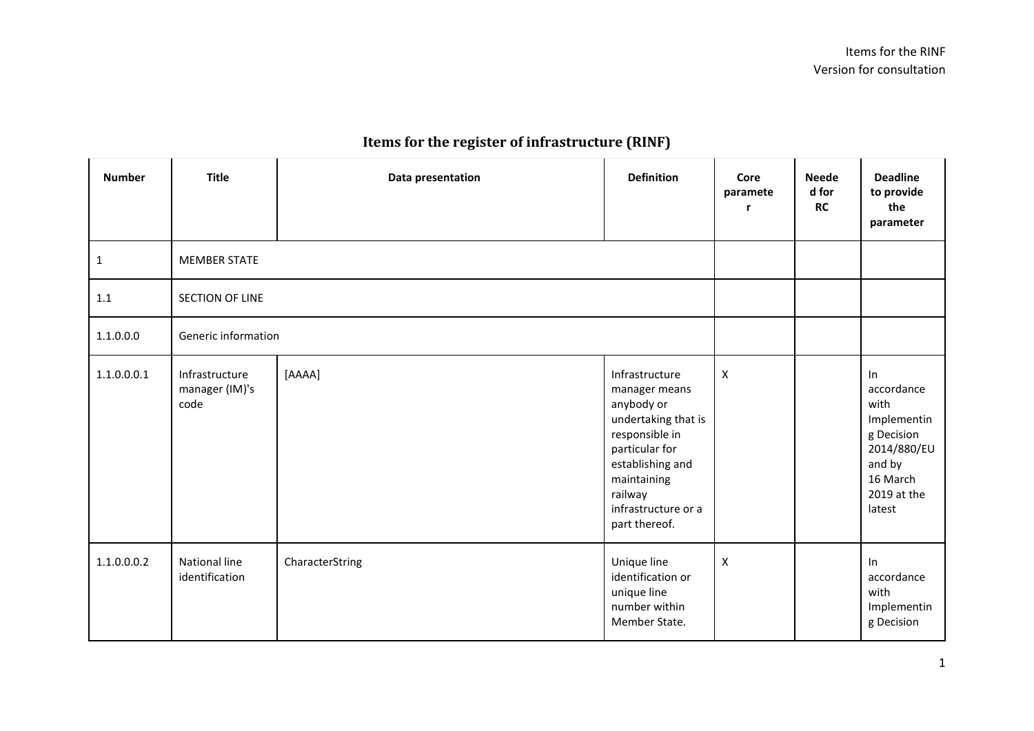# Items for the register of infrastructure (RINF)

| Number | Title | Data presentation | Definition | Core parameter | Needed for RC | Deadline to provide the parameter |
|---|---|---|---|---|---|---|
| 1 | MEMBER STATE | | | | | |
| 1.1 | SECTION OF LINE | | | | | |
| 1.1.0.0 | Generic information | | | | | |
| 1.1.0.0.1 | Infrastructure manager (IM)'s code | [AAAA] | Infrastructure manager means anybody or undertaking that is responsible in particular for establishing and maintaining railway infrastructure or a part thereof. | X | | In accordance with Implementing Decision 2014/880/EU and by 16 March 2019 at the latest |
| 1.1.0.0.2 | National line identification | CharacterString | Unique line identification or unique line number within Member State. | X | | In accordance with Implementing Decision |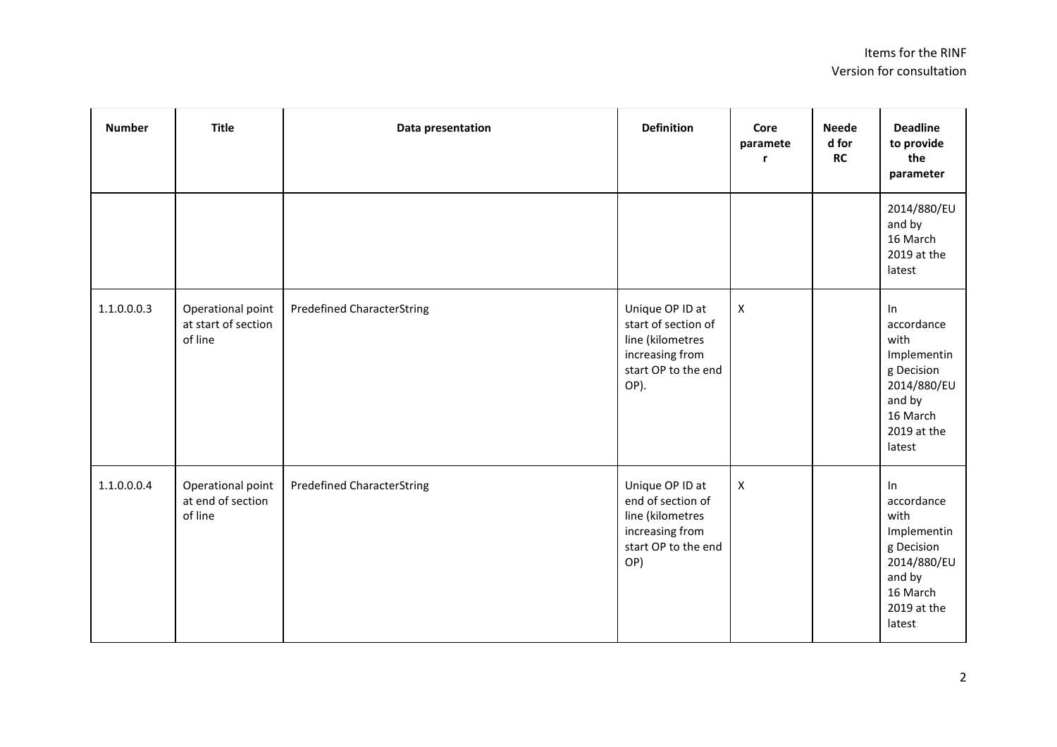| Number | Title | Data presentation | Definition | Core parameter | Needed for RC | Deadline to provide the parameter |
|---|---|---|---|---|---|---|
| | | | | | | 2014/880/EU and by 16 March 2019 at the latest |
| 1.1.0.0.0.3 | Operational point at start of section of line | Predefined CharacterString | Unique OP ID at start of section of line (kilometres increasing from start OP to the end OP). | X | | In accordance with Implementing Decision 2014/880/EU and by 16 March 2019 at the latest |
| 1.1.0.0.0.4 | Operational point at end of section of line | Predefined CharacterString | Unique OP ID at end of section of line (kilometres increasing from start OP to the end OP) | X | | In accordance with Implementing Decision 2014/880/EU and by 16 March 2019 at the latest |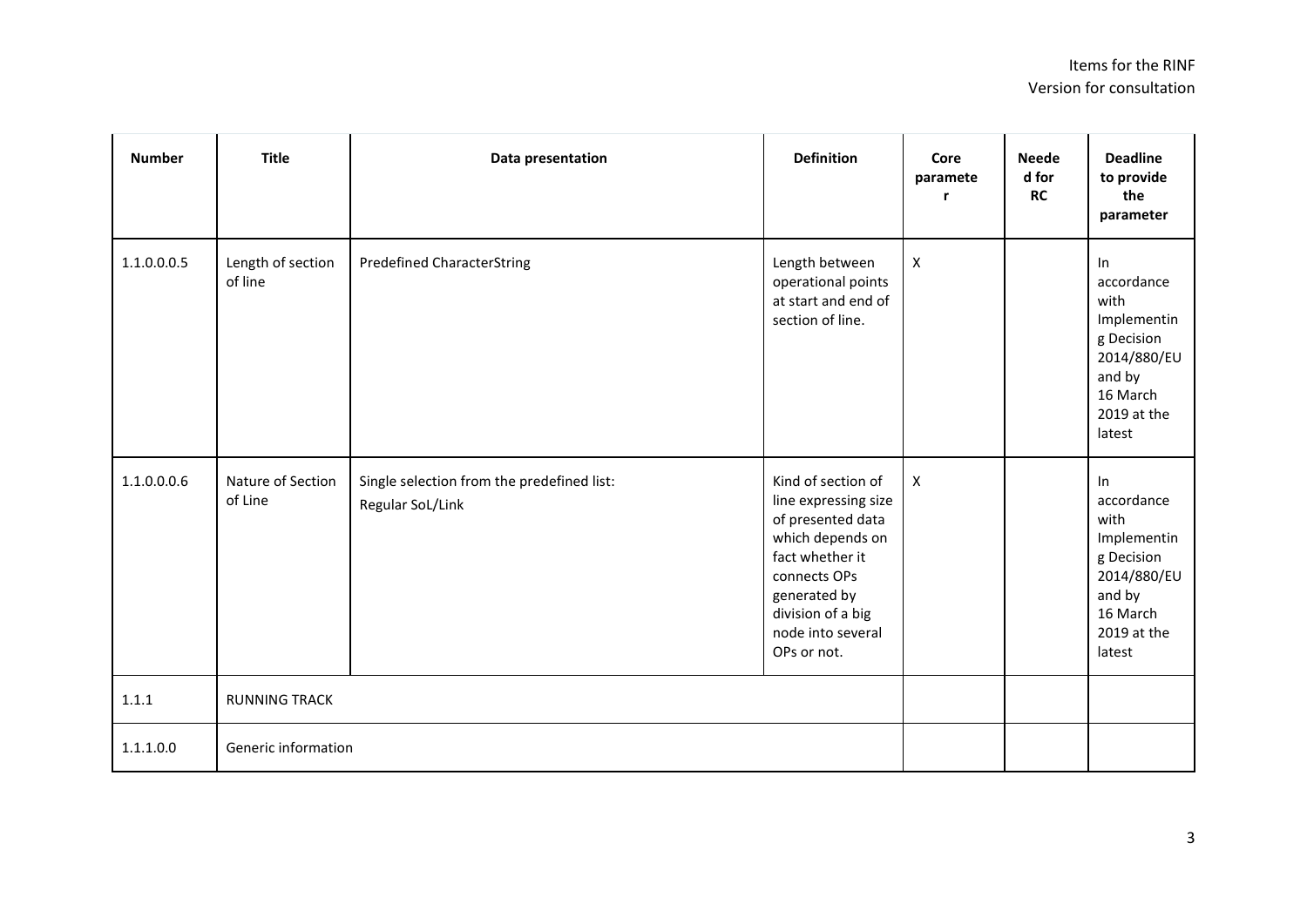| Number | Title | Data presentation | Definition | Core parameter | Needed for RC | Deadline to provide the parameter |
|---|---|---|---|---|---|---|
| 1.1.0.0.5 | Length of section of line | Predefined CharacterString | Length between operational points at start and end of section of line. | X | | In accordance with Implementing Decision 2014/880/EU and by 16 March 2019 at the latest |
| 1.1.0.0.6 | Nature of Section of Line | Single selection from the predefined list:<br>Regular SoL/Link | Kind of section of line expressing size of presented data which depends on fact whether it connects OPs generated by division of a big node into several OPs or not. | X | | In accordance with Implementing Decision 2014/880/EU and by 16 March 2019 at the latest |
| 1.1.1 | RUNNING TRACK | | | | | |
| 1.1.1.0.0 | Generic information | | | | | |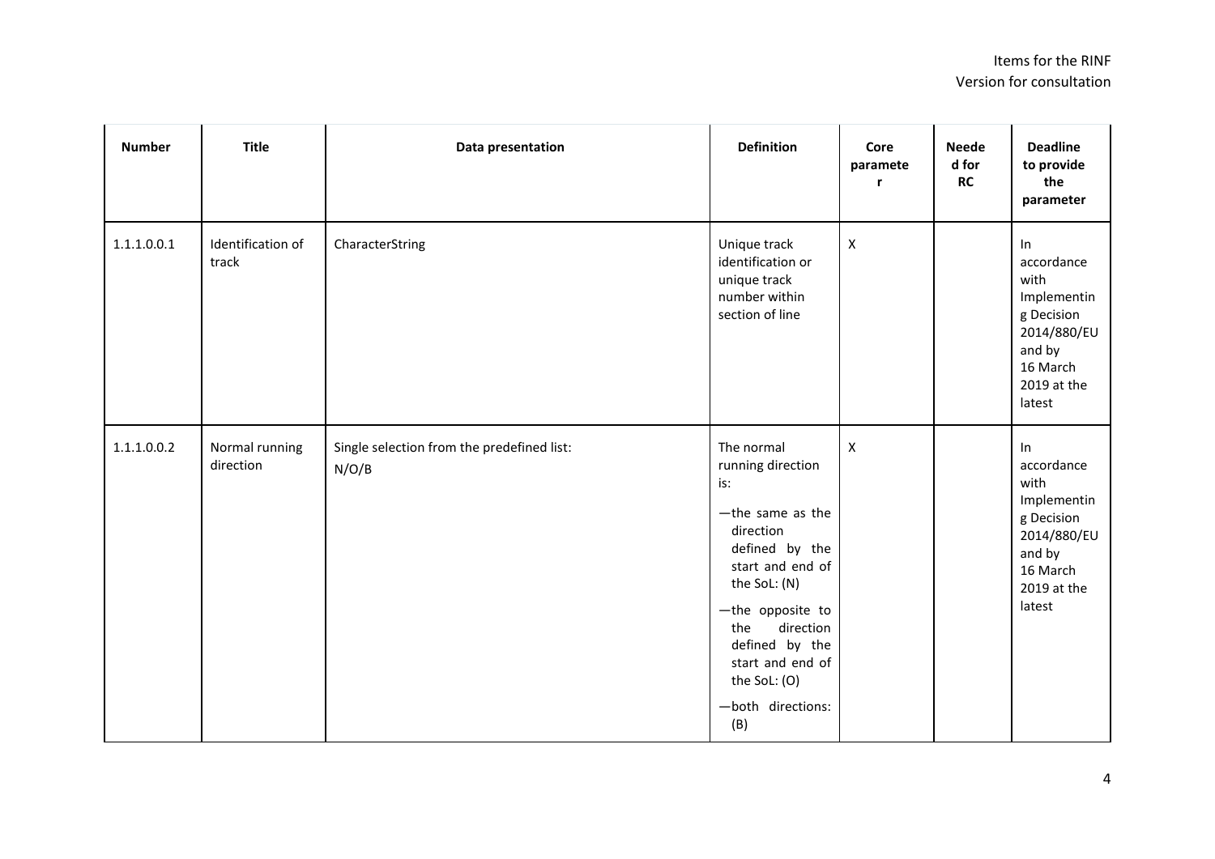| Number | Title | Data presentation | Definition | Core parameter | Needed for RC | Deadline to provide the parameter |
|---|---|---|---|---|---|---|
| 1.1.1.0.0.1 | Identification of track | CharacterString | Unique track identification or unique track number within section of line | X | | In accordance with Implementing Decision 2014/880/EU and by 16 March 2019 at the latest |
| 1.1.1.0.0.2 | Normal running direction | Single selection from the predefined list: N/O/B | The normal running direction is: —the same as the direction defined by the start and end of the SoL: (N) —the opposite to the direction defined by the start and end of the SoL: (O) —both directions: (B) | X | | In accordance with Implementing Decision 2014/880/EU and by 16 March 2019 at the latest |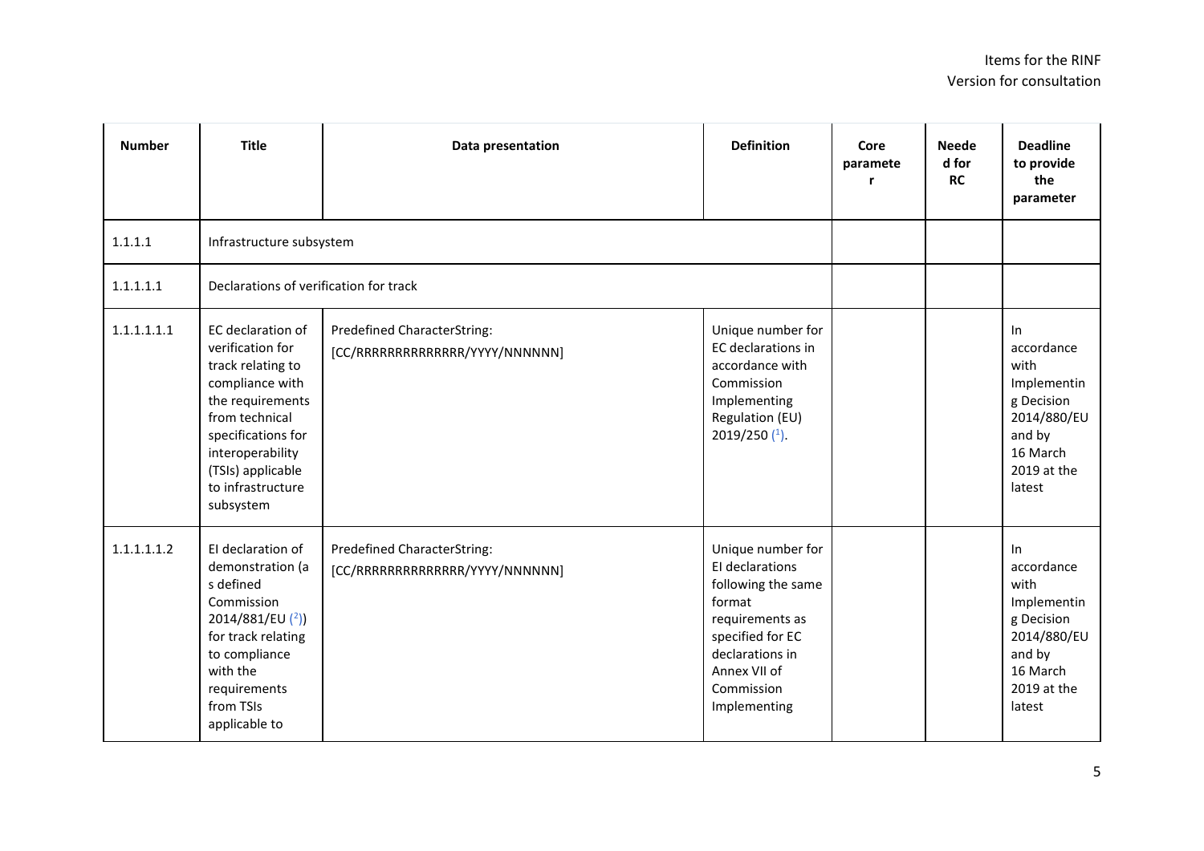| Number | Title | Data presentation | Definition | Core parameter | Needed for RC | Deadline to provide the parameter |
|---|---|---|---|---|---|---|
| 1.1.1 | Infrastructure subsystem | | | | | |
| 1.1.1.1 | Declarations of verification for track | | | | | |
| 1.1.1.1.1 | EC declaration of verification for track relating to compliance with the requirements from technical specifications for interoperability (TSIs) applicable to infrastructure subsystem | Predefined CharacterString: [CC/RRRRRRRRRRRRRR/YYYY/NNNNNN] | Unique number for EC declarations in accordance with Commission Implementing Regulation (EU) 2019/250 (1). | | | In accordance with Implementing Decision 2014/880/EU and by 16 March 2019 at the latest |
| 1.1.1.1.2 | EI declaration of demonstration (as defined Commission 2014/881/EU (2)) for track relating to compliance with the requirements from TSIs applicable to | Predefined CharacterString: [CC/RRRRRRRRRRRRRR/YYYY/NNNNNN] | Unique number for EI declarations following the same format requirements as specified for EC declarations in Annex VII of Commission Implementing | | | In accordance with Implementing Decision 2014/880/EU and by 16 March 2019 at the latest |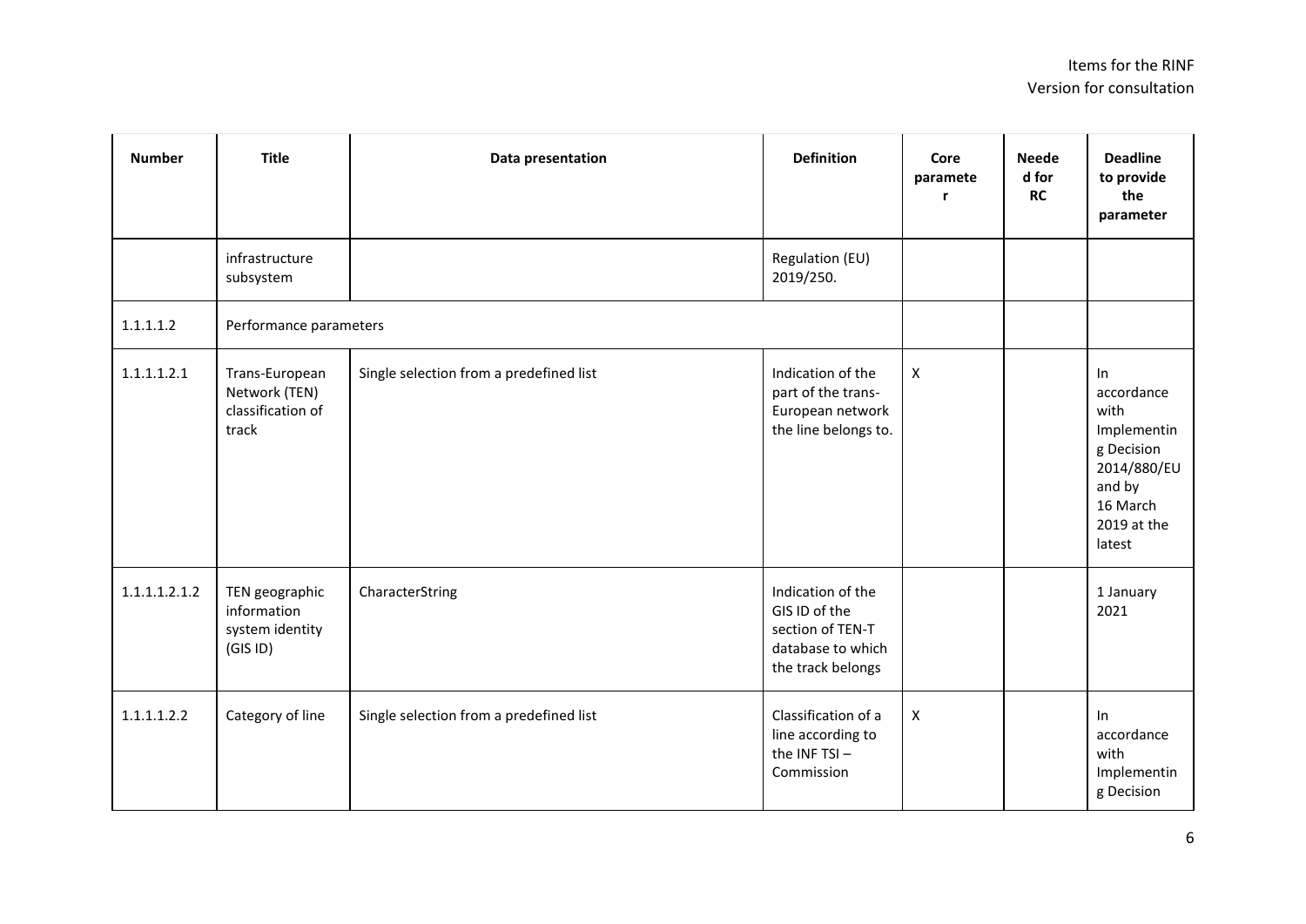| Number | Title | Data presentation | Definition | Core parameter | Needed for RC | Deadline to provide the parameter |
|---|---|---|---|---|---|---|
| | infrastructure subsystem | | Regulation (EU) 2019/250. | | | |
| 1.1.1.1.2 | Performance parameters | | | | | |
| 1.1.1.1.2.1 | Trans-European Network (TEN) classification of track | Single selection from a predefined list | Indication of the part of the trans-European network the line belongs to. | X | | In accordance with Implementing Decision 2014/880/EU and by 16 March 2019 at the latest |
| 1.1.1.1.2.1.2 | TEN geographic information system identity (GIS ID) | CharacterString | Indication of the GIS ID of the section of TEN-T database to which the track belongs | | | 1 January 2021 |
| 1.1.1.1.2.2 | Category of line | Single selection from a predefined list | Classification of a line according to the INF TSI – Commission | X | | In accordance with Implementing Decision |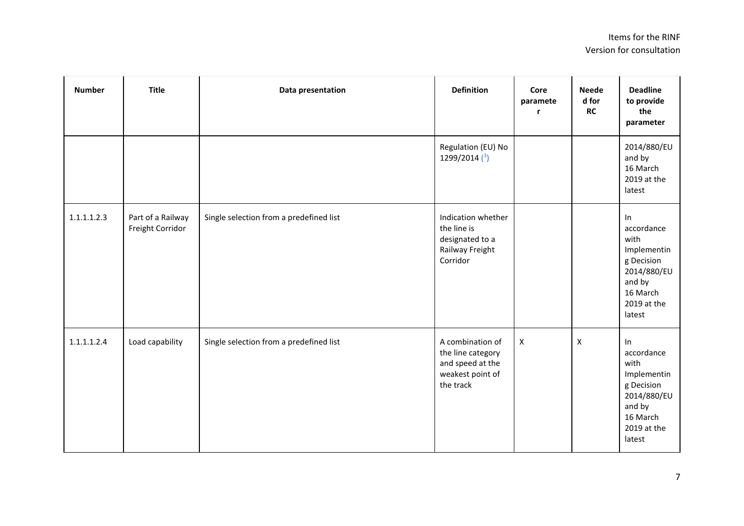| Number | Title | Data presentation | Definition | Core parameter | Needed for RC | Deadline to provide the parameter |
|---|---|---|---|---|---|---|
| | | | Regulation (EU) No 1299/2014 [3] | | | 2014/880/EU and by 16 March 2019 at the latest |
| 1.1.1.1.2.3 | Part of a Railway Freight Corridor | Single selection from a predefined list | Indication whether the line is designated to a Railway Freight Corridor | | | In accordance with Implementing Decision 2014/880/EU and by 16 March 2019 at the latest |
| 1.1.1.1.2.4 | Load capability | Single selection from a predefined list | A combination of the line category and speed at the weakest point of the track | X | X | In accordance with Implementing Decision 2014/880/EU and by 16 March 2019 at the latest |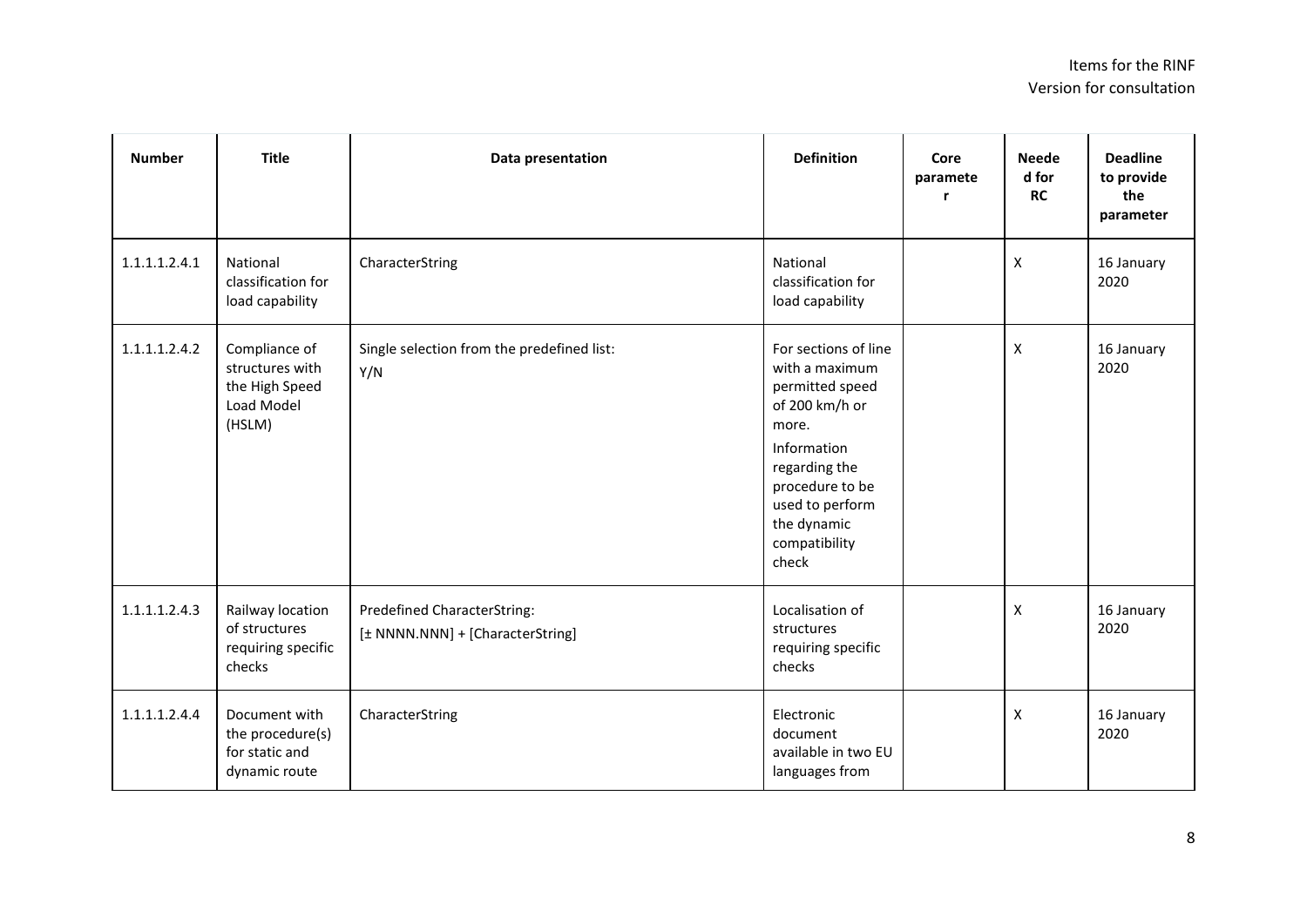| Number | Title | Data presentation | Definition | Core parameter | Needed for RC | Deadline to provide the parameter |
|---|---|---|---|---|---|---|
| 1.1.1.1.2.4.1 | National classification for load capability | CharacterString | National classification for load capability | | X | 16 January 2020 |
| 1.1.1.1.2.4.2 | Compliance of structures with the High Speed Load Model (HSLM) | Single selection from the predefined list: Y/N | For sections of line with a maximum permitted speed of 200 km/h or more. Information regarding the procedure to be used to perform the dynamic compatibility check | | X | 16 January 2020 |
| 1.1.1.1.2.4.3 | Railway location of structures requiring specific checks | Predefined CharacterString: [± NNNN.NNN] + [CharacterString] | Localisation of structures requiring specific checks | | X | 16 January 2020 |
| 1.1.1.1.2.4.4 | Document with the procedure(s) for static and dynamic route | CharacterString | Electronic document available in two EU languages from | | X | 16 January 2020 |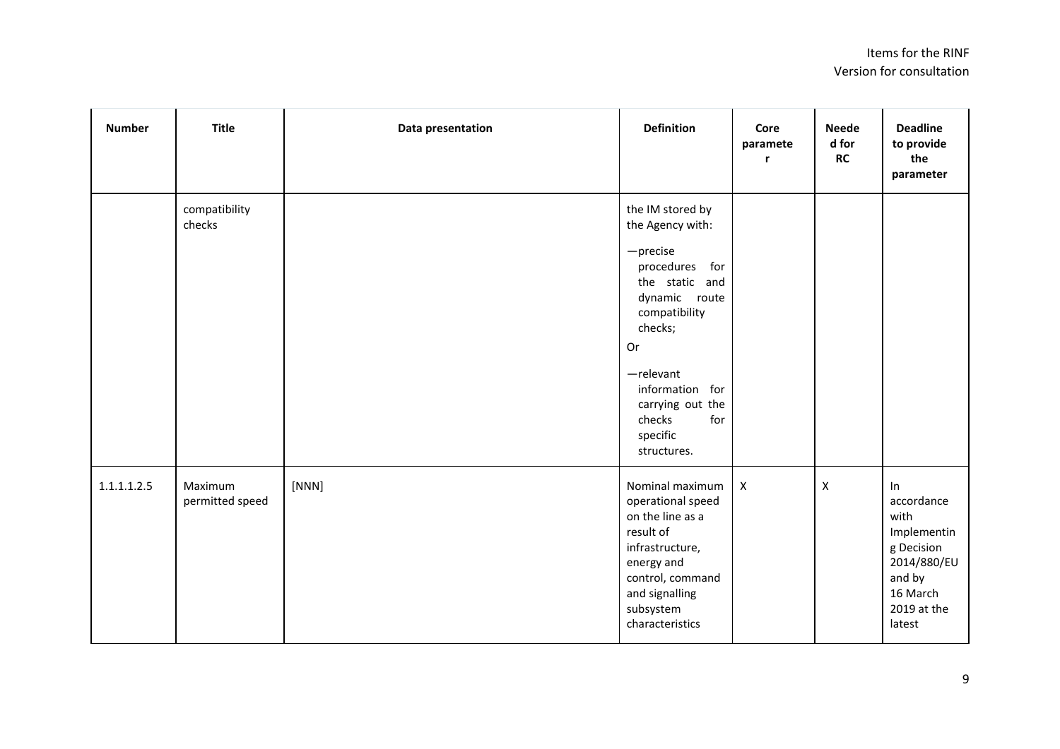| Number | Title | Data presentation | Definition | Core parameter | Needed for RC | Deadline to provide the parameter |
|---|---|---|---|---|---|---|
| | compatibility checks | | the IM stored by the Agency with:<br>— precise procedures for the static and dynamic route compatibility checks;<br>Or<br>— relevant information for carrying out the checks for specific structures. | | | |
| 1.1.1.1.2.5 | Maximum permitted speed | [NNN] | Nominal maximum operational speed on the line as a result of infrastructure, energy and control, command and signalling subsystem characteristics | X | X | In accordance with Implementing Decision 2014/880/EU and by 16 March 2019 at the latest |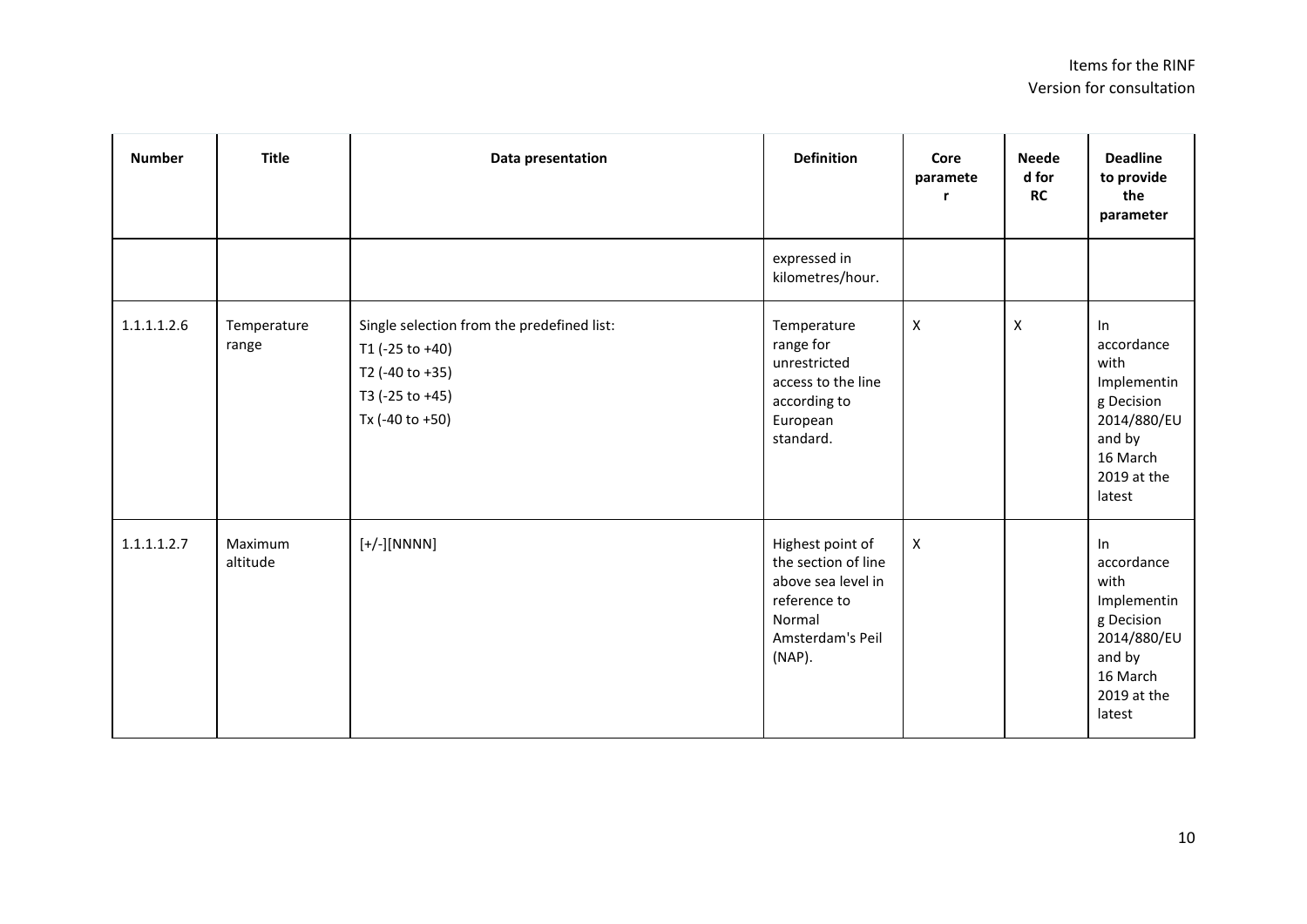| Number | Title | Data presentation | Definition | Core parameter | Needed for RC | Deadline to provide the parameter |
|---|---|---|---|---|---|---|
| | | | expressed in kilometres/hour. | | | |
| 1.1.1.1.2.6 | Temperature range | Single selection from the predefined list:<br>T1 (-25 to +40)<br>T2 (-40 to +35)<br>T3 (-25 to +45)<br>Tx (-40 to +50) | Temperature range for unrestricted access to the line according to European standard. | X | X | In accordance with Implementing Decision 2014/880/EU and by 16 March 2019 at the latest |
| 1.1.1.1.2.7 | Maximum altitude | [+/-][NNNN] | Highest point of the section of line above sea level in reference to Normal Amsterdam's Peil (NAP). | X | | In accordance with Implementing Decision 2014/880/EU and by 16 March 2019 at the latest |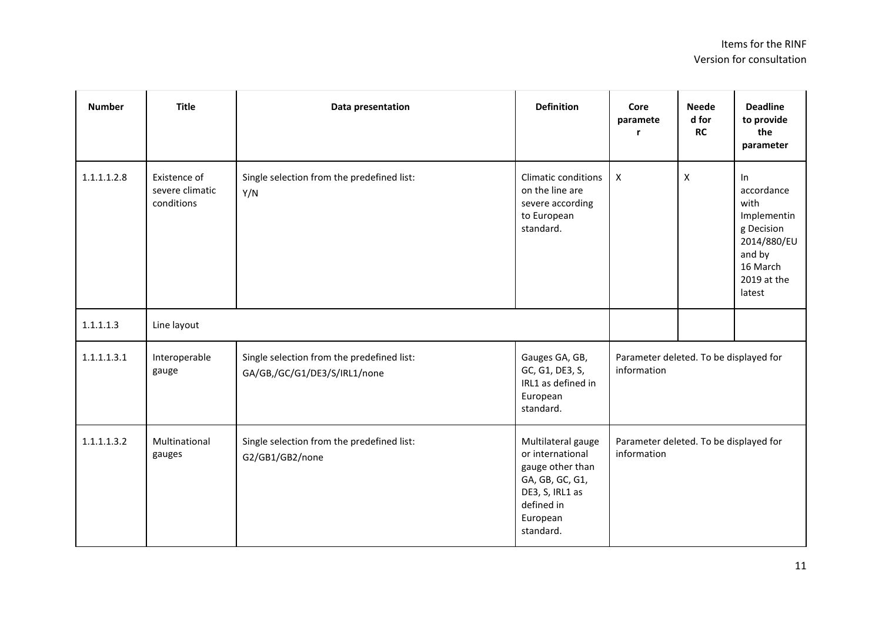| Number | Title | Data presentation | Definition | Core parameter | Needed for RC | Deadline to provide the parameter |
|---|---|---|---|---|---|---|
| 1.1.1.1.2.8 | Existence of severe climatic conditions | Single selection from the predefined list:<br>Y/N | Climatic conditions on the line are severe according to European standard. | X | X | In accordance with Implementing Decision 2014/880/EU and by 16 March 2019 at the latest |
| 1.1.1.1.3 | Line layout | | | | | |
| 1.1.1.1.3.1 | Interoperable gauge | Single selection from the predefined list:<br>GA/GB,/GC/G1/DE3/S/IRL1/none | Gauges GA, GB, GC, G1, DE3, S, IRL1 as defined in European standard. | Parameter deleted. To be displayed for information | | |
| 1.1.1.1.3.2 | Multinational gauges | Single selection from the predefined list:<br>G2/GB1/GB2/none | Multilateral gauge or international gauge other than GA, GB, GC, G1, DE3, S, IRL1 as defined in European standard. | Parameter deleted. To be displayed for information | | |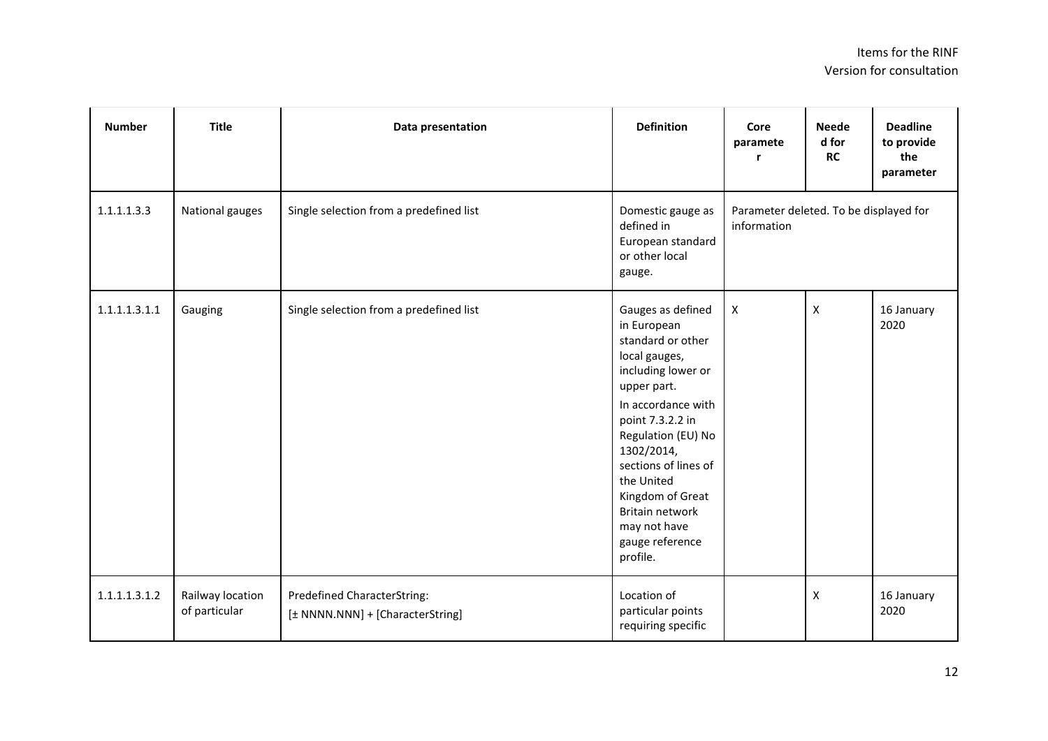| Number | Title | Data presentation | Definition | Core parameter | Needed for RC | Deadline to provide the parameter |
|---|---|---|---|---|---|---|
| 1.1.1.1.3.3 | National gauges | Single selection from a predefined list | Domestic gauge as defined in European standard or other local gauge. | Parameter deleted. To be displayed for information | | |
| 1.1.1.1.3.1.1 | Gauging | Single selection from a predefined list | Gauges as defined in European standard or other local gauges, including lower or upper part.<br>In accordance with point 7.3.2.2 in Regulation (EU) No 1302/2014, sections of lines of the United Kingdom of Great Britain network may not have gauge reference profile. | X | X | 16 January 2020 |
| 1.1.1.1.3.1.2 | Railway location of particular | Predefined CharacterString:<br>[± NNNN.NNN] + [CharacterString] | Location of particular points requiring specific | | X | 16 January 2020 |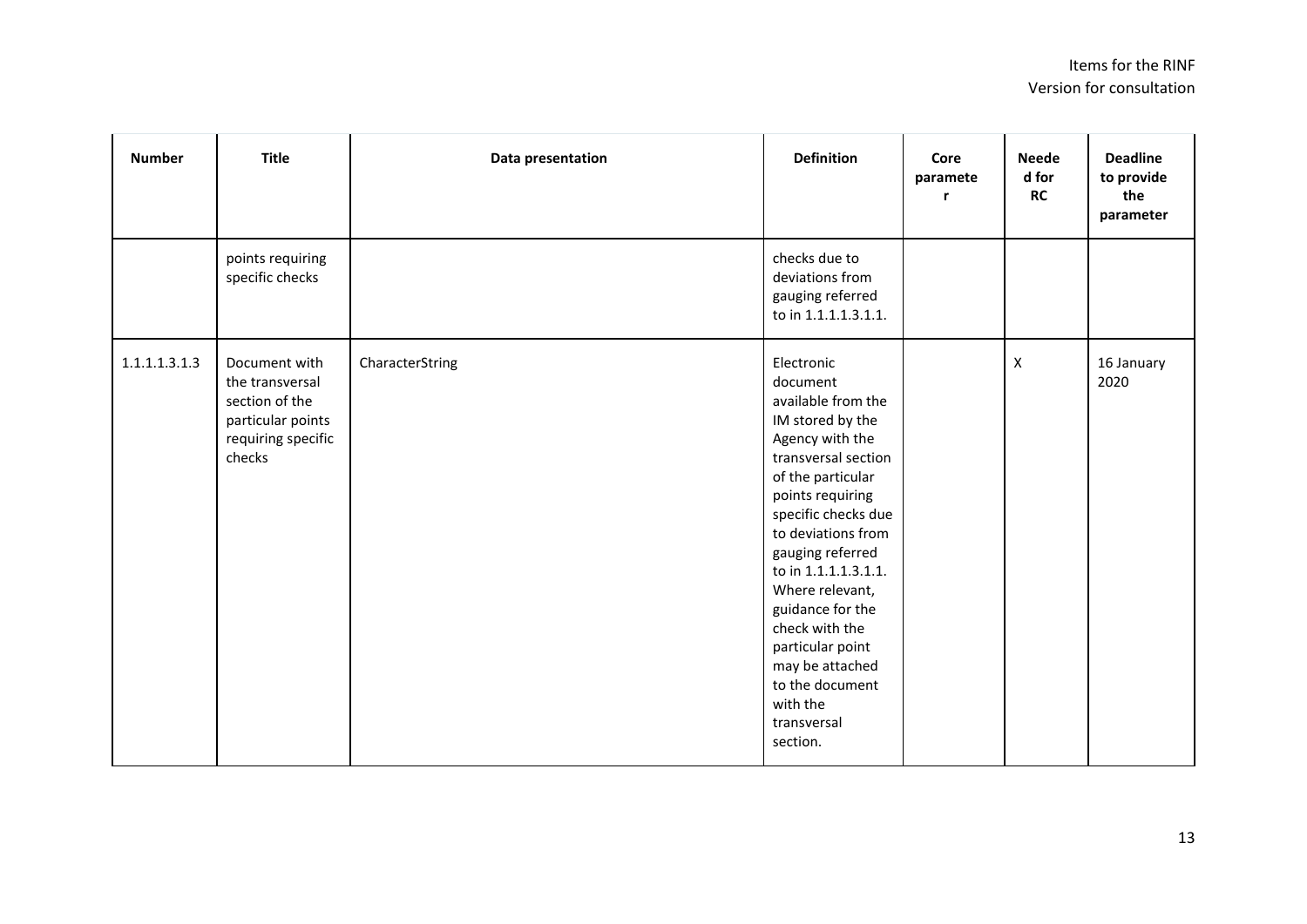| Number | Title | Data presentation | Definition | Core parameter | Needed for RC | Deadline to provide the parameter |
|---|---|---|---|---|---|---|
| | points requiring specific checks | | checks due to deviations from gauging referred to in 1.1.1.1.3.1.1. | | | |
| 1.1.1.1.3.1.3 | Document with the transversal section of the particular points requiring specific checks | CharacterString | Electronic document available from the IM stored by the Agency with the transversal section of the particular points requiring specific checks due to deviations from gauging referred to in 1.1.1.1.3.1.1. Where relevant, guidance for the check with the particular point may be attached to the document with the transversal section. | | X | 16 January 2020 |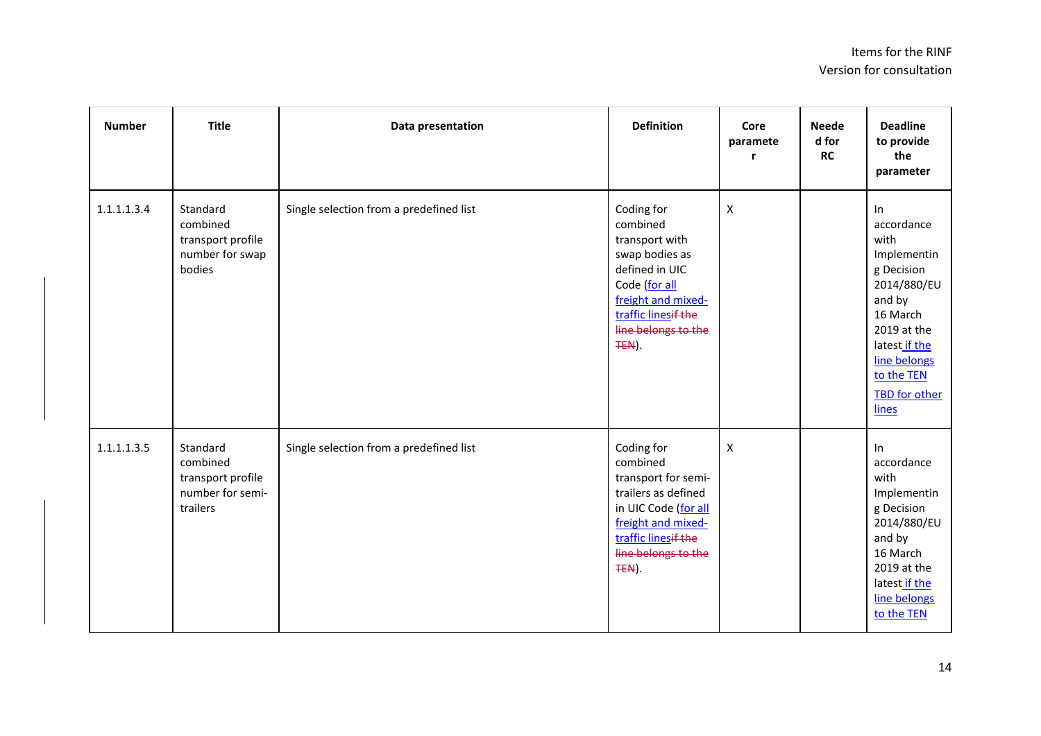| Number | Title | Data presentation | Definition | Core parameter | Needed for RC | Deadline to provide the parameter |
|---|---|---|---|---|---|---|
| 1.1.1.1.3.4 | Standard combined transport profile number for swap bodies | Single selection from a predefined list | Coding for combined transport with swap bodies as defined in UIC Code (for all freight and mixed-traffic linesif the line belongs to the TEN). | X | | In accordance with Implementing Decision 2014/880/EU and by 16 March 2019 at the latest if the line belongs to the TEN<br>TBD for other lines |
| 1.1.1.1.3.5 | Standard combined transport profile number for semi-trailers | Single selection from a predefined list | Coding for combined transport for semi-trailers as defined in UIC Code (for all freight and mixed-traffic linesif the line belongs to the TEN). | X | | In accordance with Implementing Decision 2014/880/EU and by 16 March 2019 at the latest if the line belongs to the TEN |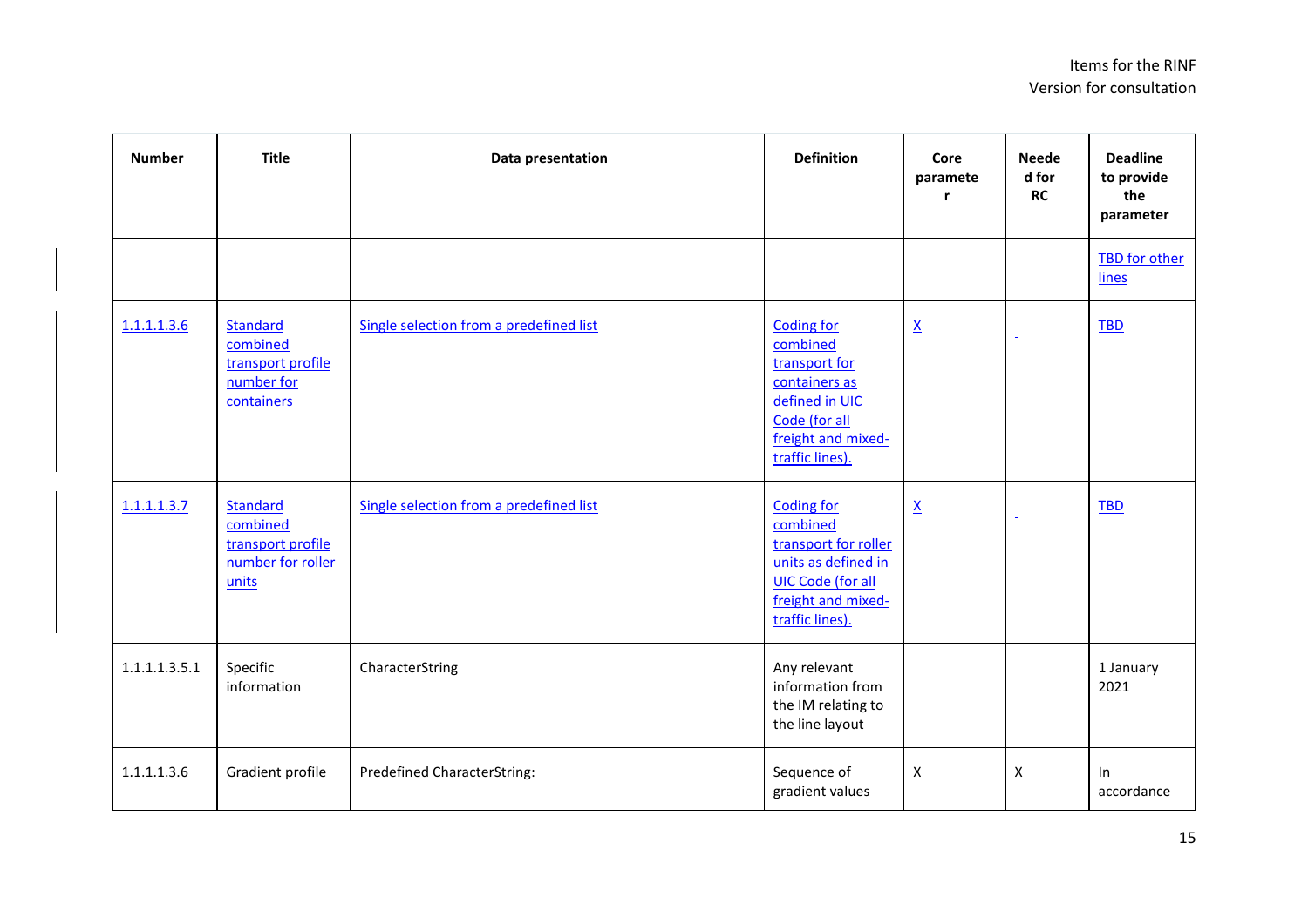| Number | Title | Data presentation | Definition | Core parameter | Needed for RC | Deadline to provide the parameter |
|---|---|---|---|---|---|---|
| | | | | | | TBD for other lines |
| 1.1.1.1.3.6 | Standard combined transport profile number for containers | Single selection from a predefined list | Coding for combined transport for containers as defined in UIC Code (for all freight and mixed-traffic lines). | X | - | TBD |
| 1.1.1.1.3.7 | Standard combined transport profile number for roller units | Single selection from a predefined list | Coding for combined transport for roller units as defined in UIC Code (for all freight and mixed-traffic lines). | X | - | TBD |
| 1.1.1.1.3.5.1 | Specific information | CharacterString | Any relevant information from the IM relating to the line layout | | | 1 January 2021 |
| 1.1.1.1.3.6 | Gradient profile | Predefined CharacterString: | Sequence of gradient values | X | X | In accordance |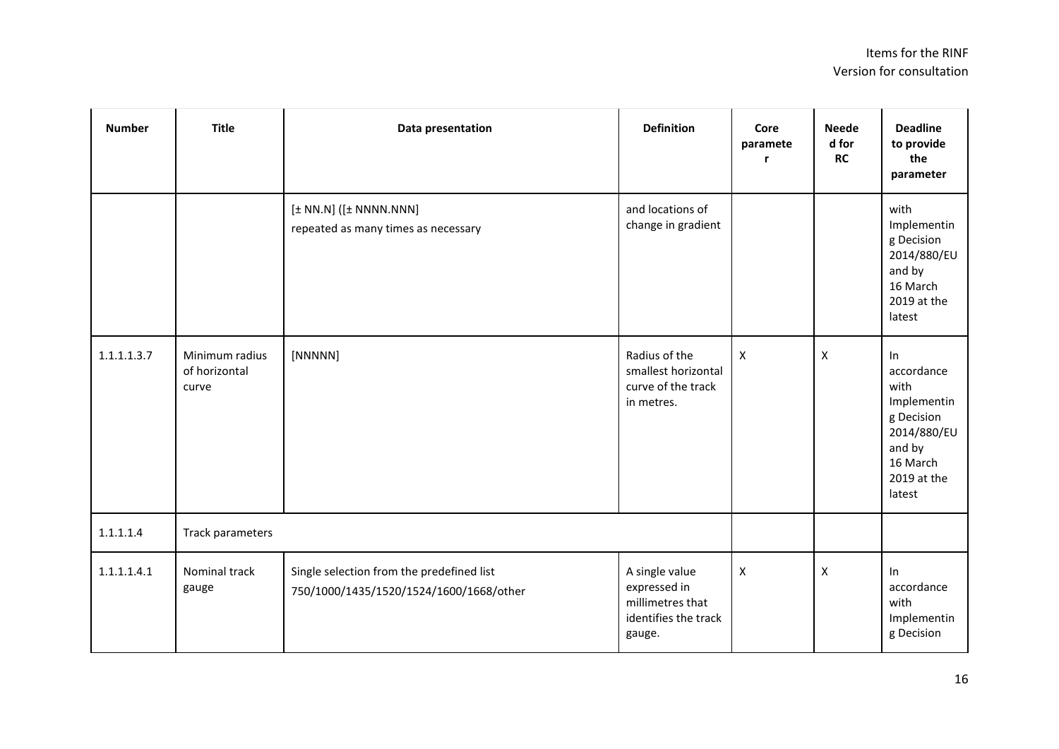| Number | Title | Data presentation | Definition | Core parameter | Needed for RC | Deadline to provide the parameter |
|---|---|---|---|---|---|---|
| | | [± NN.N] ([± NNNN.NNN]<br>repeated as many times as necessary | and locations of change in gradient | | | with Implementing Decision 2014/880/EU and by 16 March 2019 at the latest |
| 1.1.1.1.3.7 | Minimum radius of horizontal curve | [NNNNN] | Radius of the smallest horizontal curve of the track in metres. | X | X | In accordance with Implementing Decision 2014/880/EU and by 16 March 2019 at the latest |
| 1.1.1.1.4 | Track parameters | | | | | |
| 1.1.1.1.4.1 | Nominal track gauge | Single selection from the predefined list<br>750/1000/1435/1520/1524/1600/1668/other | A single value expressed in millimetres that identifies the track gauge. | X | X | In accordance with Implementing Decision |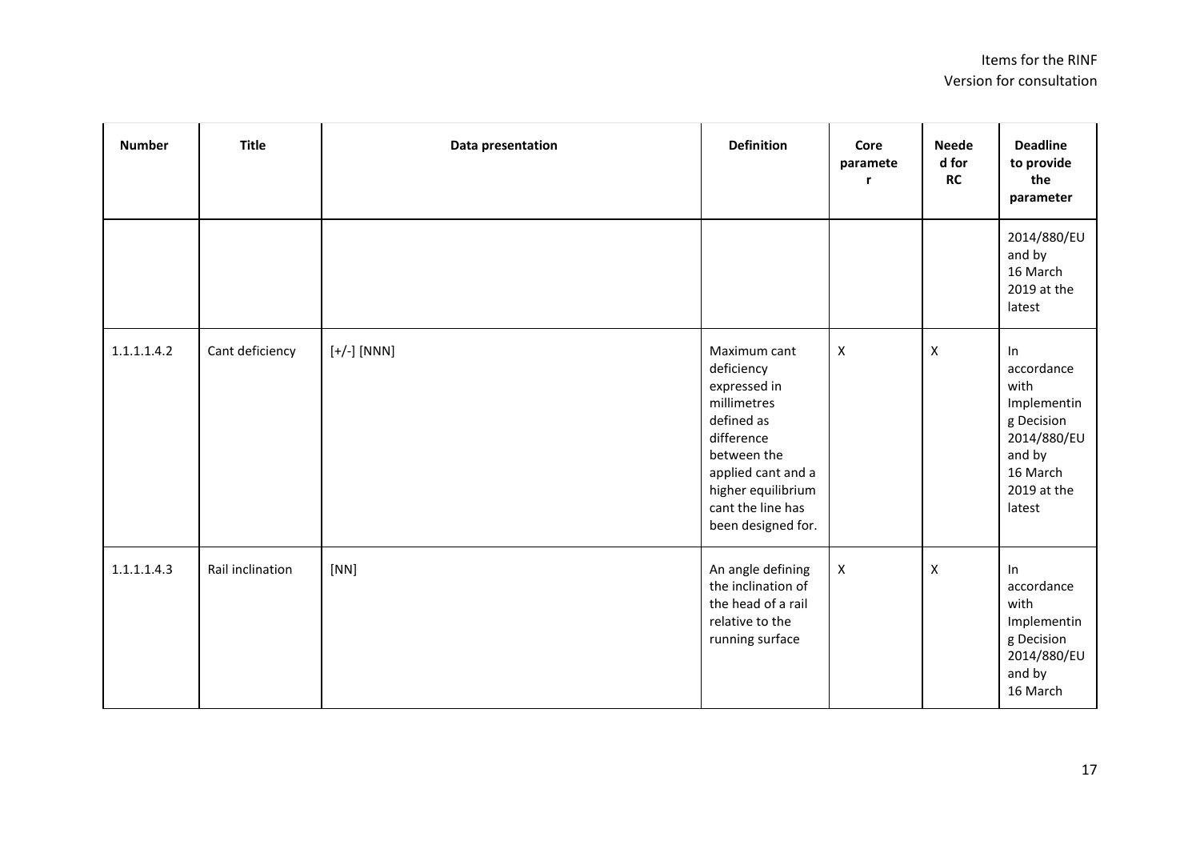| Number | Title | Data presentation | Definition | Core parameter | Needed for RC | Deadline to provide the parameter |
|---|---|---|---|---|---|---|
| | | | | | | 2014/880/EU and by 16 March 2019 at the latest |
| 1.1.1.1.4.2 | Cant deficiency | [+/-] [NNN] | Maximum cant deficiency expressed in millimetres defined as difference between the applied cant and a higher equilibrium cant the line has been designed for. | X | X | In accordance with Implementing Decision 2014/880/EU and by 16 March 2019 at the latest |
| 1.1.1.1.4.3 | Rail inclination | [NN] | An angle defining the inclination of the head of a rail relative to the running surface | X | X | In accordance with Implementing Decision 2014/880/EU and by 16 March |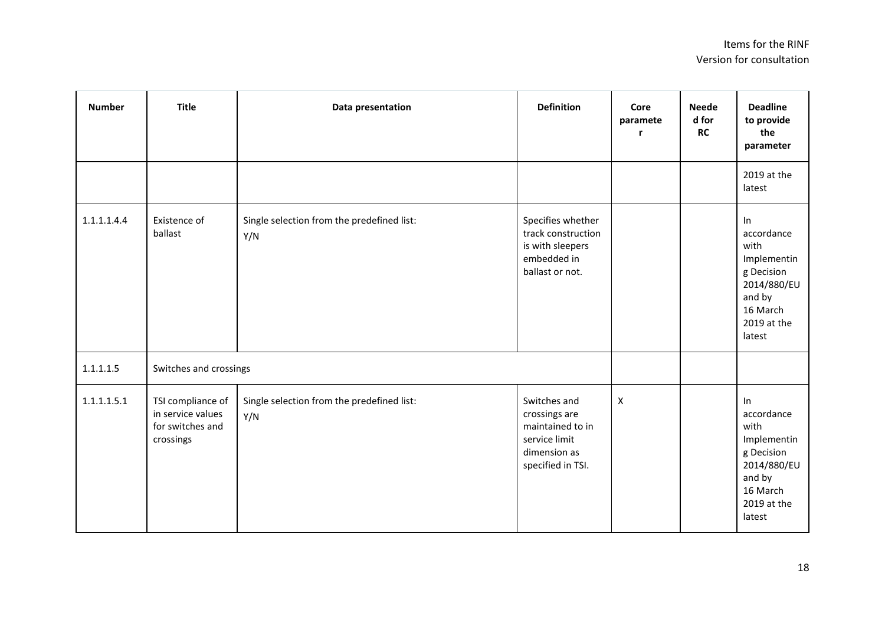| Number | Title | Data presentation | Definition | Core parameter | Needed for RC | Deadline to provide the parameter |
|---|---|---|---|---|---|---|
| | | | | | | 2019 at the latest |
| 1.1.1.1.4.4 | Existence of ballast | Single selection from the predefined list: Y/N | Specifies whether track construction is with sleepers embedded in ballast or not. | | | In accordance with Implementing Decision 2014/880/EU and by 16 March 2019 at the latest |
| 1.1.1.1.5 | Switches and crossings | | | | | |
| 1.1.1.1.5.1 | TSI compliance of in service values for switches and crossings | Single selection from the predefined list: Y/N | Switches and crossings are maintained to in service limit dimension as specified in TSI. | X | | In accordance with Implementing Decision 2014/880/EU and by 16 March 2019 at the latest |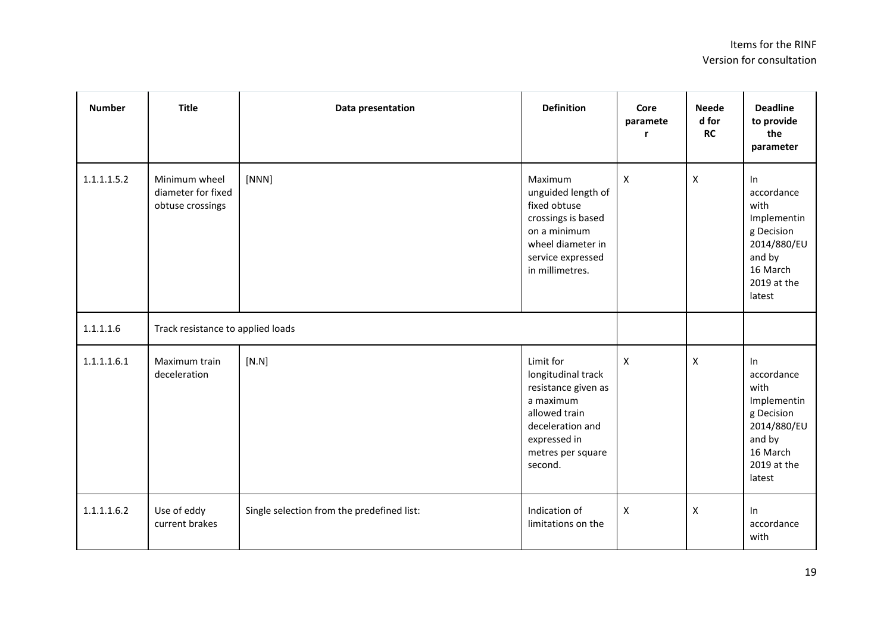| Number | Title | Data presentation | Definition | Core parameter | Needed for RC | Deadline to provide the parameter |
|---|---|---|---|---|---|---|
| 1.1.1.1.5.2 | Minimum wheel diameter for fixed obtuse crossings | [NNN] | Maximum unguided length of fixed obtuse crossings is based on a minimum wheel diameter in service expressed in millimetres. | X | X | In accordance with Implementing Decision 2014/880/EU and by 16 March 2019 at the latest |
| 1.1.1.1.6 | Track resistance to applied loads | | | | | |
| 1.1.1.1.6.1 | Maximum train deceleration | [N.N] | Limit for longitudinal track resistance given as a maximum allowed train deceleration and expressed in metres per square second. | X | X | In accordance with Implementing Decision 2014/880/EU and by 16 March 2019 at the latest |
| 1.1.1.1.6.2 | Use of eddy current brakes | Single selection from the predefined list: | Indication of limitations on the | X | X | In accordance with |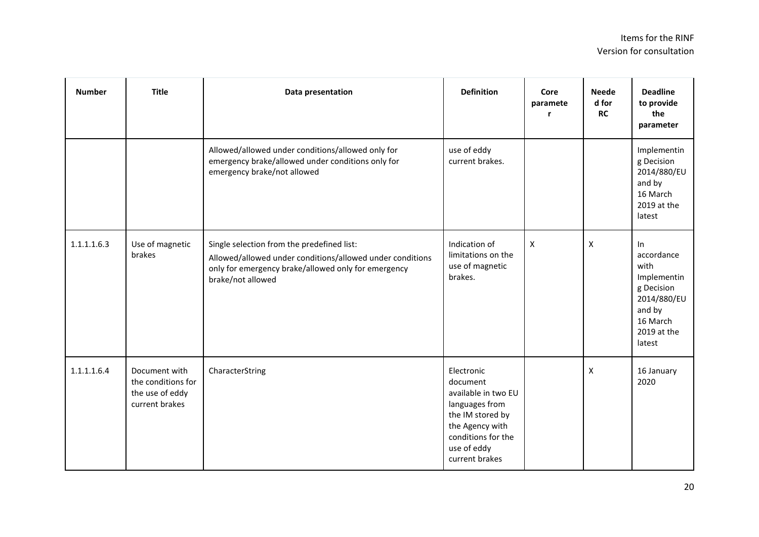| Number | Title | Data presentation | Definition | Core parameter | Needed for RC | Deadline to provide the parameter |
|---|---|---|---|---|---|---|
| | | Allowed/allowed under conditions/allowed only for emergency brake/allowed under conditions only for emergency brake/not allowed | use of eddy current brakes. | | | Implementing Decision 2014/880/EU and by 16 March 2019 at the latest |
| 1.1.1.1.6.3 | Use of magnetic brakes | Single selection from the predefined list: Allowed/allowed under conditions/allowed under conditions only for emergency brake/allowed only for emergency brake/not allowed | Indication of limitations on the use of magnetic brakes. | X | X | In accordance with Implementing Decision 2014/880/EU and by 16 March 2019 at the latest |
| 1.1.1.1.6.4 | Document with the conditions for the use of eddy current brakes | CharacterString | Electronic document available in two EU languages from the IM stored by the Agency with conditions for the use of eddy current brakes | | X | 16 January 2020 |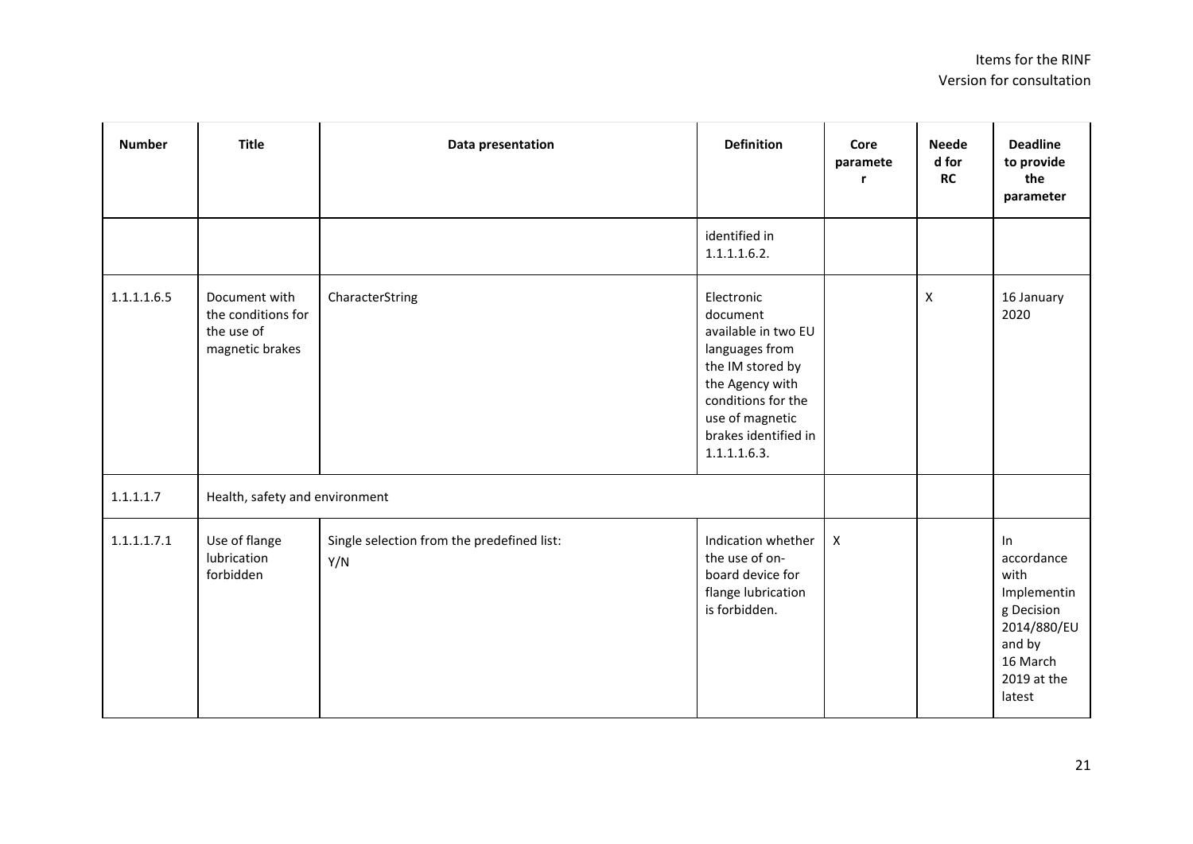| Number | Title | Data presentation | Definition | Core parameter | Needed for RC | Deadline to provide the parameter |
|---|---|---|---|---|---|---|
| | | | identified in 1.1.1.1.6.2. | | | |
| 1.1.1.1.6.5 | Document with the conditions for the use of magnetic brakes | CharacterString | Electronic document available in two EU languages from the IM stored by the Agency with conditions for the use of magnetic brakes identified in 1.1.1.1.6.3. | | X | 16 January 2020 |
| 1.1.1.1.7 | Health, safety and environment | | | | | |
| 1.1.1.1.7.1 | Use of flange lubrication forbidden | Single selection from the predefined list: Y/N | Indication whether the use of on-board device for flange lubrication is forbidden. | X | | In accordance with Implementing Decision 2014/880/EU and by 16 March 2019 at the latest |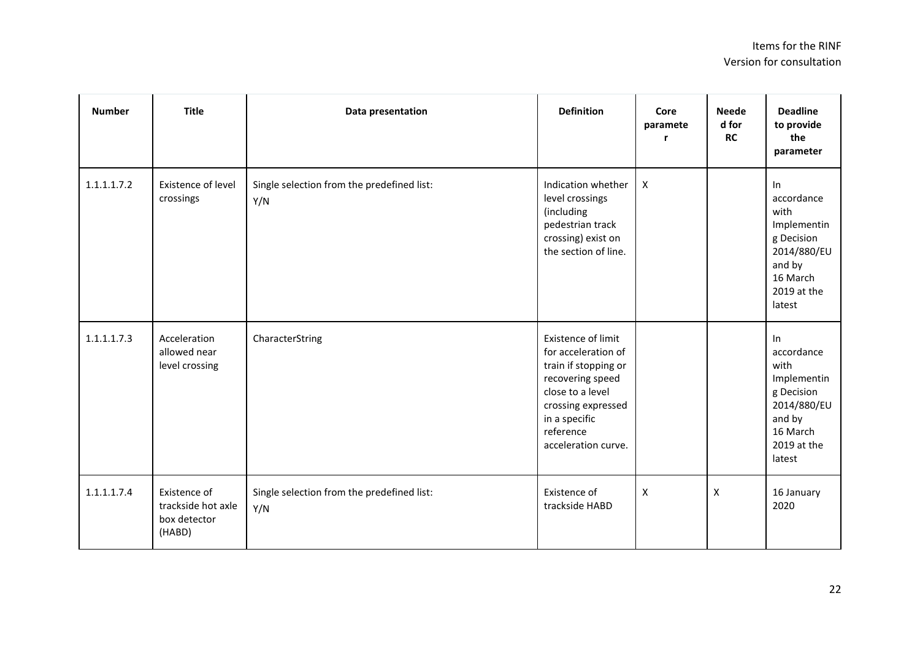| Number | Title | Data presentation | Definition | Core parameter | Needed for RC | Deadline to provide the parameter |
|---|---|---|---|---|---|---|
| 1.1.1.1.7.2 | Existence of level crossings | Single selection from the predefined list:<br>Y/N | Indication whether level crossings (including pedestrian track crossing) exist on the section of line. | X | | In accordance with Implementing Decision 2014/880/EU and by 16 March 2019 at the latest |
| 1.1.1.1.7.3 | Acceleration allowed near level crossing | CharacterString | Existence of limit for acceleration of train if stopping or recovering speed close to a level crossing expressed in a specific reference acceleration curve. | | | In accordance with Implementing Decision 2014/880/EU and by 16 March 2019 at the latest |
| 1.1.1.1.7.4 | Existence of trackside hot axle box detector (HABD) | Single selection from the predefined list:<br>Y/N | Existence of trackside HABD | X | X | 16 January 2020 |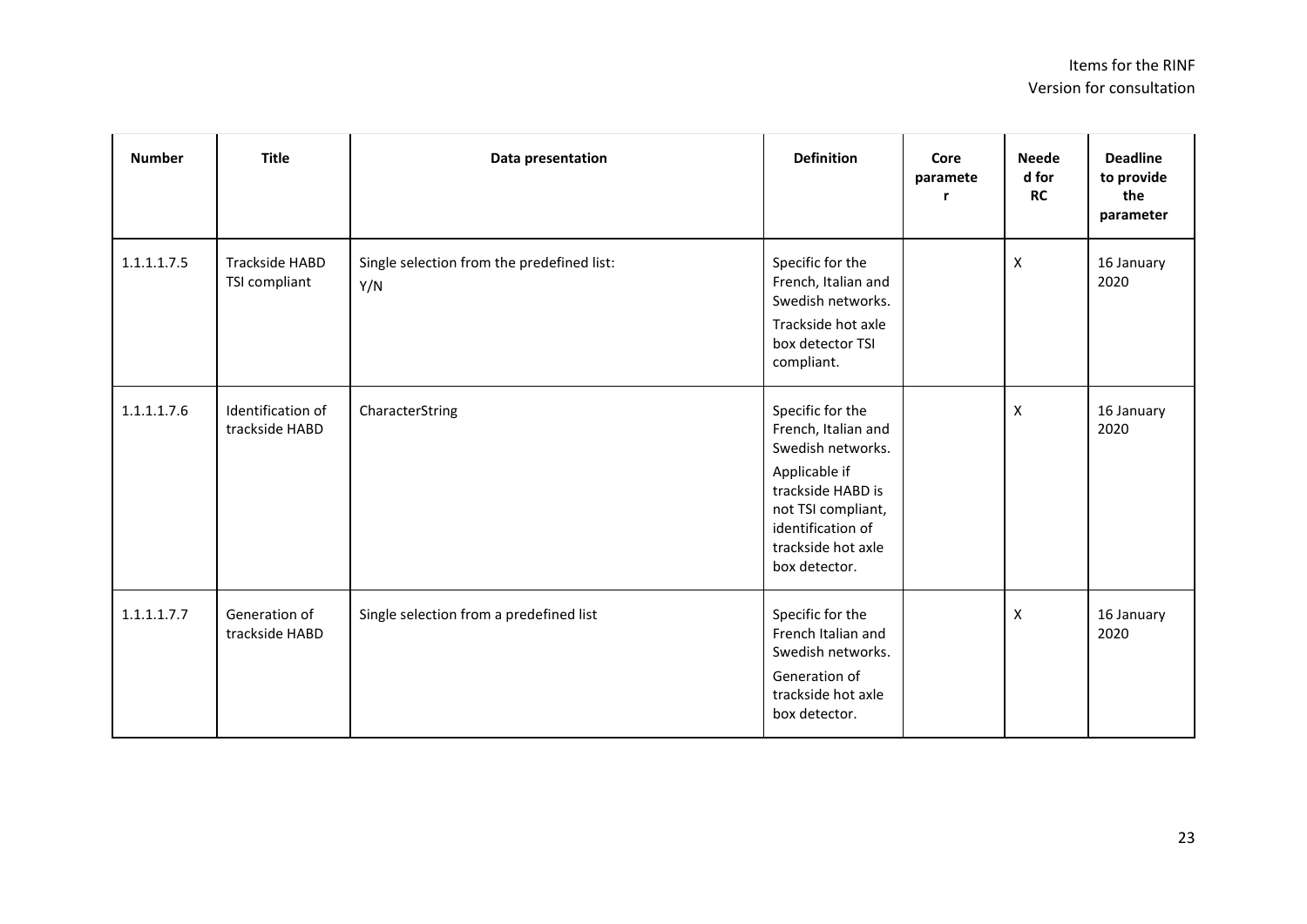| Number | Title | Data presentation | Definition | Core parameter | Needed for RC | Deadline to provide the parameter |
|---|---|---|---|---|---|---|
| 1.1.1.1.7.5 | Trackside HABD TSI compliant | Single selection from the predefined list: Y/N | Specific for the French, Italian and Swedish networks. Trackside hot axle box detector TSI compliant. | | X | 16 January 2020 |
| 1.1.1.1.7.6 | Identification of trackside HABD | CharacterString | Specific for the French, Italian and Swedish networks. Applicable if trackside HABD is not TSI compliant, identification of trackside hot axle box detector. | | X | 16 January 2020 |
| 1.1.1.1.7.7 | Generation of trackside HABD | Single selection from a predefined list | Specific for the French Italian and Swedish networks. Generation of trackside hot axle box detector. | | X | 16 January 2020 |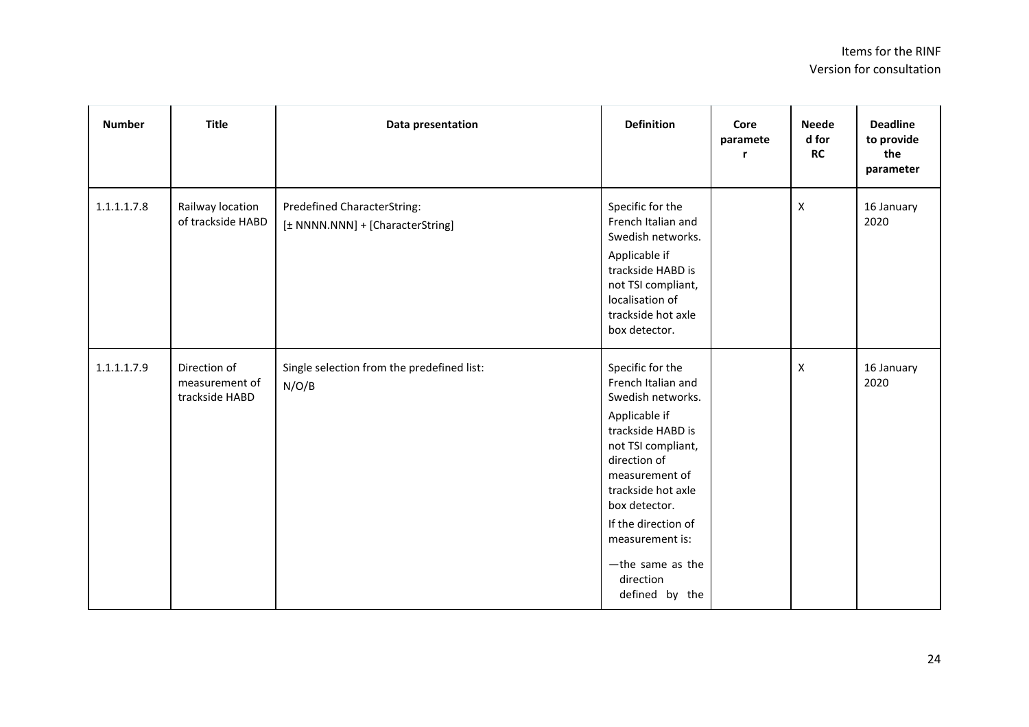| Number | Title | Data presentation | Definition | Core parameter | Needed for RC | Deadline to provide the parameter |
|---|---|---|---|---|---|---|
| 1.1.1.1.7.8 | Railway location of trackside HABD | Predefined CharacterString:<br>[± NNNN.NNN] + [CharacterString] | Specific for the French Italian and Swedish networks.<br>Applicable if trackside HABD is not TSI compliant, localisation of trackside hot axle box detector. | | X | 16 January 2020 |
| 1.1.1.1.7.9 | Direction of measurement of trackside HABD | Single selection from the predefined list:<br>N/O/B | Specific for the French Italian and Swedish networks.<br>Applicable if trackside HABD is not TSI compliant, direction of measurement of trackside hot axle box detector.<br>If the direction of measurement is:<br>— the same as the direction defined by the | | X | 16 January 2020 |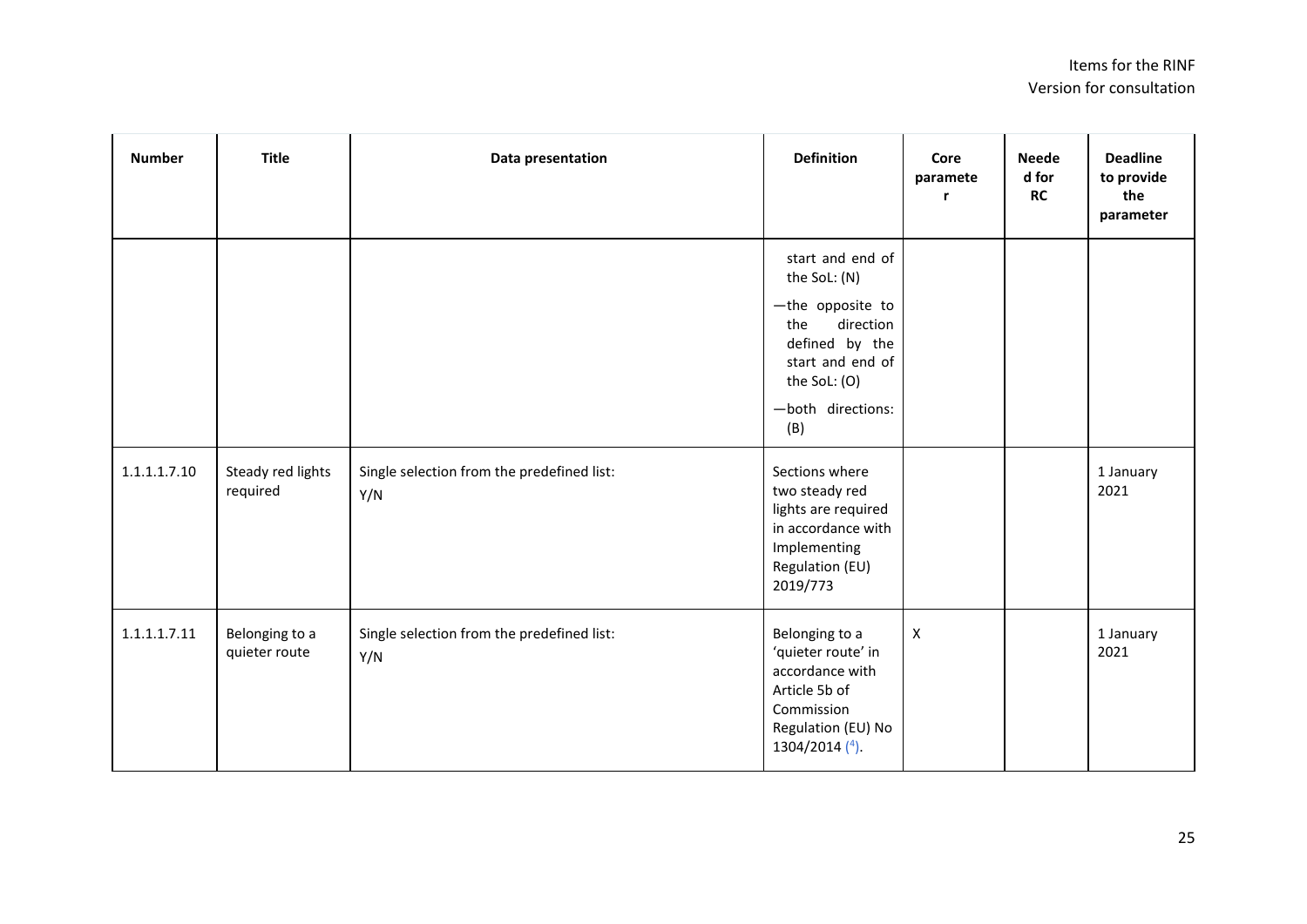| Number | Title | Data presentation | Definition | Core parameter | Needed for RC | Deadline to provide the parameter |
|---|---|---|---|---|---|---|
| | | | start and end of the SoL: (N)<br>—the opposite to the direction defined by the start and end of the SoL: (O)<br>—both directions: (B) | | | |
| 1.1.1.1.7.10 | Steady red lights required | Single selection from the predefined list:<br>Y/N | Sections where two steady red lights are required in accordance with Implementing Regulation (EU) 2019/773 | | | 1 January 2021 |
| 1.1.1.1.7.11 | Belonging to a quieter route | Single selection from the predefined list:<br>Y/N | Belonging to a 'quieter route' in accordance with Article 5b of Commission Regulation (EU) No 1304/2014 [4]. | X | | 1 January 2021 |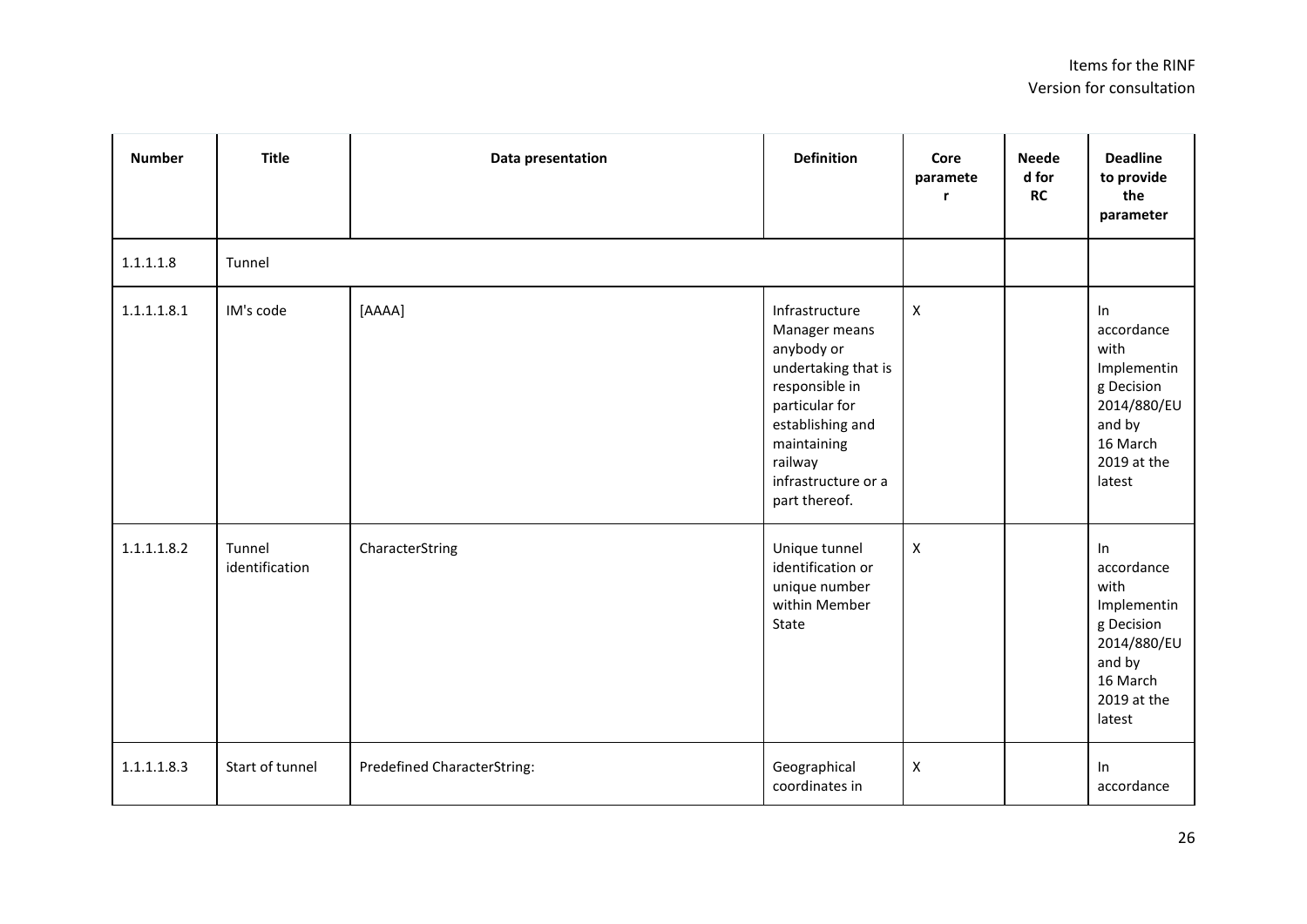| Number | Title | Data presentation | Definition | Core parameter | Needed for RC | Deadline to provide the parameter |
|---|---|---|---|---|---|---|
| 1.1.1.1.8 | Tunnel | | | | | |
| 1.1.1.1.8.1 | IM's code | [AAAA] | Infrastructure Manager means anybody or undertaking that is responsible in particular for establishing and maintaining railway infrastructure or a part thereof. | X | | In accordance with Implementing Decision 2014/880/EU and by 16 March 2019 at the latest |
| 1.1.1.1.8.2 | Tunnel identification | CharacterString | Unique tunnel identification or unique number within Member State | X | | In accordance with Implementing Decision 2014/880/EU and by 16 March 2019 at the latest |
| 1.1.1.1.8.3 | Start of tunnel | Predefined CharacterString: | Geographical coordinates in | X | | In accordance |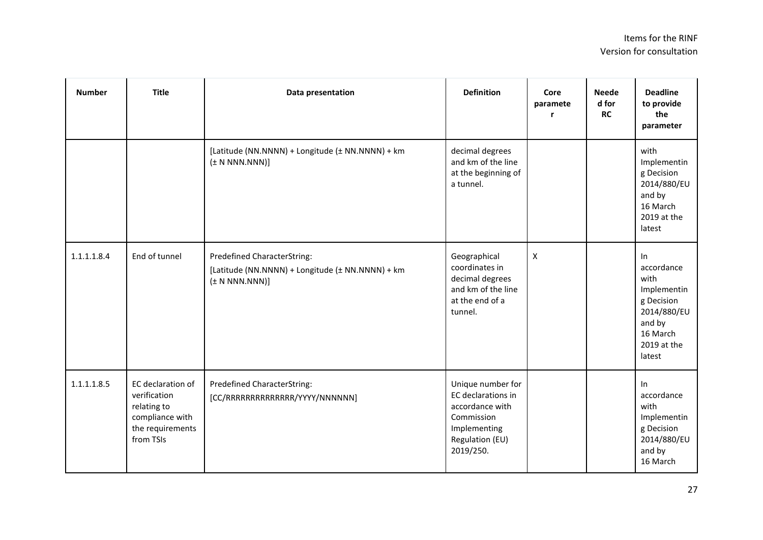| Number | Title | Data presentation | Definition | Core parameter | Needed for RC | Deadline to provide the parameter |
|---|---|---|---|---|---|---|
| | | [Latitude (NN.NNNN) + Longitude (± NN.NNNN) + km (± N NNN.NNN)] | decimal degrees and km of the line at the beginning of a tunnel. | | | with Implementing Decision 2014/880/EU and by 16 March 2019 at the latest |
| 1.1.1.1.8.4 | End of tunnel | Predefined CharacterString: [Latitude (NN.NNNN) + Longitude (± NN.NNNN) + km (± N NNN.NNN)] | Geographical coordinates in decimal degrees and km of the line at the end of a tunnel. | X | | In accordance with Implementing Decision 2014/880/EU and by 16 March 2019 at the latest |
| 1.1.1.1.8.5 | EC declaration of verification relating to compliance with the requirements from TSIs | Predefined CharacterString: [CC/RRRRRRRRRRRRRR/YYYY/NNNNNN] | Unique number for EC declarations in accordance with Commission Implementing Regulation (EU) 2019/250. | | | In accordance with Implementing Decision 2014/880/EU and by 16 March |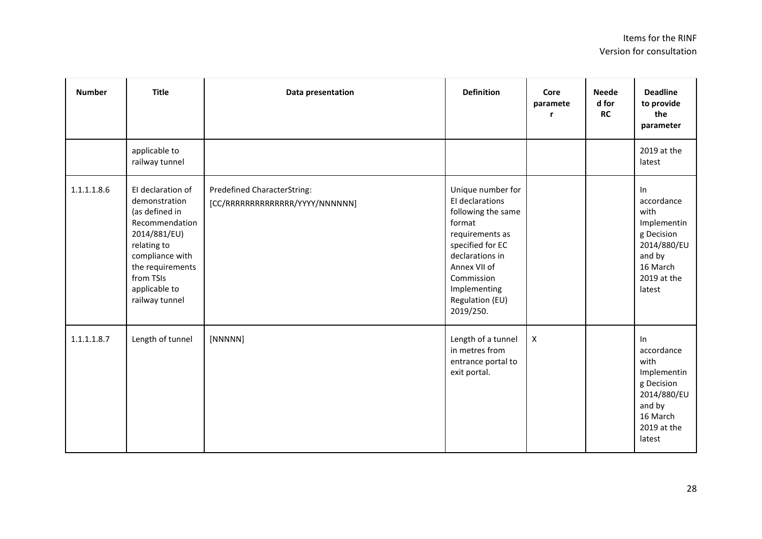| Number | Title | Data presentation | Definition | Core parameter | Needed for RC | Deadline to provide the parameter |
| --- | --- | --- | --- | --- | --- | --- |
| | applicable to railway tunnel | | | | | 2019 at the latest |
| 1.1.1.1.8.6 | EI declaration of demonstration (as defined in Recommendation 2014/881/EU) relating to compliance with the requirements from TSIs applicable to railway tunnel | Predefined CharacterString: [CC/RRRRRRRRRRRRRR/YYYY/NNNNNN] | Unique number for EI declarations following the same format requirements as specified for EC declarations in Annex VII of Commission Implementing Regulation (EU) 2019/250. | | | In accordance with Implementing Decision 2014/880/EU and by 16 March 2019 at the latest |
| 1.1.1.1.8.7 | Length of tunnel | [NNNNN] | Length of a tunnel in metres from entrance portal to exit portal. | X | | In accordance with Implementing Decision 2014/880/EU and by 16 March 2019 at the latest |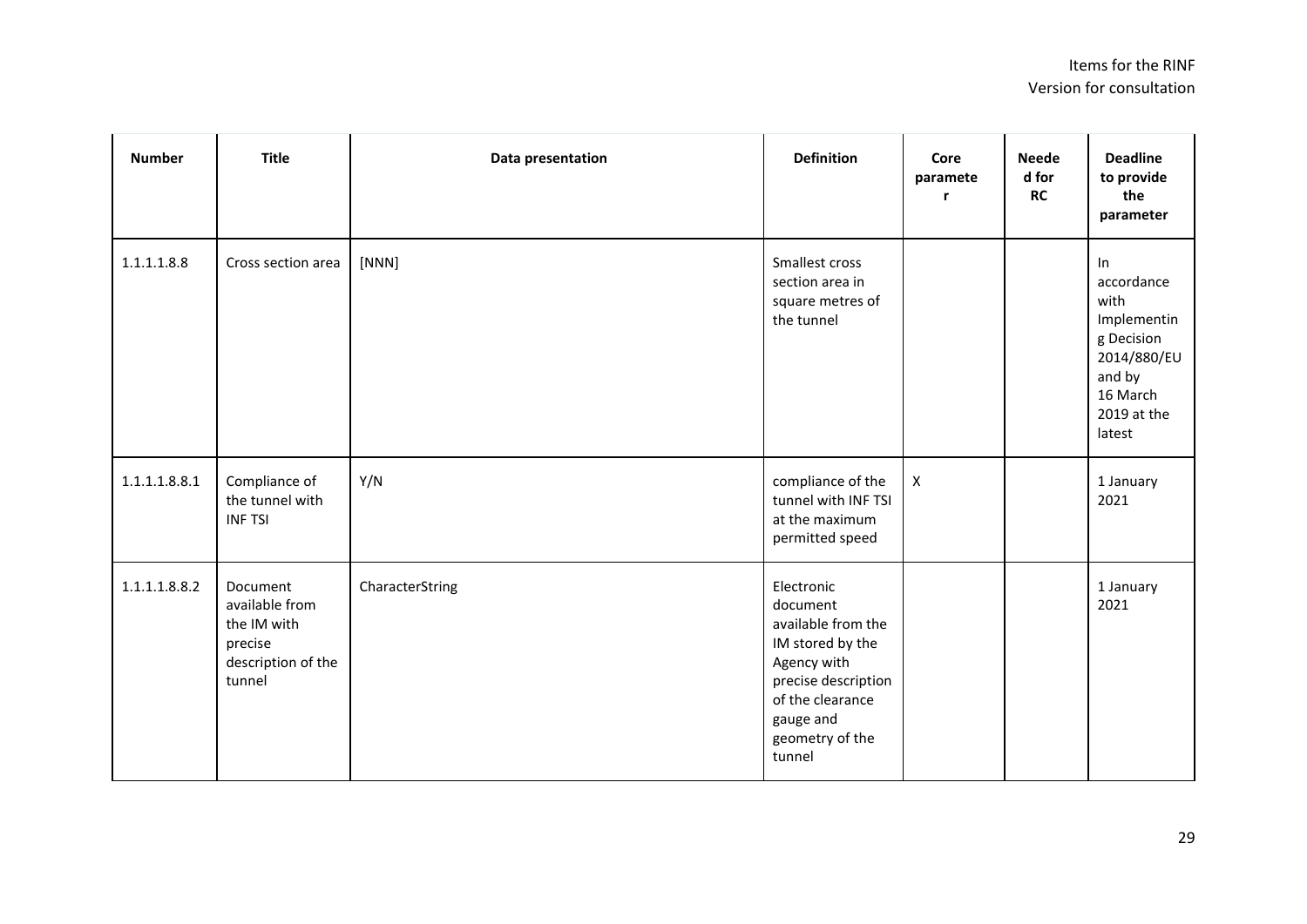| Number | Title | Data presentation | Definition | Core parameter | Needed for RC | Deadline to provide the parameter |
|---|---|---|---|---|---|---|
| 1.1.1.1.8.8 | Cross section area | [NNN] | Smallest cross section area in square metres of the tunnel | | | In accordance with Implementing Decision 2014/880/EU and by 16 March 2019 at the latest |
| 1.1.1.1.8.8.1 | Compliance of the tunnel with INF TSI | Y/N | compliance of the tunnel with INF TSI at the maximum permitted speed | X | | 1 January 2021 |
| 1.1.1.1.8.8.2 | Document available from the IM with precise description of the tunnel | CharacterString | Electronic document available from the IM stored by the Agency with precise description of the clearance gauge and geometry of the tunnel | | | 1 January 2021 |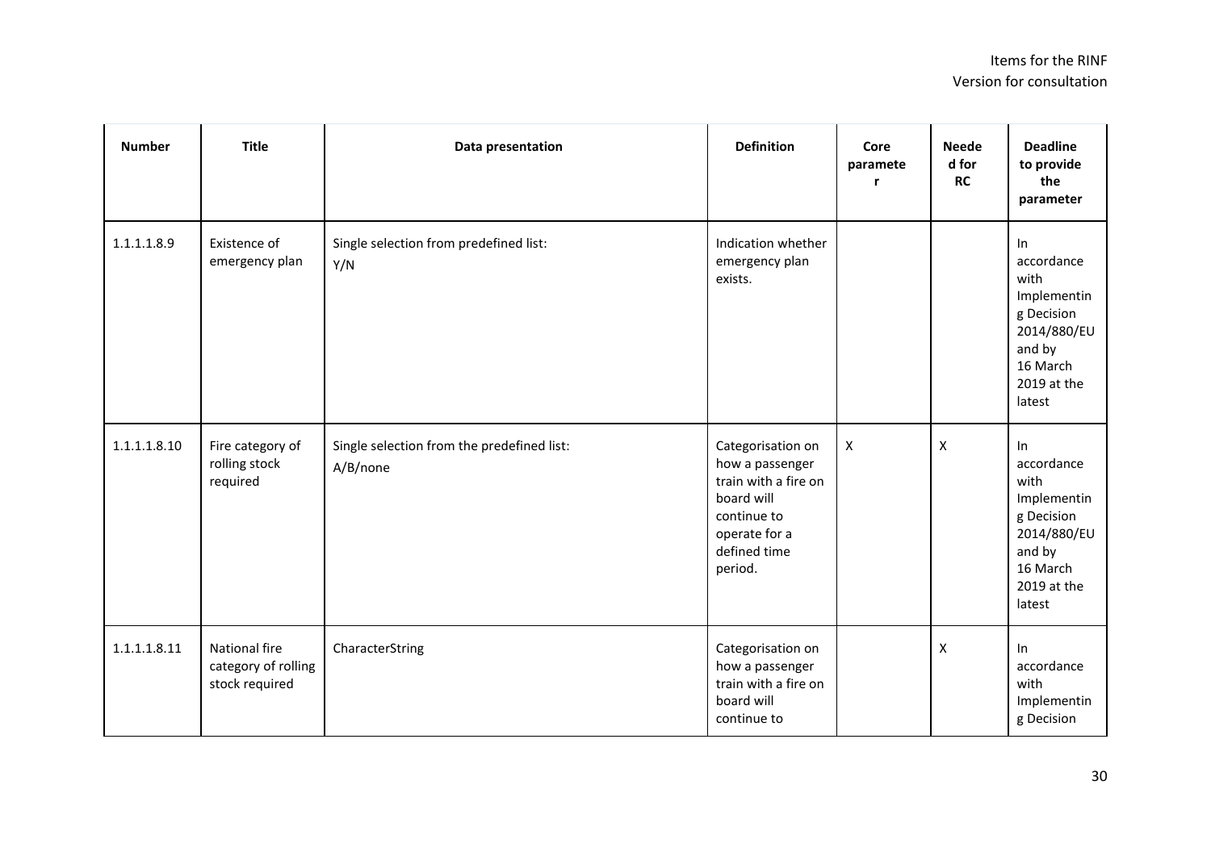| Number | Title | Data presentation | Definition | Core parameter | Needed for RC | Deadline to provide the parameter |
|---|---|---|---|---|---|---|
| 1.1.1.1.8.9 | Existence of emergency plan | Single selection from predefined list: Y/N | Indication whether emergency plan exists. | | | In accordance with Implementing Decision 2014/880/EU and by 16 March 2019 at the latest |
| 1.1.1.1.8.10 | Fire category of rolling stock required | Single selection from the predefined list: A/B/none | Categorisation on how a passenger train with a fire on board will continue to operate for a defined time period. | X | X | In accordance with Implementing Decision 2014/880/EU and by 16 March 2019 at the latest |
| 1.1.1.1.8.11 | National fire category of rolling stock required | CharacterString | Categorisation on how a passenger train with a fire on board will continue to | | X | In accordance with Implementing Decision |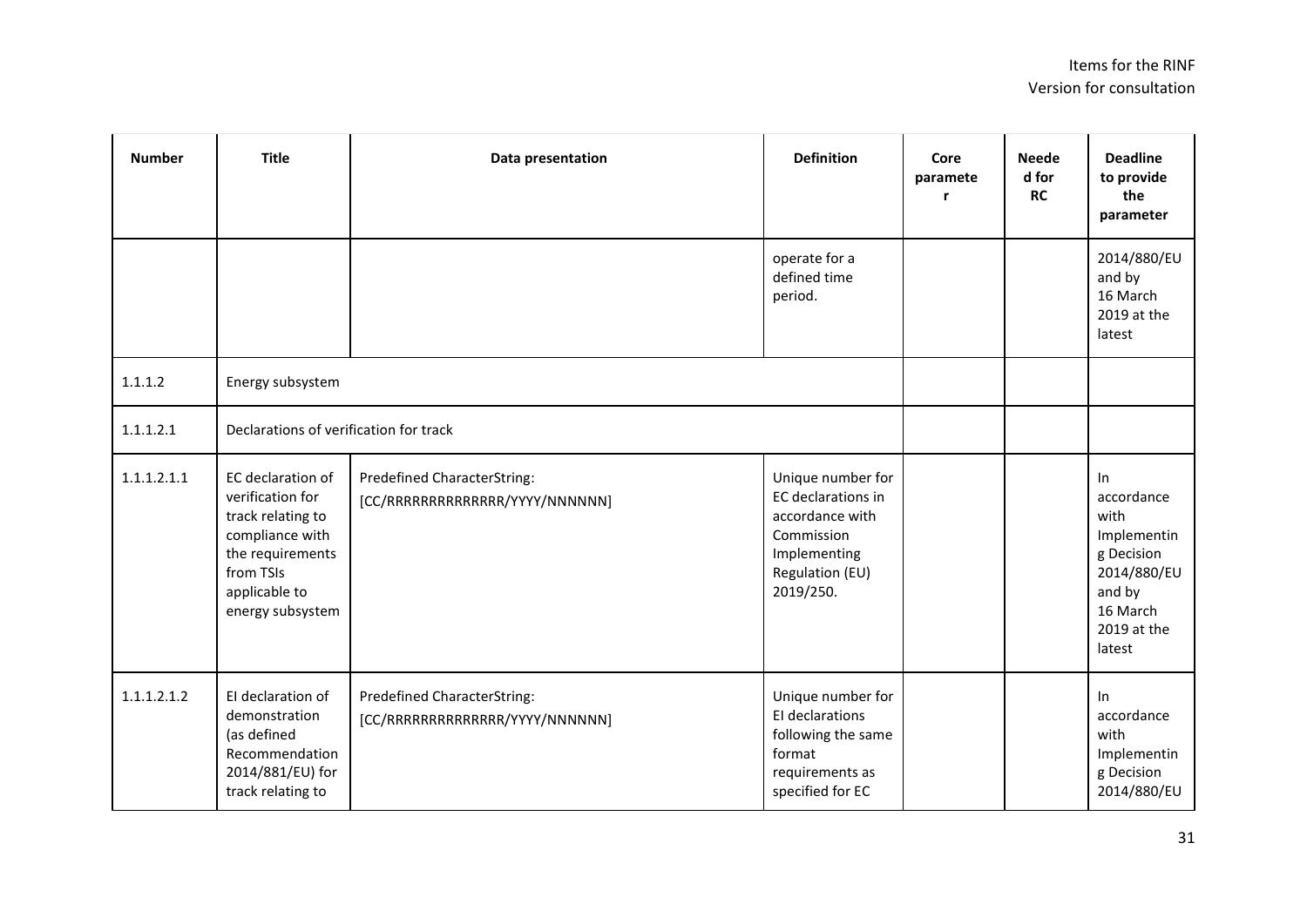| Number | Title | Data presentation | Definition | Core parameter | Needed for RC | Deadline to provide the parameter |
|---|---|---|---|---|---|---|
| | | | operate for a defined time period. | | | 2014/880/EU and by 16 March 2019 at the latest |
| 1.1.1.2 | Energy subsystem | | | | | |
| 1.1.1.2.1 | Declarations of verification for track | | | | | |
| 1.1.1.2.1.1 | EC declaration of verification for track relating to compliance with the requirements from TSIs applicable to energy subsystem | Predefined CharacterString: [CC/RRRRRRRRRRRRRR/YYYY/NNNNNN] | Unique number for EC declarations in accordance with Commission Implementing Regulation (EU) 2019/250. | | | In accordance with Implementing Decision 2014/880/EU and by 16 March 2019 at the latest |
| 1.1.1.2.1.2 | EI declaration of demonstration (as defined Recommendation 2014/881/EU) for track relating to | Predefined CharacterString: [CC/RRRRRRRRRRRRRR/YYYY/NNNNNN] | Unique number for EI declarations following the same format requirements as specified for EC | | | In accordance with Implementing Decision 2014/880/EU |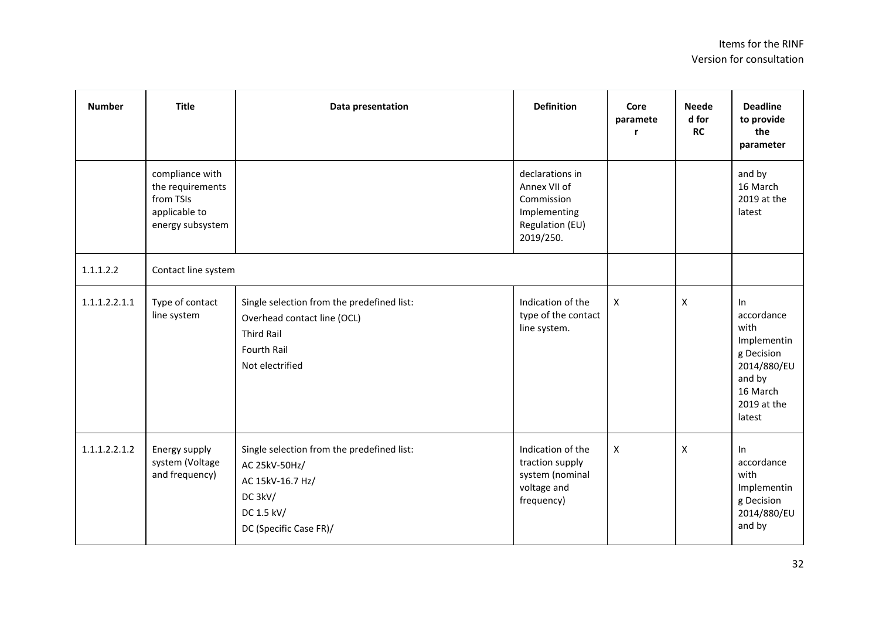| Number | Title | Data presentation | Definition | Core parameter | Needed for RC | Deadline to provide the parameter |
|---|---|---|---|---|---|---|
| | compliance with the requirements from TSIs applicable to energy subsystem | | declarations in Annex VII of Commission Implementing Regulation (EU) 2019/250. | | | and by 16 March 2019 at the latest |
| 1.1.1.2.2 | Contact line system | | | | | |
| 1.1.1.2.2.1.1 | Type of contact line system | Single selection from the predefined list:<br>Overhead contact line (OCL)<br>Third Rail<br>Fourth Rail<br>Not electrified | Indication of the type of the contact line system. | X | X | In accordance with Implementing Decision 2014/880/EU and by 16 March 2019 at the latest |
| 1.1.1.2.2.1.2 | Energy supply system (Voltage and frequency) | Single selection from the predefined list:<br>AC 25kV-50Hz/<br>AC 15kV-16.7 Hz/<br>DC 3kV/<br>DC 1.5 kV/<br>DC (Specific Case FR)/ | Indication of the traction supply system (nominal voltage and frequency) | X | X | In accordance with Implementing Decision 2014/880/EU and by |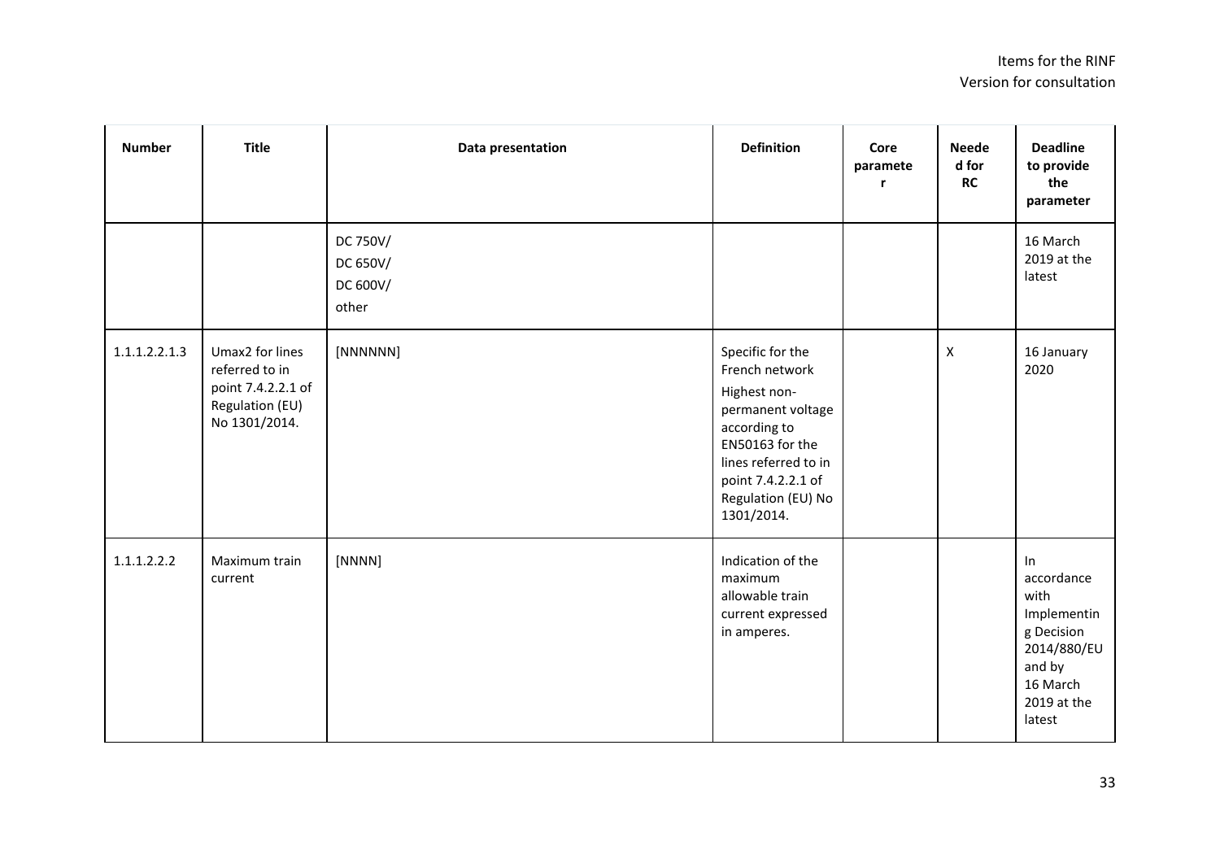| Number | Title | Data presentation | Definition | Core parameter | Needed for RC | Deadline to provide the parameter |
|---|---|---|---|---|---|---|
| | | DC 750V/<br>DC 650V/<br>DC 600V/<br>other | | | | 16 March 2019 at the latest |
| 1.1.1.2.2.1.3 | Umax2 for lines referred to in point 7.4.2.2.1 of Regulation (EU) No 1301/2014. | [NNNNNN] | Specific for the French network<br>Highest non-permanent voltage according to EN50163 for the lines referred to in point 7.4.2.2.1 of Regulation (EU) No 1301/2014. | | X | 16 January 2020 |
| 1.1.1.2.2.2 | Maximum train current | [NNNN] | Indication of the maximum allowable train current expressed in amperes. | | | In accordance with Implementing Decision 2014/880/EU and by 16 March 2019 at the latest |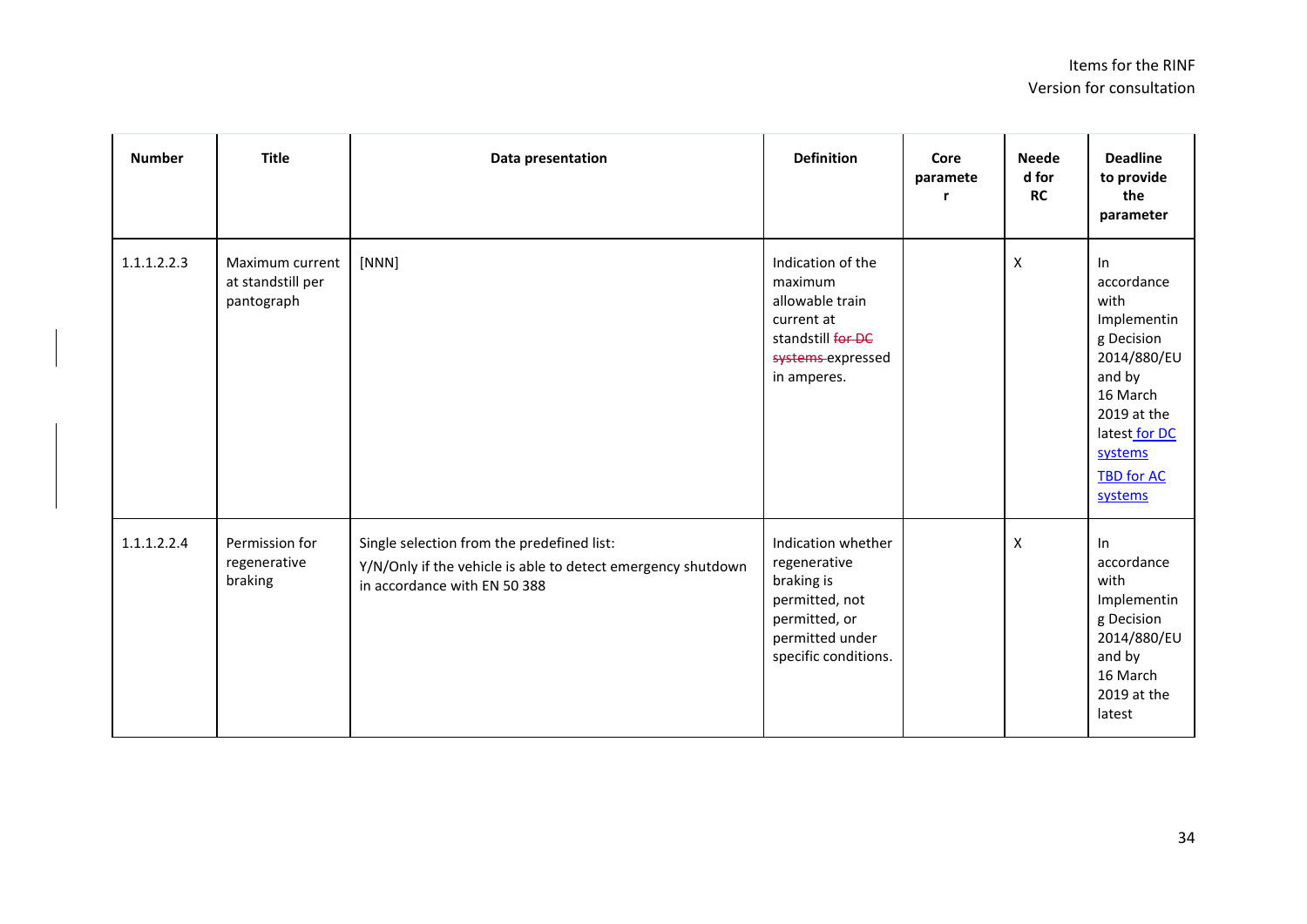| Number | Title | Data presentation | Definition | Core parameter | Needed for RC | Deadline to provide the parameter |
|---|---|---|---|---|---|---|
| 1.1.1.2.2.3 | Maximum current at standstill per pantograph | [NNN] | Indication of the maximum allowable train current at standstill ~~for DC systems~~ expressed in amperes. | | X | In accordance with Implementing Decision 2014/880/EU and by 16 March 2019 at the latest for DC systems<br>TBD for AC systems |
| 1.1.1.2.2.4 | Permission for regenerative braking | Single selection from the predefined list:<br>Y/N/Only if the vehicle is able to detect emergency shutdown in accordance with EN 50 388 | Indication whether regenerative braking is permitted, not permitted, or permitted under specific conditions. | | X | In accordance with Implementing Decision 2014/880/EU and by 16 March 2019 at the latest |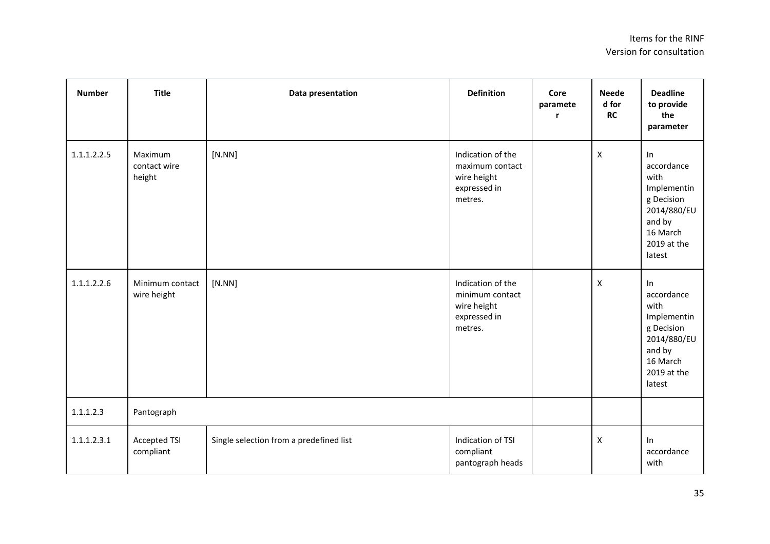| Number | Title | Data presentation | Definition | Core parameter | Needed for RC | Deadline to provide the parameter |
|---|---|---|---|---|---|---|
| 1.1.1.2.2.5 | Maximum contact wire height | [N.NN] | Indication of the maximum contact wire height expressed in metres. | | X | In accordance with Implementing Decision 2014/880/EU and by 16 March 2019 at the latest |
| 1.1.1.2.2.6 | Minimum contact wire height | [N.NN] | Indication of the minimum contact wire height expressed in metres. | | X | In accordance with Implementing Decision 2014/880/EU and by 16 March 2019 at the latest |
| 1.1.1.2.3 | Pantograph | | | | | |
| 1.1.1.2.3.1 | Accepted TSI compliant | Single selection from a predefined list | Indication of TSI compliant pantograph heads | | X | In accordance with |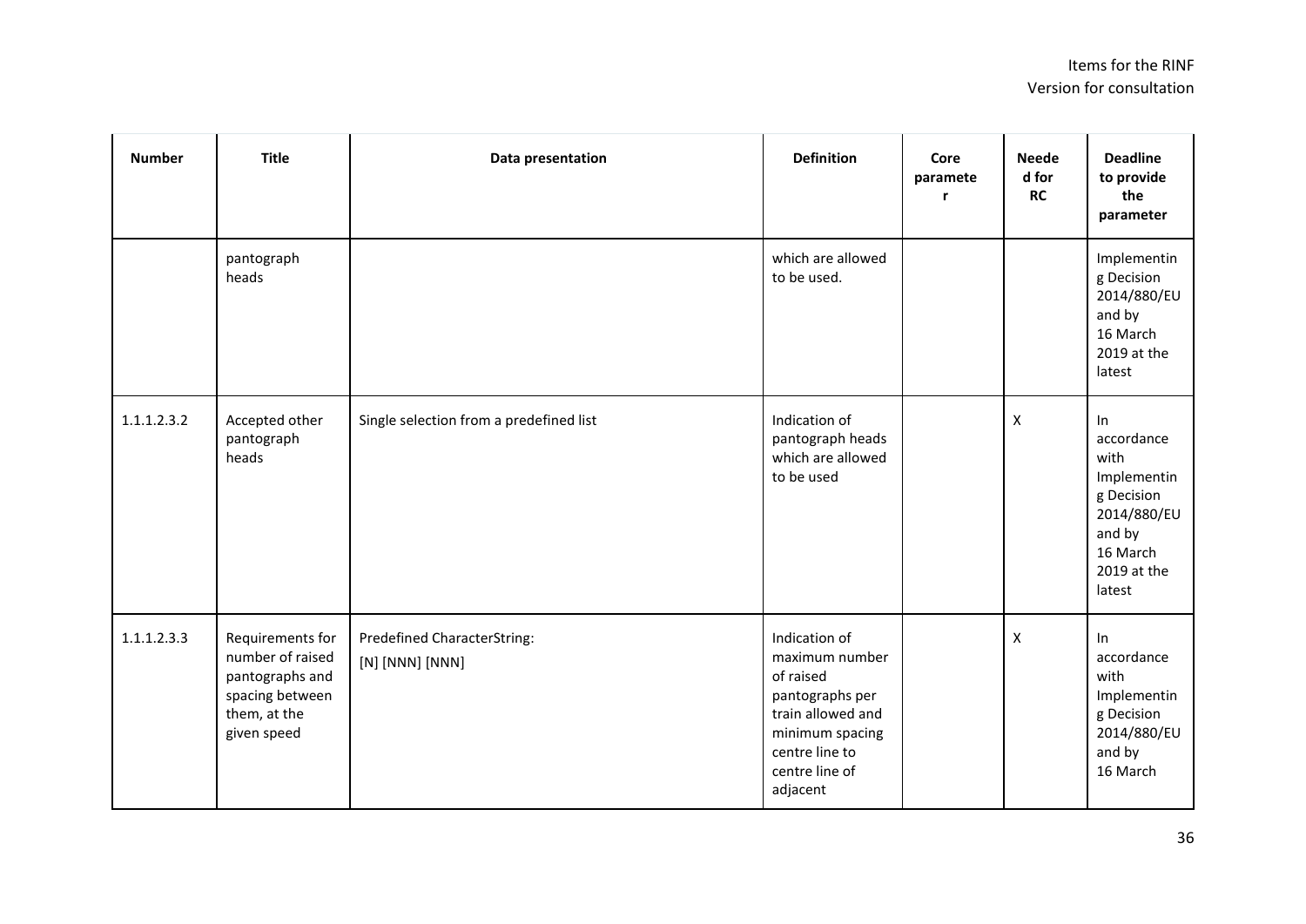| Number | Title | Data presentation | Definition | Core parameter | Needed for RC | Deadline to provide the parameter |
|---|---|---|---|---|---|---|
| | pantograph heads | | which are allowed to be used. | | | Implementing Decision 2014/880/EU and by 16 March 2019 at the latest |
| 1.1.1.2.3.2 | Accepted other pantograph heads | Single selection from a predefined list | Indication of pantograph heads which are allowed to be used | | X | In accordance with Implementing Decision 2014/880/EU and by 16 March 2019 at the latest |
| 1.1.1.2.3.3 | Requirements for number of raised pantographs and spacing between them, at the given speed | Predefined CharacterString: [N] [NNN] [NNN] | Indication of maximum number of raised pantographs per train allowed and minimum spacing centre line to centre line of adjacent | | X | In accordance with Implementing Decision 2014/880/EU and by 16 March |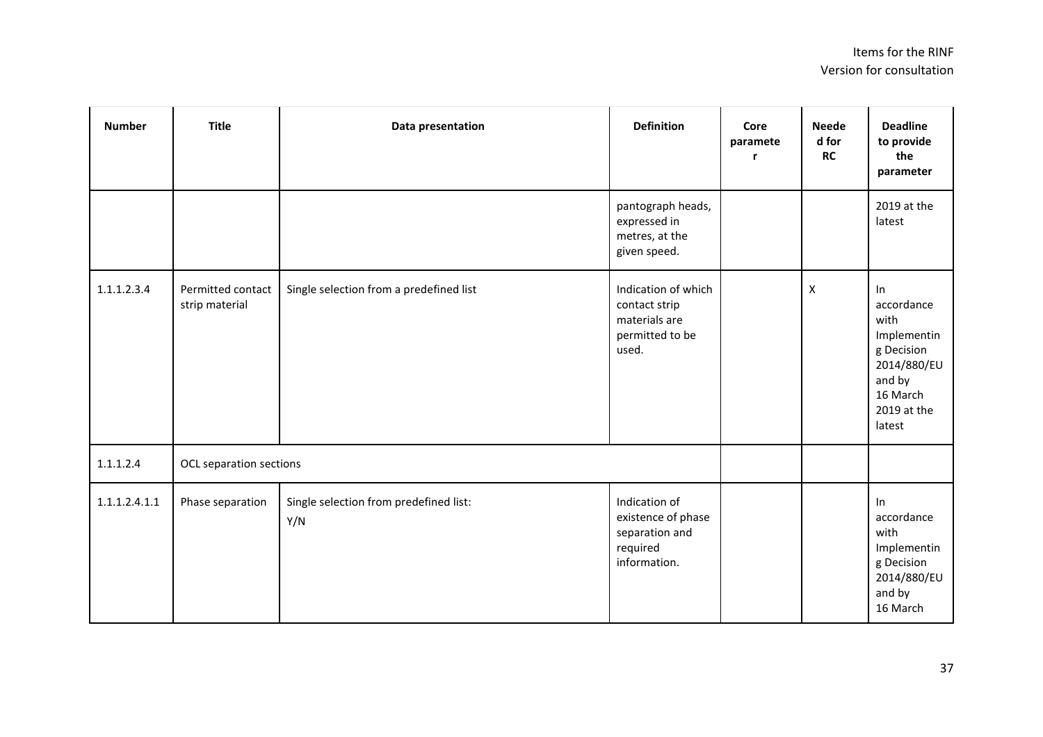| Number | Title | Data presentation | Definition | Core parameter | Needed for RC | Deadline to provide the parameter |
|---|---|---|---|---|---|---|
| | | | pantograph heads, expressed in metres, at the given speed. | | | 2019 at the latest |
| 1.1.1.2.3.4 | Permitted contact strip material | Single selection from a predefined list | Indication of which contact strip materials are permitted to be used. | | X | In accordance with Implementing Decision 2014/880/EU and by 16 March 2019 at the latest |
| 1.1.1.2.4 | OCL separation sections | | | | | |
| 1.1.1.2.4.1.1 | Phase separation | Single selection from predefined list:<br>Y/N | Indication of existence of phase separation and required information. | | | In accordance with Implementing Decision 2014/880/EU and by 16 March |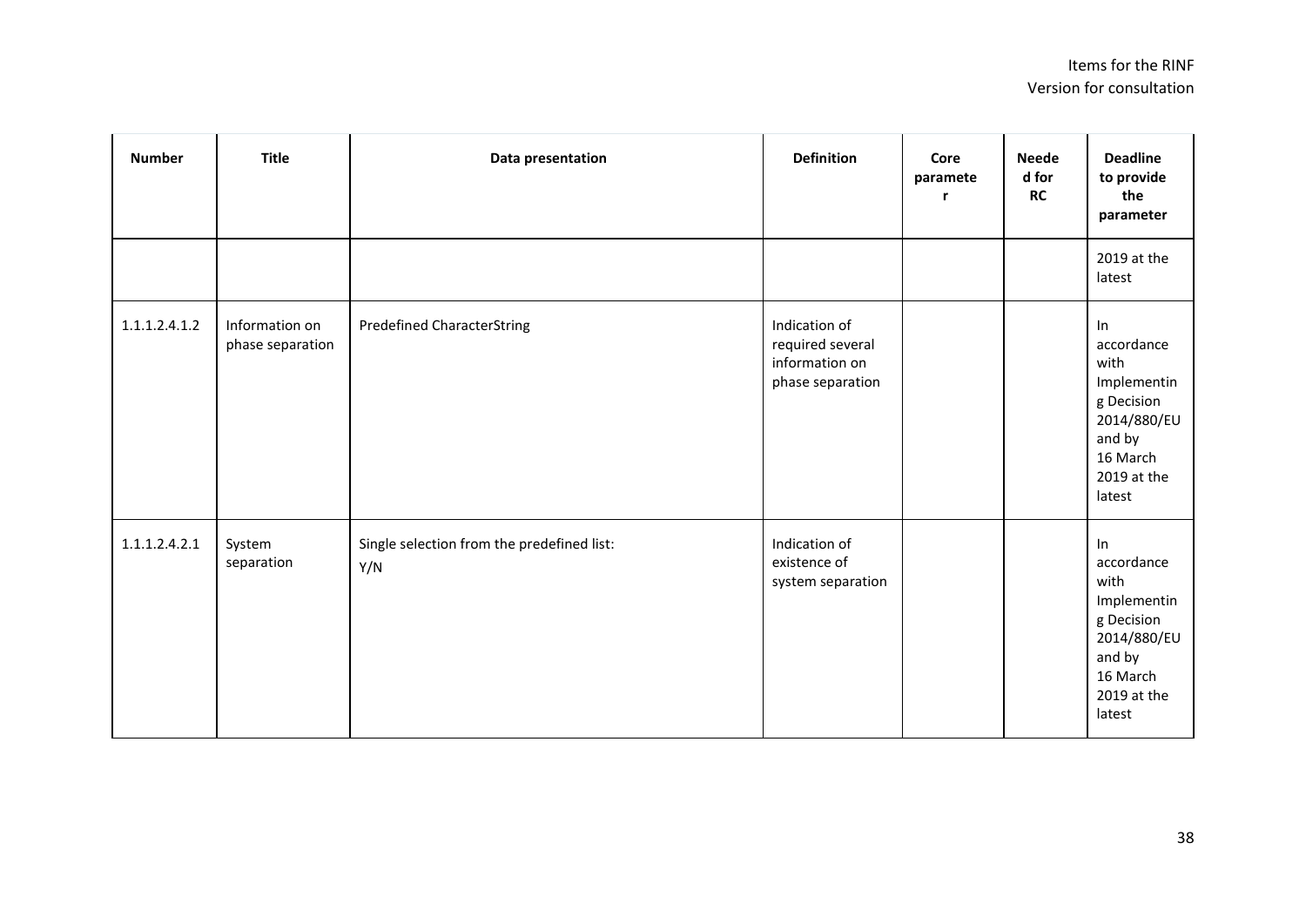| Number | Title | Data presentation | Definition | Core parameter | Needed for RC | Deadline to provide the parameter |
|---|---|---|---|---|---|---|
| | | | | | | 2019 at the latest |
| 1.1.1.2.4.1.2 | Information on phase separation | Predefined CharacterString | Indication of required several information on phase separation | | | In accordance with Implementing Decision 2014/880/EU and by 16 March 2019 at the latest |
| 1.1.1.2.4.2.1 | System separation | Single selection from the predefined list:<br>Y/N | Indication of existence of system separation | | | In accordance with Implementing Decision 2014/880/EU and by 16 March 2019 at the latest |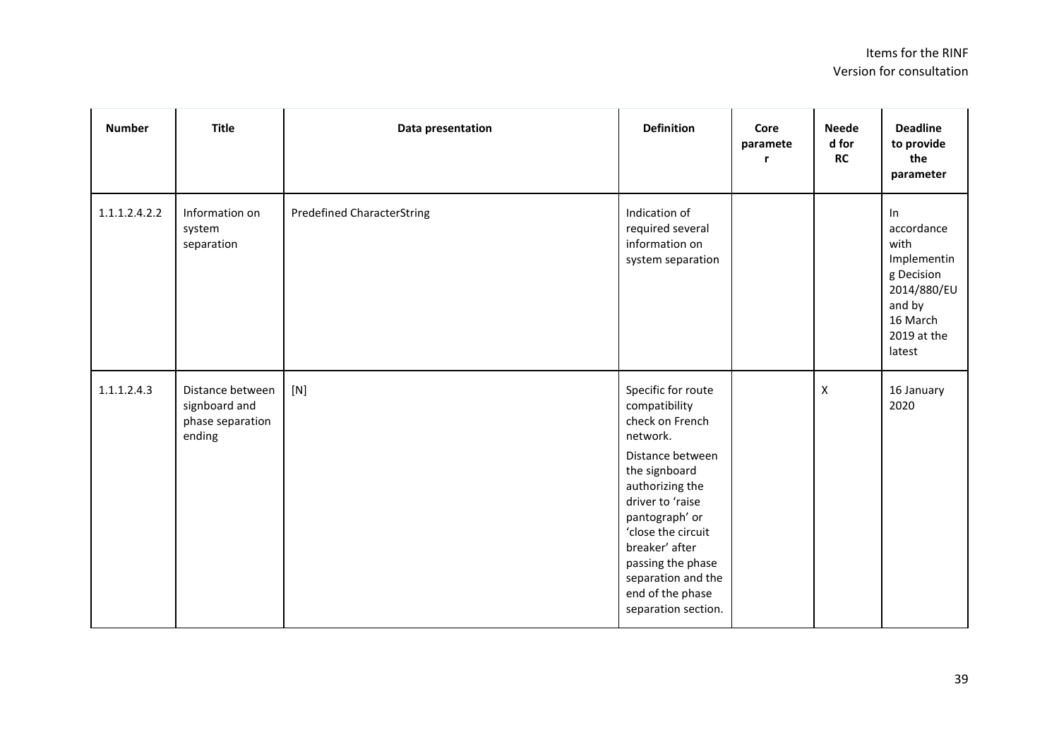| Number | Title | Data presentation | Definition | Core parameter | Needed for RC | Deadline to provide the parameter |
|---|---|---|---|---|---|---|
| 1.1.1.2.4.2.2 | Information on system separation | Predefined CharacterString | Indication of required several information on system separation | | | In accordance with Implementing Decision 2014/880/EU and by 16 March 2019 at the latest |
| 1.1.1.2.4.3 | Distance between signboard and phase separation ending | [N] | Specific for route compatibility check on French network.<br><br>Distance between the signboard authorizing the driver to 'raise pantograph' or 'close the circuit breaker' after passing the phase separation and the end of the phase separation section. | | X | 16 January 2020 |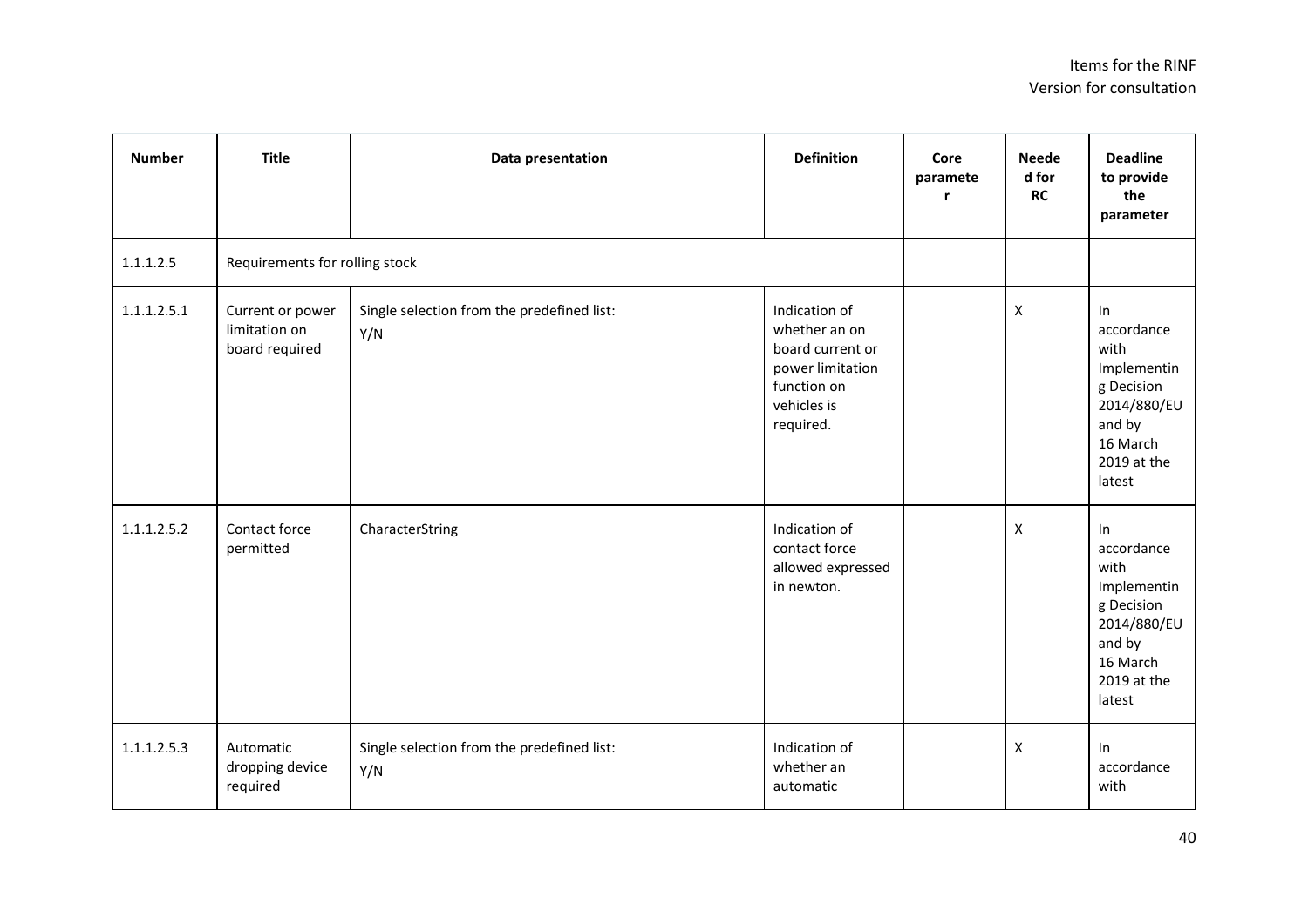| Number | Title | Data presentation | Definition | Core parameter | Needed for RC | Deadline to provide the parameter |
|---|---|---|---|---|---|---|
| 1.1.1.2.5 | Requirements for rolling stock | | | | | |
| 1.1.1.2.5.1 | Current or power limitation on board required | Single selection from the predefined list:<br>Y/N | Indication of whether an on board current or power limitation function on vehicles is required. | | X | In accordance with Implementing Decision 2014/880/EU and by 16 March 2019 at the latest |
| 1.1.1.2.5.2 | Contact force permitted | CharacterString | Indication of contact force allowed expressed in newton. | | X | In accordance with Implementing Decision 2014/880/EU and by 16 March 2019 at the latest |
| 1.1.1.2.5.3 | Automatic dropping device required | Single selection from the predefined list:<br>Y/N | Indication of whether an automatic | | X | In accordance with |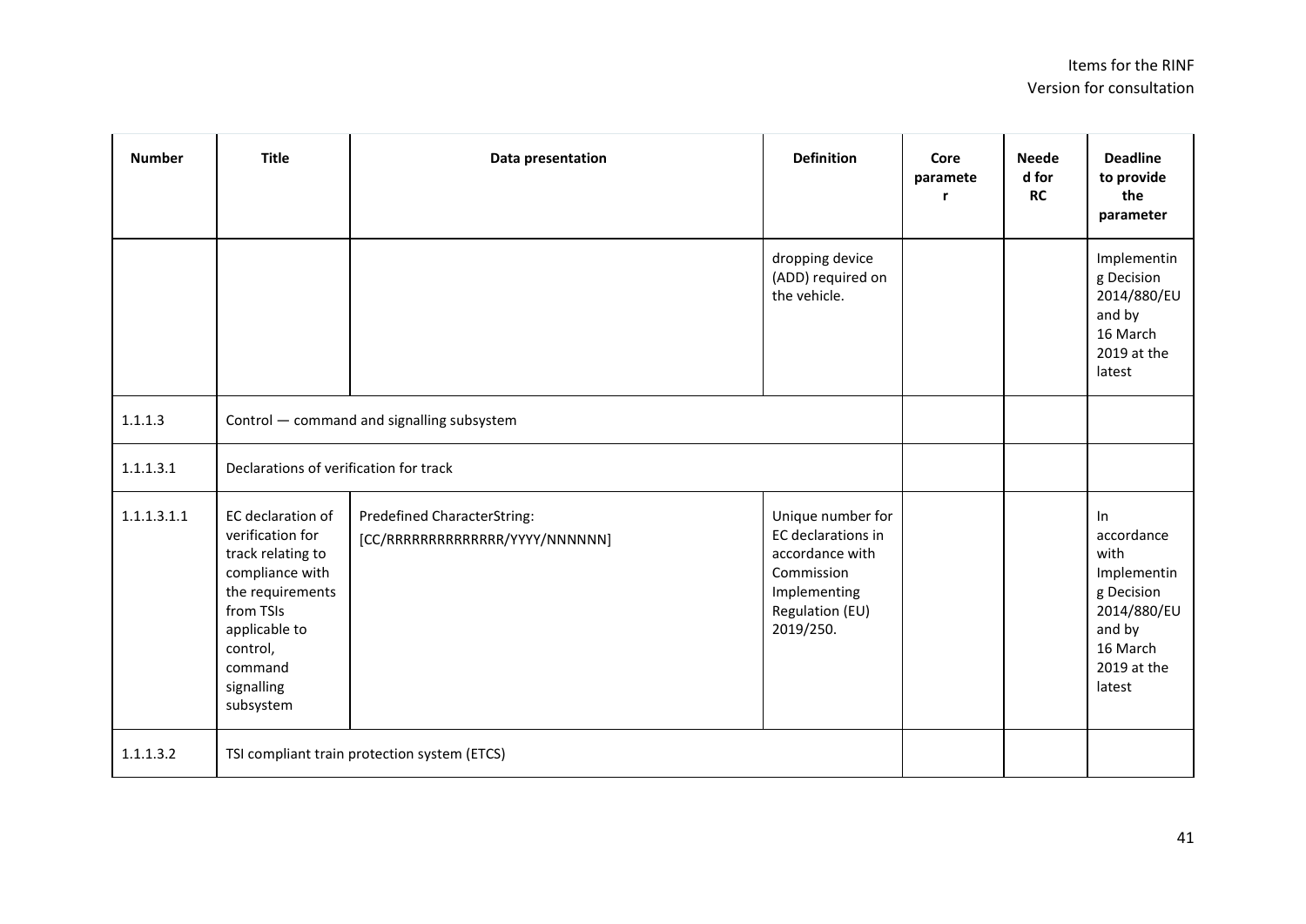| Number | Title | Data presentation | Definition | Core parameter | Needed for RC | Deadline to provide the parameter |
|---|---|---|---|---|---|---|
| | | | dropping device (ADD) required on the vehicle. | | | Implementing Decision 2014/880/EU and by 16 March 2019 at the latest |
| 1.1.1.3 | Control — command and signalling subsystem | | | | | |
| 1.1.1.3.1 | Declarations of verification for track | | | | | |
| 1.1.1.3.1.1 | EC declaration of verification for track relating to compliance with the requirements from TSIs applicable to control, command signalling subsystem | Predefined CharacterString: [CC/RRRRRRRRRRRRRR/YYYY/NNNNNN] | Unique number for EC declarations in accordance with Commission Implementing Regulation (EU) 2019/250. | | | In accordance with Implementing Decision 2014/880/EU and by 16 March 2019 at the latest |
| 1.1.1.3.2 | TSI compliant train protection system (ETCS) | | | | | |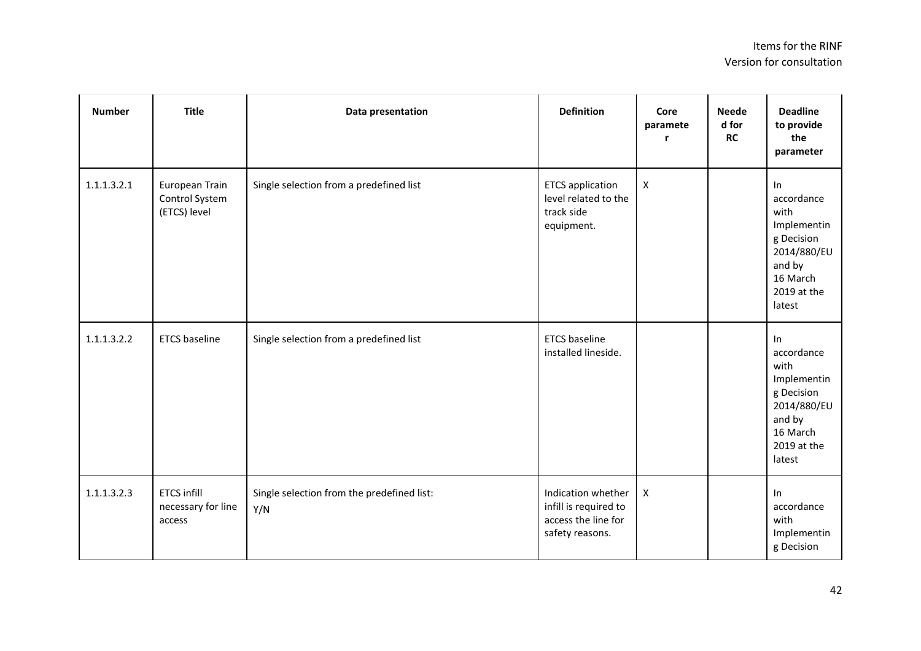| Number | Title | Data presentation | Definition | Core parameter | Needed for RC | Deadline to provide the parameter |
|---|---|---|---|---|---|---|
| 1.1.1.3.2.1 | European Train Control System (ETCS) level | Single selection from a predefined list | ETCS application level related to the track side equipment. | X | | In accordance with Implementing Decision 2014/880/EU and by 16 March 2019 at the latest |
| 1.1.1.3.2.2 | ETCS baseline | Single selection from a predefined list | ETCS baseline installed lineside. | | | In accordance with Implementing Decision 2014/880/EU and by 16 March 2019 at the latest |
| 1.1.1.3.2.3 | ETCS infill necessary for line access | Single selection from the predefined list: Y/N | Indication whether infill is required to access the line for safety reasons. | X | | In accordance with Implementing Decision |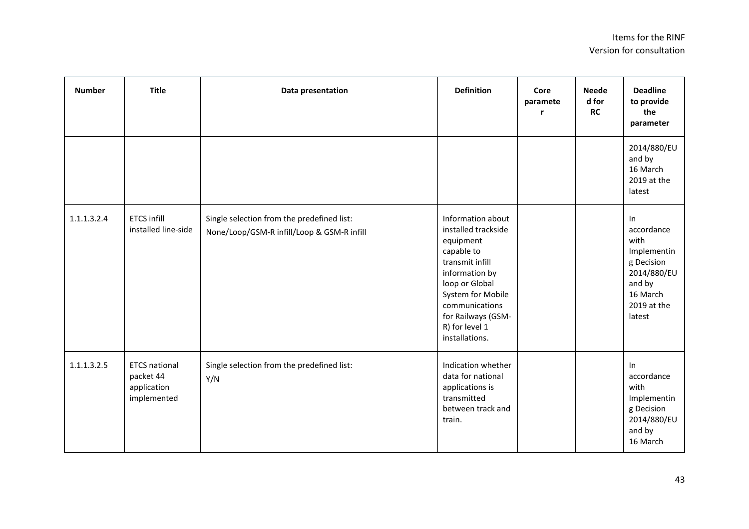| Number | Title | Data presentation | Definition | Core parameter | Needed for RC | Deadline to provide the parameter |
|---|---|---|---|---|---|---|
| | | | | | | 2014/880/EU and by 16 March 2019 at the latest |
| 1.1.1.3.2.4 | ETCS infill installed line-side | Single selection from the predefined list: None/Loop/GSM-R infill/Loop & GSM-R infill | Information about installed trackside equipment capable to transmit infill information by loop or Global System for Mobile communications for Railways (GSM-R) for level 1 installations. | | | In accordance with Implementing Decision 2014/880/EU and by 16 March 2019 at the latest |
| 1.1.1.3.2.5 | ETCS national packet 44 application implemented | Single selection from the predefined list: Y/N | Indication whether data for national applications is transmitted between track and train. | | | In accordance with Implementing Decision 2014/880/EU and by 16 March |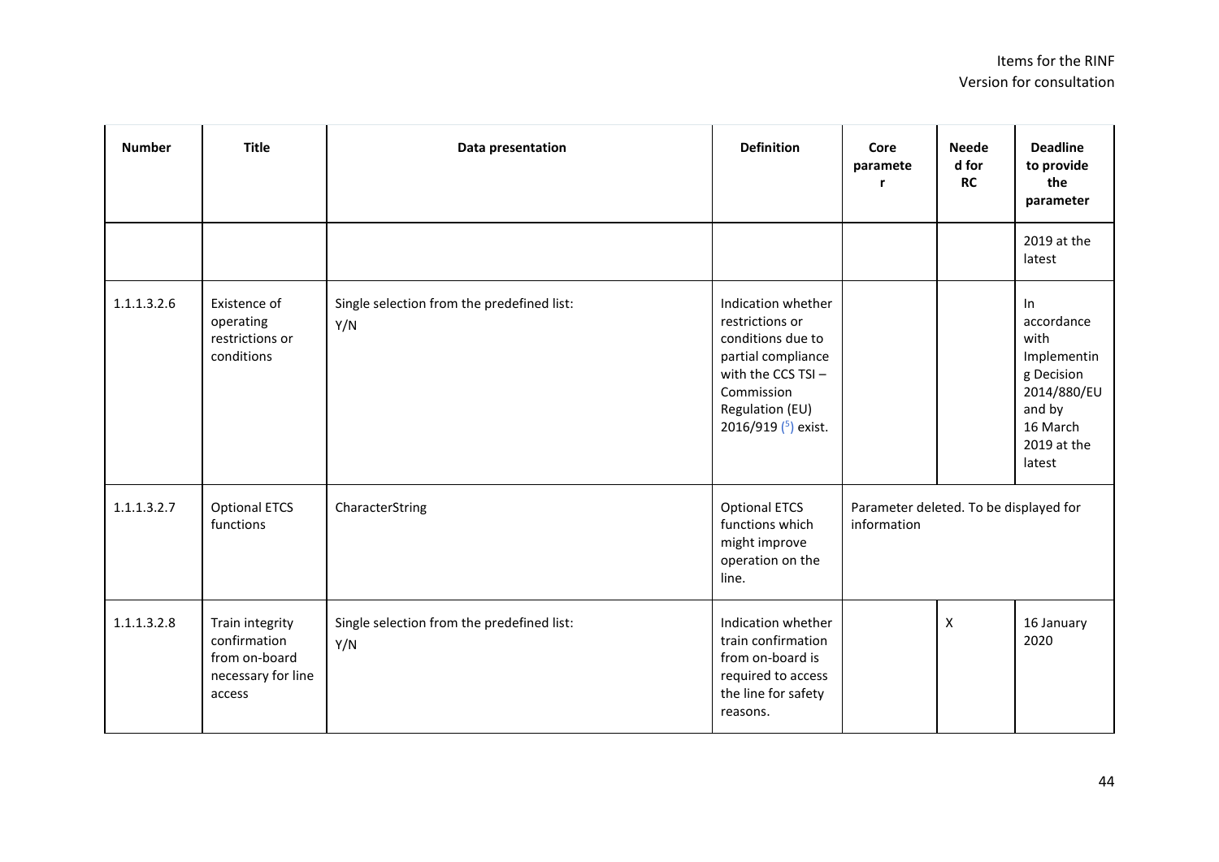| Number | Title | Data presentation | Definition | Core parameter | Needed for RC | Deadline to provide the parameter |
|---|---|---|---|---|---|---|
| | | | | | | 2019 at the latest |
| 1.1.1.3.2.6 | Existence of operating restrictions or conditions | Single selection from the predefined list: Y/N | Indication whether restrictions or conditions due to partial compliance with the CCS TSI – Commission Regulation (EU) 2016/919 (5) exist. | | | In accordance with Implementing Decision 2014/880/EU and by 16 March 2019 at the latest |
| 1.1.1.3.2.7 | Optional ETCS functions | CharacterString | Optional ETCS functions which might improve operation on the line. | Parameter deleted. To be displayed for information | | |
| 1.1.1.3.2.8 | Train integrity confirmation from on-board necessary for line access | Single selection from the predefined list: Y/N | Indication whether train confirmation from on-board is required to access the line for safety reasons. | | X | 16 January 2020 |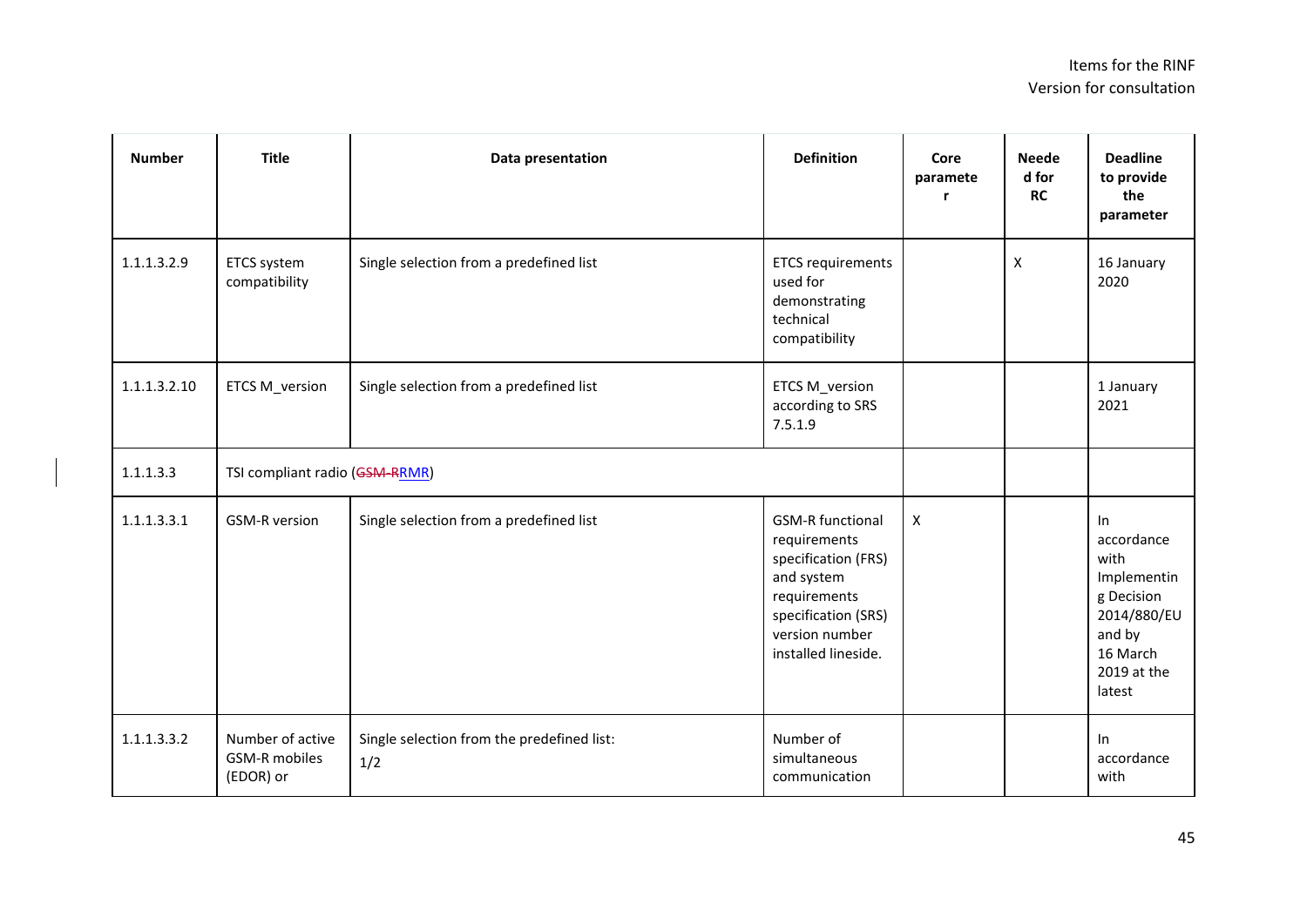| Number | Title | Data presentation | Definition | Core parameter | Needed for RC | Deadline to provide the parameter |
|---|---|---|---|---|---|---|
| 1.1.1.3.2.9 | ETCS system compatibility | Single selection from a predefined list | ETCS requirements used for demonstrating technical compatibility | | X | 16 January 2020 |
| 1.1.1.3.2.10 | ETCS M_version | Single selection from a predefined list | ETCS M_version according to SRS 7.5.1.9 | | | 1 January 2021 |
| 1.1.1.3.3 | TSI compliant radio (~~GSM-R~~RMR) | | | | | |
| 1.1.1.3.3.1 | GSM-R version | Single selection from a predefined list | GSM-R functional requirements specification (FRS) and system requirements specification (SRS) version number installed lineside. | X | | In accordance with Implementing Decision 2014/880/EU and by 16 March 2019 at the latest |
| 1.1.1.3.3.2 | Number of active GSM-R mobiles (EDOR) or | Single selection from the predefined list: 1/2 | Number of simultaneous communication | | | In accordance with |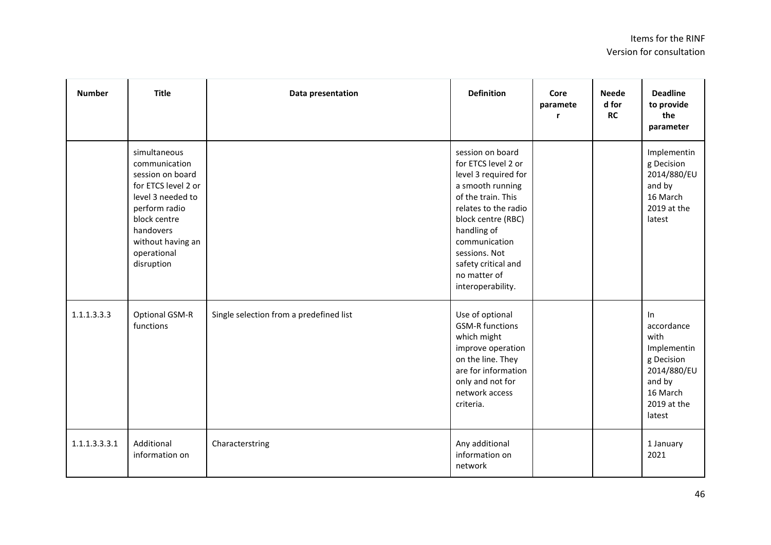| Number | Title | Data presentation | Definition | Core parameter | Needed for RC | Deadline to provide the parameter |
|---|---|---|---|---|---|---|
| | simultaneous communication session on board for ETCS level 2 or level 3 needed to perform radio block centre handovers without having an operational disruption | | session on board for ETCS level 2 or level 3 required for a smooth running of the train. This relates to the radio block centre (RBC) handling of communication sessions. Not safety critical and no matter of interoperability. | | | Implementing Decision 2014/880/EU and by 16 March 2019 at the latest |
| 1.1.1.3.3.3 | Optional GSM-R functions | Single selection from a predefined list | Use of optional GSM-R functions which might improve operation on the line. They are for information only and not for network access criteria. | | | In accordance with Implementing Decision 2014/880/EU and by 16 March 2019 at the latest |
| 1.1.1.3.3.3.1 | Additional information on | Characterstring | Any additional information on network | | | 1 January 2021 |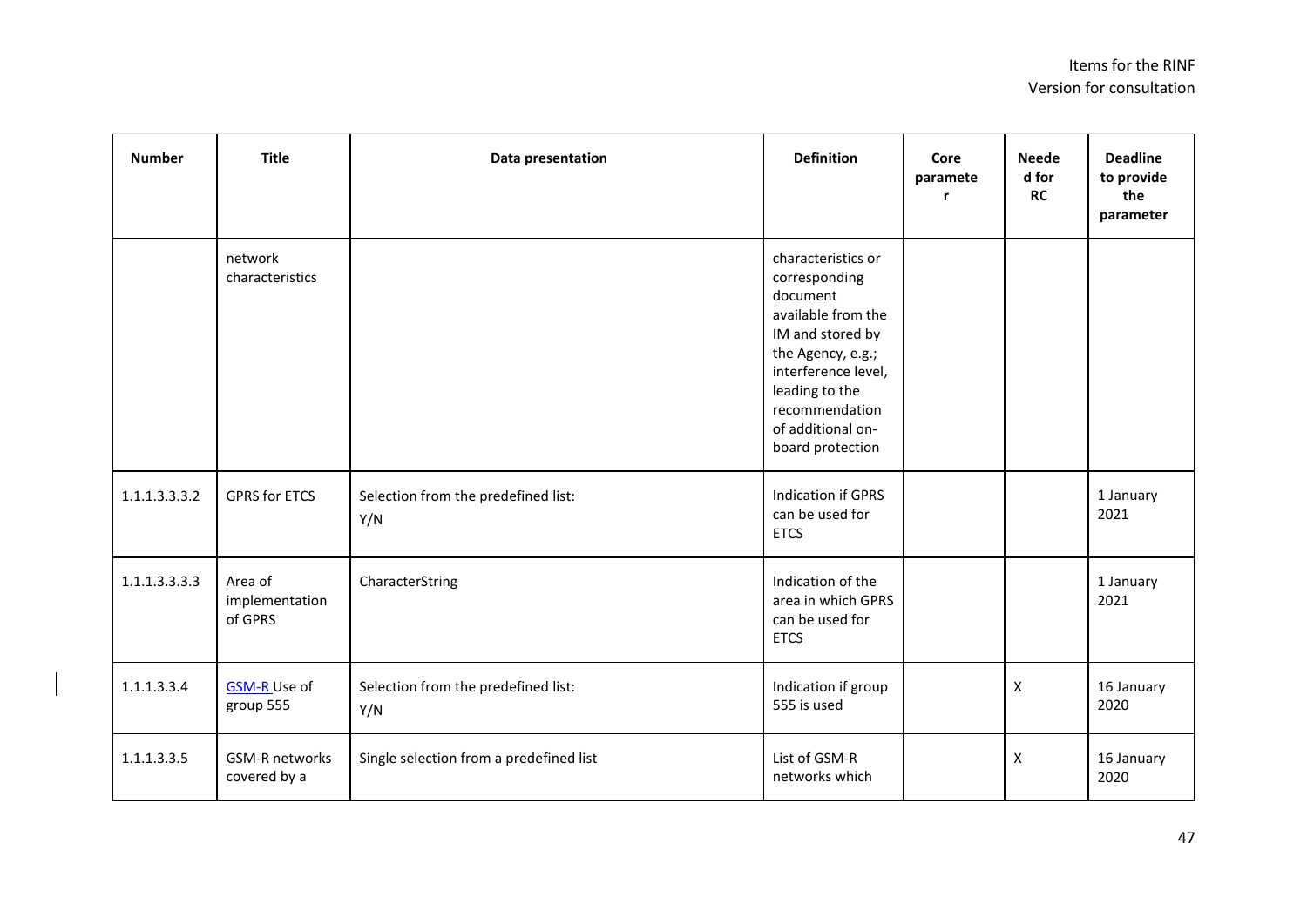| Number | Title | Data presentation | Definition | Core parameter | Needed for RC | Deadline to provide the parameter |
|---|---|---|---|---|---|---|
| | network characteristics | | characteristics or corresponding document available from the IM and stored by the Agency, e.g.; interference level, leading to the recommendation of additional on-board protection | | | |
| 1.1.1.3.3.3.2 | GPRS for ETCS | Selection from the predefined list: Y/N | Indication if GPRS can be used for ETCS | | | 1 January 2021 |
| 1.1.1.3.3.3.3 | Area of implementation of GPRS | CharacterString | Indication of the area in which GPRS can be used for ETCS | | | 1 January 2021 |
| 1.1.1.3.3.4 | GSM-R Use of group 555 | Selection from the predefined list: Y/N | Indication if group 555 is used | | X | 16 January 2020 |
| 1.1.1.3.3.5 | GSM-R networks covered by a | Single selection from a predefined list | List of GSM-R networks which | | X | 16 January 2020 |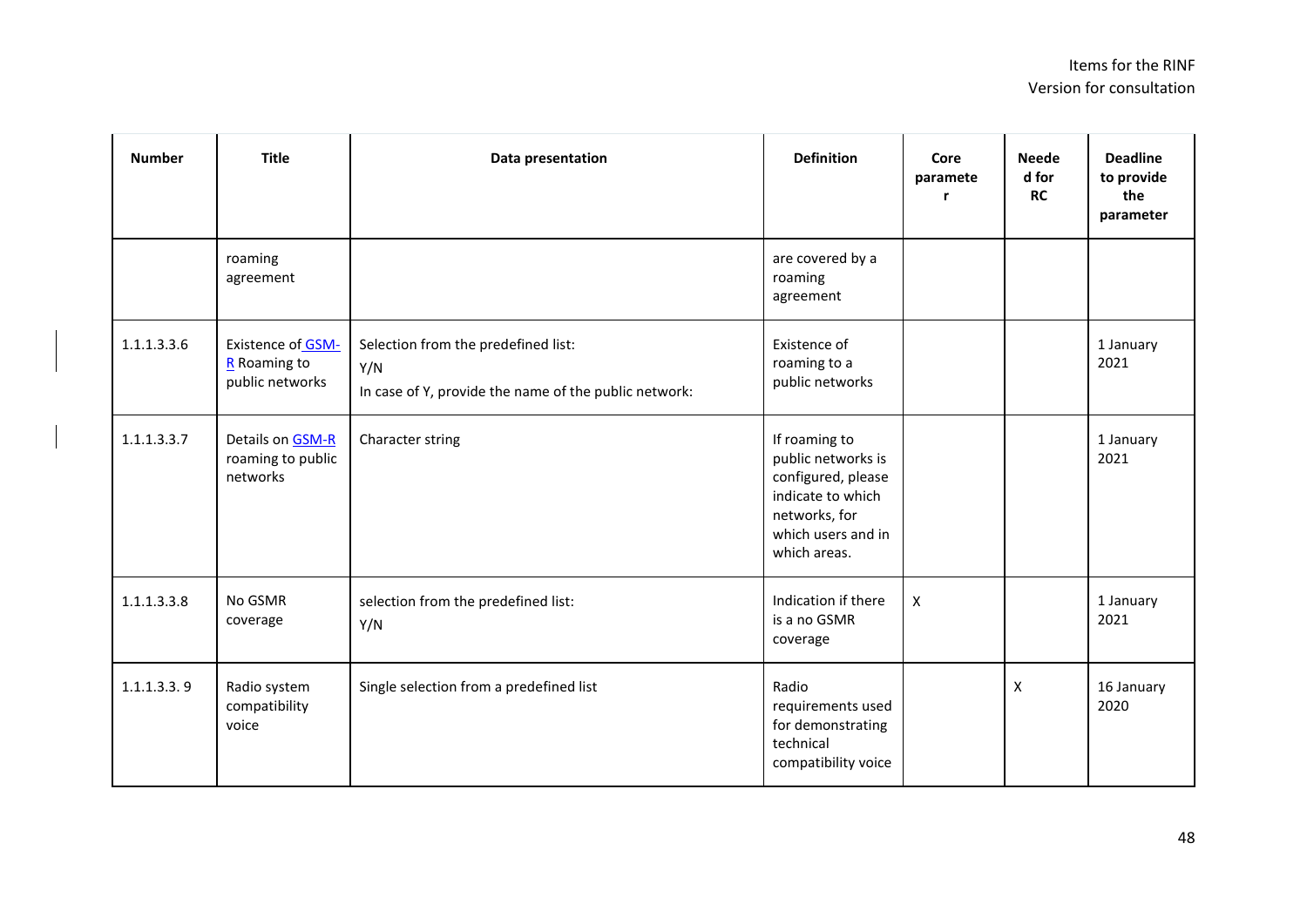| Number | Title | Data presentation | Definition | Core parameter | Needed for RC | Deadline to provide the parameter |
|---|---|---|---|---|---|---|
| | roaming agreement | | are covered by a roaming agreement | | | |
| 1.1.1.3.3.6 | Existence of GSM-R Roaming to public networks | Selection from the predefined list: Y/N In case of Y, provide the name of the public network: | Existence of roaming to a public networks | | | 1 January 2021 |
| 1.1.1.3.3.7 | Details on GSM-R roaming to public networks | Character string | If roaming to public networks is configured, please indicate to which networks, for which users and in which areas. | | | 1 January 2021 |
| 1.1.1.3.3.8 | No GSMR coverage | selection from the predefined list: Y/N | Indication if there is a no GSMR coverage | X | | 1 January 2021 |
| 1.1.1.3.3. 9 | Radio system compatibility voice | Single selection from a predefined list | Radio requirements used for demonstrating technical compatibility voice | | X | 16 January 2020 |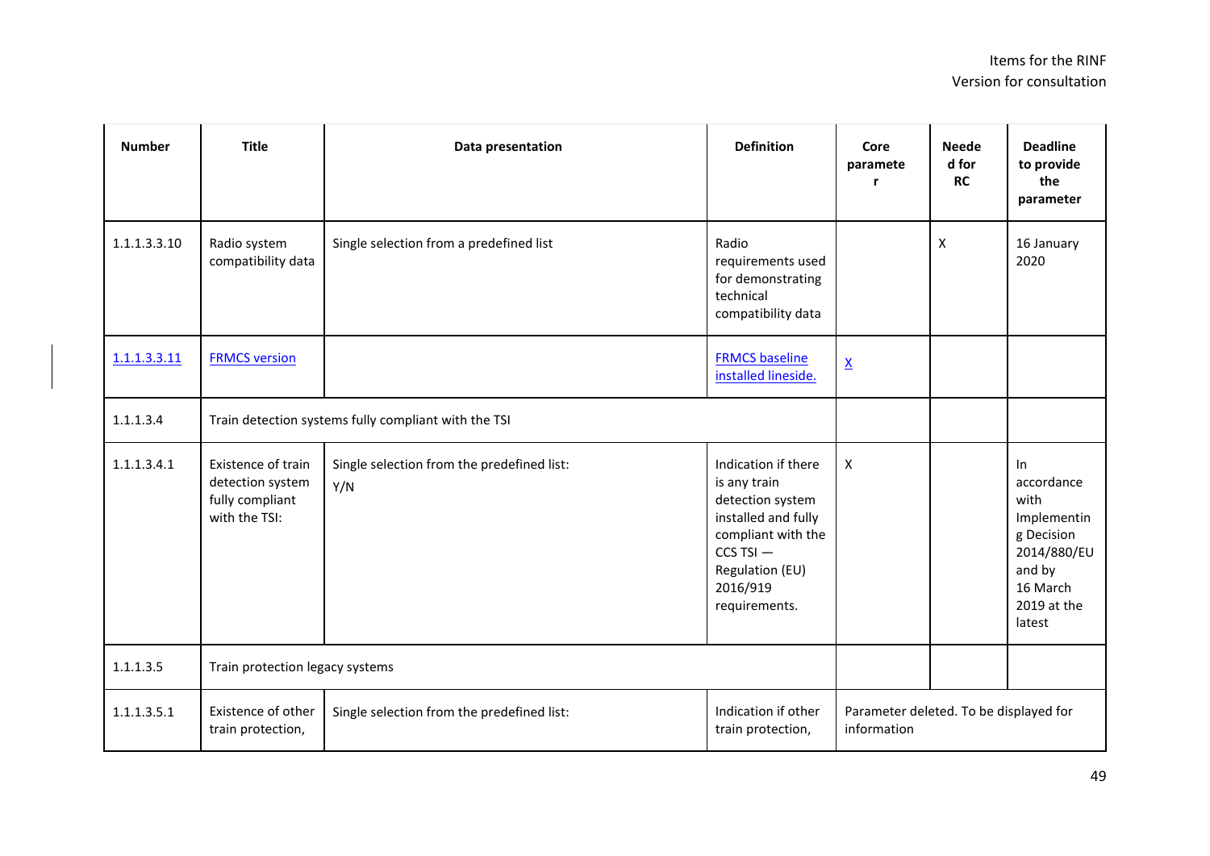| Number | Title | Data presentation | Definition | Core parameter | Needed for RC | Deadline to provide the parameter |
|---|---|---|---|---|---|---|
| 1.1.1.3.3.10 | Radio system compatibility data | Single selection from a predefined list | Radio requirements used for demonstrating technical compatibility data | | X | 16 January 2020 |
| 1.1.1.3.3.11 | FRMCS version | | FRMCS baseline installed lineside. | X | | |
| 1.1.1.3.4 | Train detection systems fully compliant with the TSI | | | | | |
| 1.1.1.3.4.1 | Existence of train detection system fully compliant with the TSI: | Single selection from the predefined list: Y/N | Indication if there is any train detection system installed and fully compliant with the CCS TSI — Regulation (EU) 2016/919 requirements. | X | | In accordance with Implementing Decision 2014/880/EU and by 16 March 2019 at the latest |
| 1.1.1.3.5 | Train protection legacy systems | | | | | |
| 1.1.1.3.5.1 | Existence of other train protection, | Single selection from the predefined list: | Indication if other train protection, | Parameter deleted. To be displayed for information | | |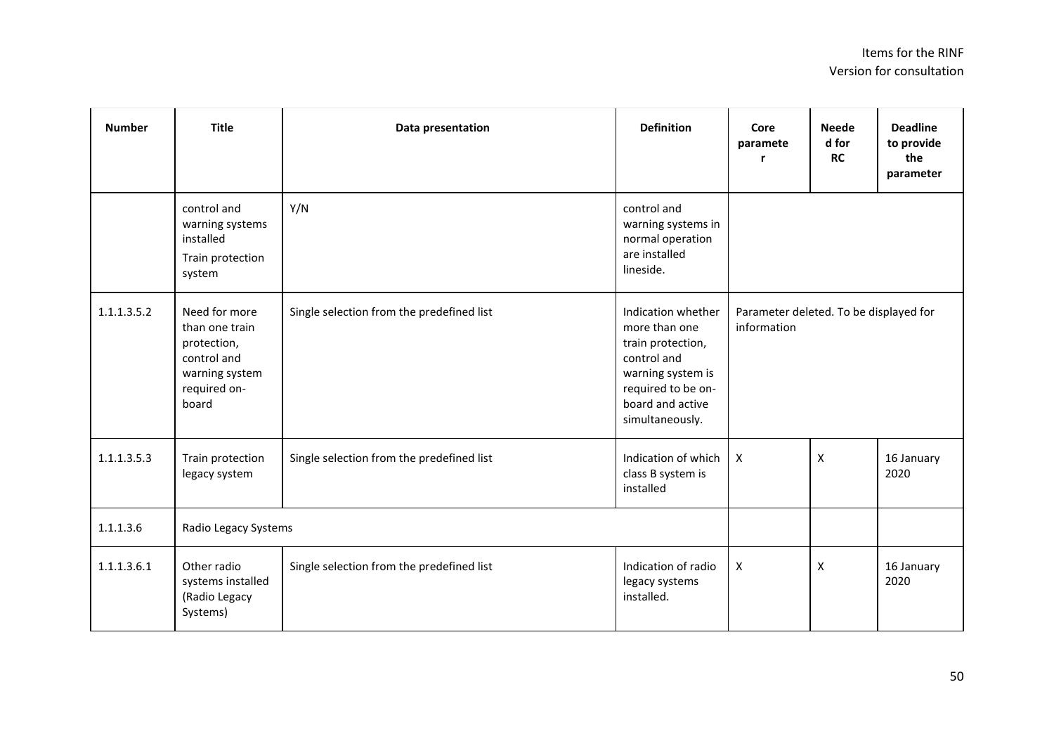| Number | Title | Data presentation | Definition | Core parameter | Needed for RC | Deadline to provide the parameter |
|---|---|---|---|---|---|---|
| | control and warning systems installed Train protection system | Y/N | control and warning systems in normal operation are installed lineside. | | | |
| 1.1.1.3.5.2 | Need for more than one train protection, control and warning system required on-board | Single selection from the predefined list | Indication whether more than one train protection, control and warning system is required to be on-board and active simultaneously. | Parameter deleted. To be displayed for information | | |
| 1.1.1.3.5.3 | Train protection legacy system | Single selection from the predefined list | Indication of which class B system is installed | X | X | 16 January 2020 |
| 1.1.1.3.6 | Radio Legacy Systems | | | | | |
| 1.1.1.3.6.1 | Other radio systems installed (Radio Legacy Systems) | Single selection from the predefined list | Indication of radio legacy systems installed. | X | X | 16 January 2020 |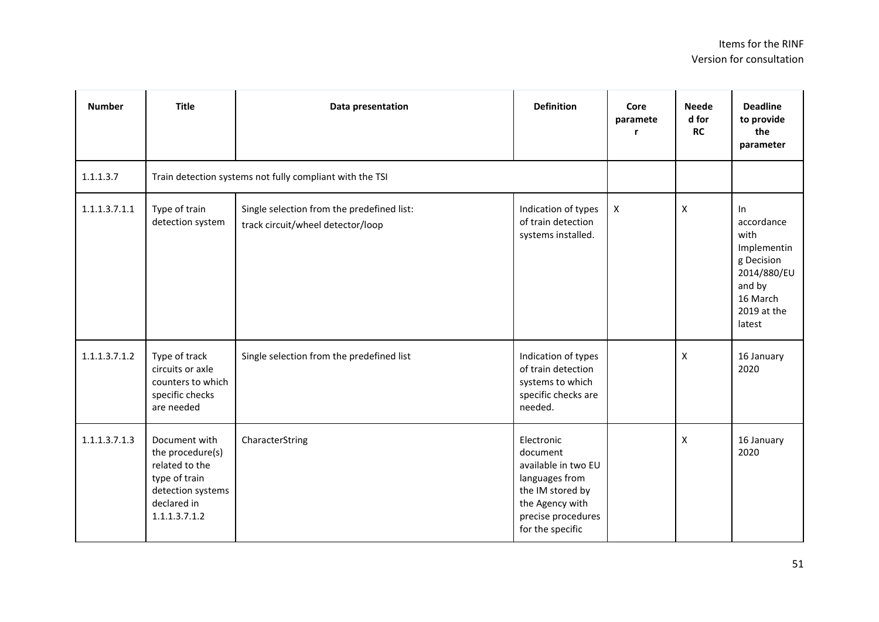| Number | Title | Data presentation | Definition | Core parameter | Needed for RC | Deadline to provide the parameter |
|---|---|---|---|---|---|---|
| 1.1.1.3.7 | Train detection systems not fully compliant with the TSI | | | | | |
| 1.1.1.3.7.1.1 | Type of train detection system | Single selection from the predefined list: track circuit/wheel detector/loop | Indication of types of train detection systems installed. | X | X | In accordance with Implementing Decision 2014/880/EU and by 16 March 2019 at the latest |
| 1.1.1.3.7.1.2 | Type of track circuits or axle counters to which specific checks are needed | Single selection from the predefined list | Indication of types of train detection systems to which specific checks are needed. | | X | 16 January 2020 |
| 1.1.1.3.7.1.3 | Document with the procedure(s) related to the type of train detection systems declared in 1.1.1.3.7.1.2 | CharacterString | Electronic document available in two EU languages from the IM stored by the Agency with precise procedures for the specific | | X | 16 January 2020 |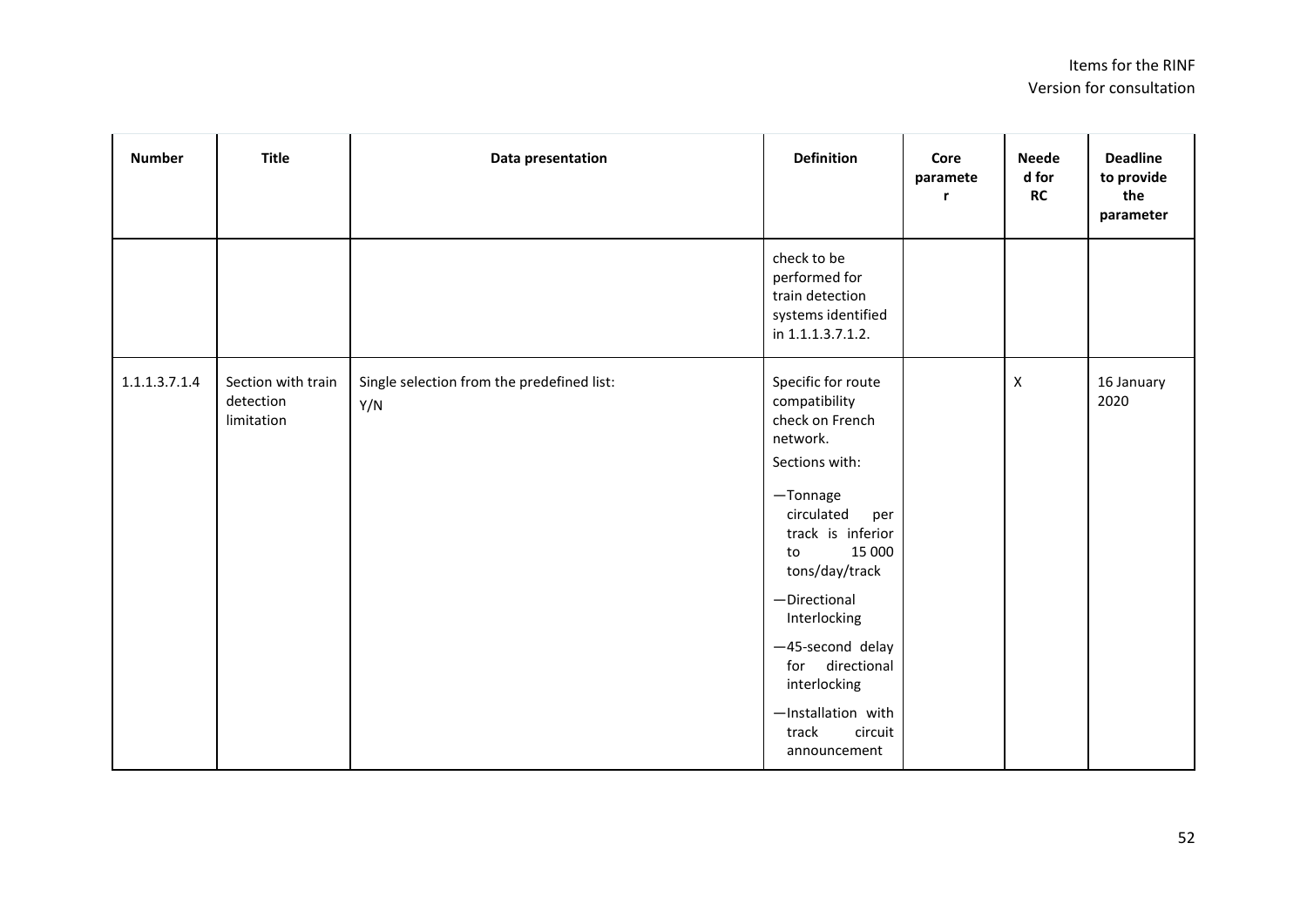| Number | Title | Data presentation | Definition | Core parameter | Needed for RC | Deadline to provide the parameter |
|---|---|---|---|---|---|---|
| | | | check to be performed for train detection systems identified in 1.1.1.3.7.1.2. | | | |
| 1.1.1.3.7.1.4 | Section with train detection limitation | Single selection from the predefined list: Y/N | Specific for route compatibility check on French network. Sections with: <br>—Tonnage circulated per track is inferior to 15 000 tons/day/track <br>—Directional Interlocking <br>—45-second delay for directional interlocking <br>—Installation with track circuit announcement | | X | 16 January 2020 |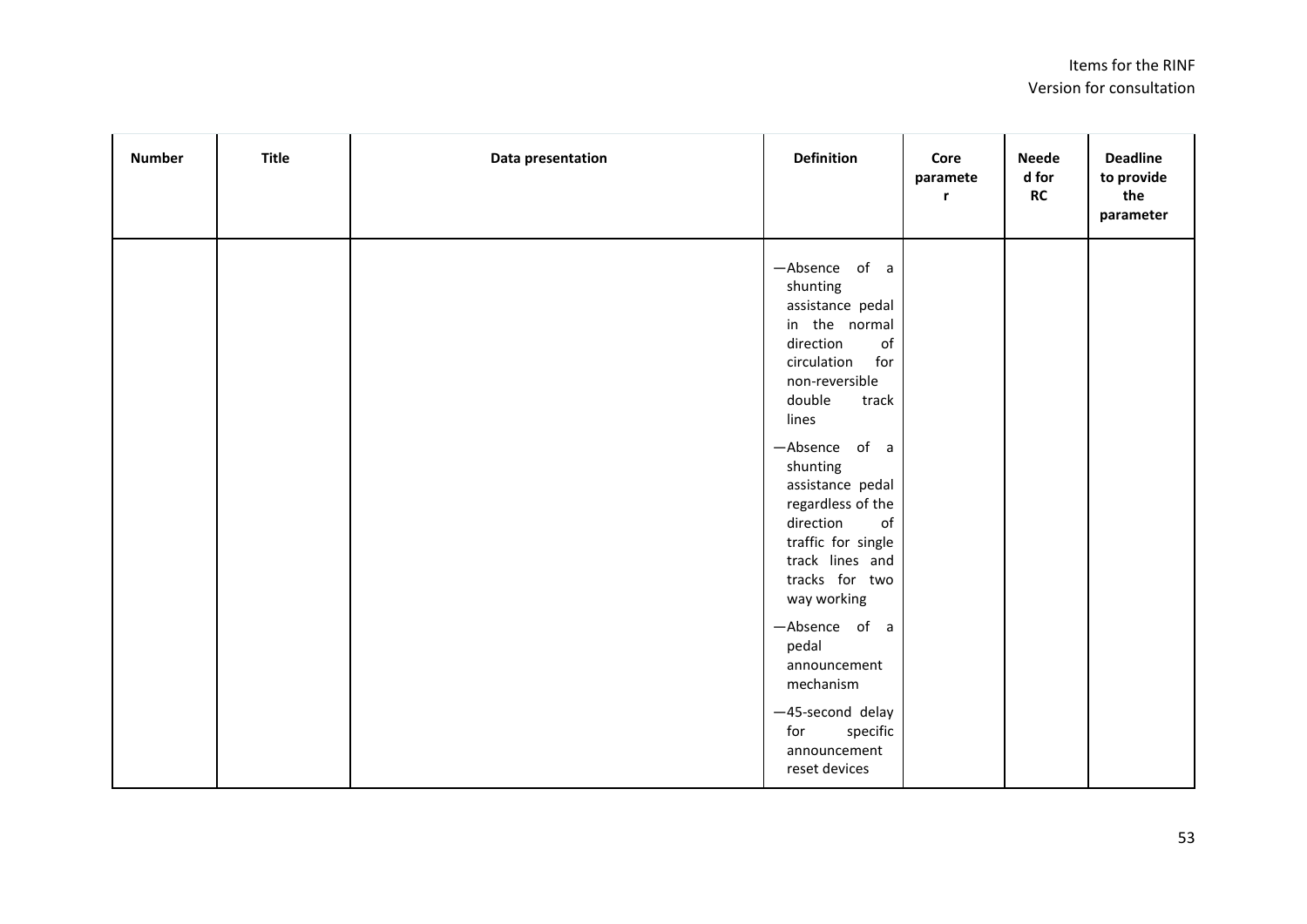| Number | Title | Data presentation | Definition | Core parameter | Needed for RC | Deadline to provide the parameter |
|---|---|---|---|---|---|---|
| | | | —Absence of a shunting assistance pedal in the normal direction of circulation for non-reversible double track lines<br>—Absence of a shunting assistance pedal regardless of the direction of traffic for single track lines and tracks for two way working<br>—Absence of a pedal announcement mechanism<br>—45-second delay for specific announcement reset devices | | | |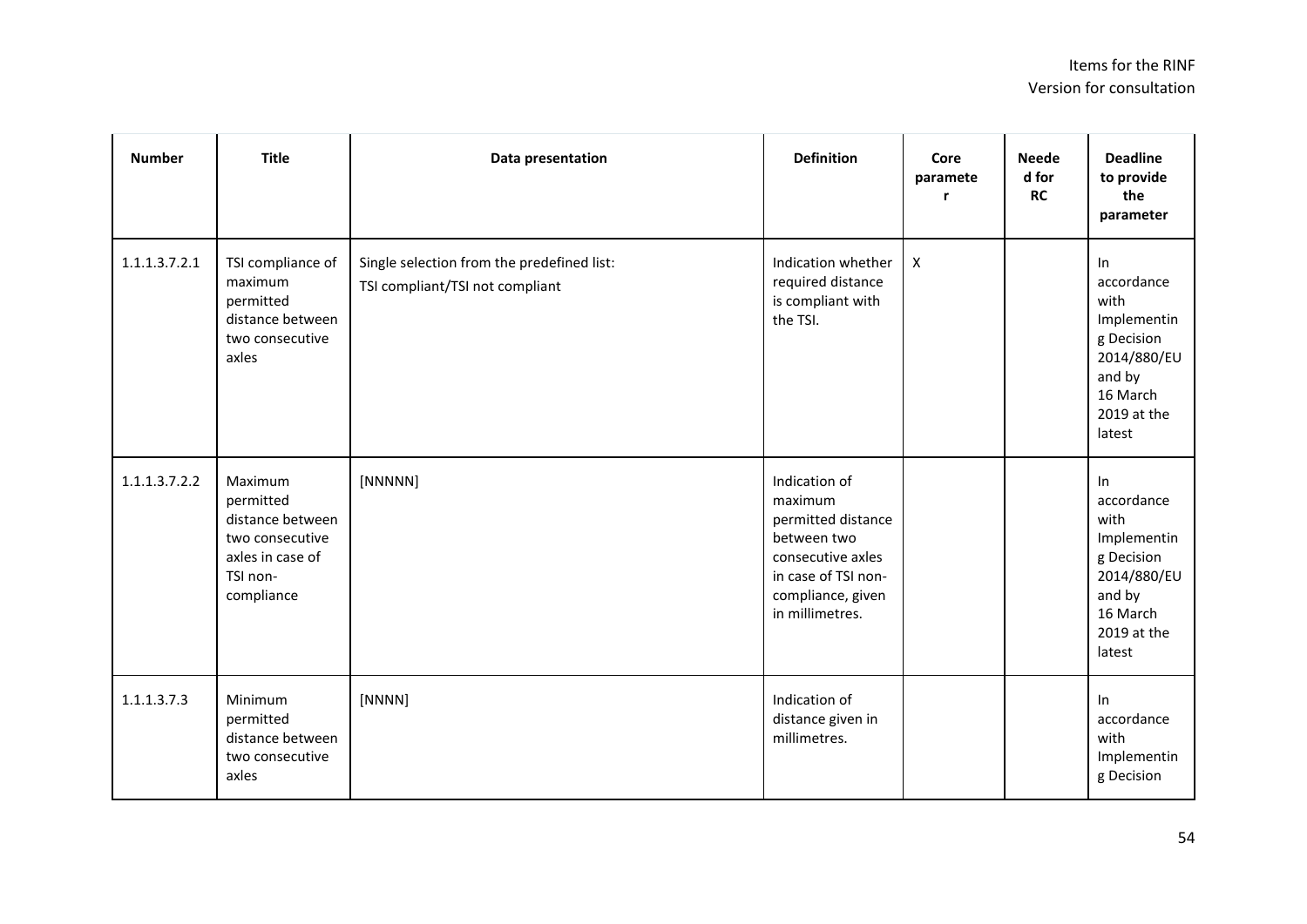| Number | Title | Data presentation | Definition | Core parameter | Needed for RC | Deadline to provide the parameter |
|---|---|---|---|---|---|---|
| 1.1.1.3.7.2.1 | TSI compliance of maximum permitted distance between two consecutive axles | Single selection from the predefined list: TSI compliant/TSI not compliant | Indication whether required distance is compliant with the TSI. | X | | In accordance with Implementing Decision 2014/880/EU and by 16 March 2019 at the latest |
| 1.1.1.3.7.2.2 | Maximum permitted distance between two consecutive axles in case of TSI non-compliance | [NNNNN] | Indication of maximum permitted distance between two consecutive axles in case of TSI non-compliance, given in millimetres. | | | In accordance with Implementing Decision 2014/880/EU and by 16 March 2019 at the latest |
| 1.1.1.3.7.3 | Minimum permitted distance between two consecutive axles | [NNNN] | Indication of distance given in millimetres. | | | In accordance with Implementing Decision |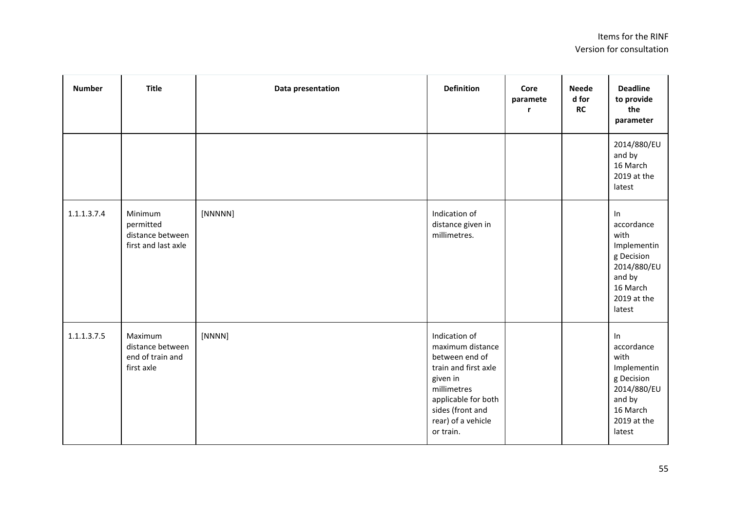| Number | Title | Data presentation | Definition | Core parameter | Needed for RC | Deadline to provide the parameter |
|---|---|---|---|---|---|---|
| | | | | | | 2014/880/EU and by 16 March 2019 at the latest |
| 1.1.1.3.7.4 | Minimum permitted distance between first and last axle | [NNNNN] | Indication of distance given in millimetres. | | | In accordance with Implementing Decision 2014/880/EU and by 16 March 2019 at the latest |
| 1.1.1.3.7.5 | Maximum distance between end of train and first axle | [NNNN] | Indication of maximum distance between end of train and first axle given in millimetres applicable for both sides (front and rear) of a vehicle or train. | | | In accordance with Implementing Decision 2014/880/EU and by 16 March 2019 at the latest |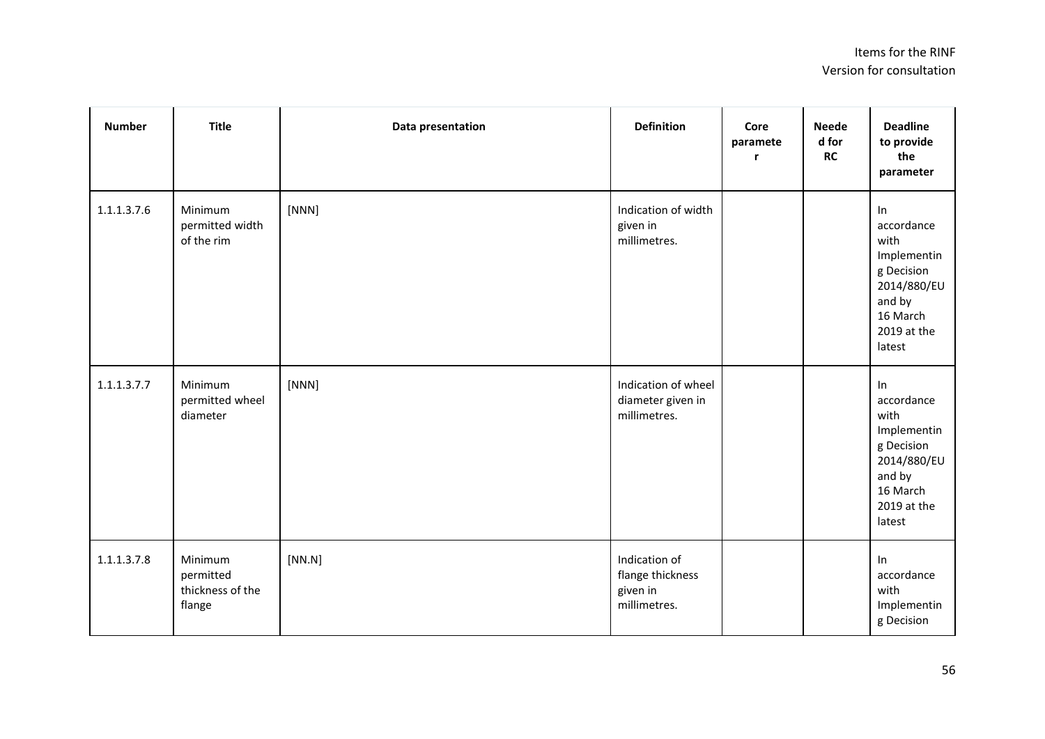| Number | Title | Data presentation | Definition | Core parameter | Needed for RC | Deadline to provide the parameter |
|---|---|---|---|---|---|---|
| 1.1.1.3.7.6 | Minimum permitted width of the rim | [NNN] | Indication of width given in millimetres. | | | In accordance with Implementing Decision 2014/880/EU and by 16 March 2019 at the latest |
| 1.1.1.3.7.7 | Minimum permitted wheel diameter | [NNN] | Indication of wheel diameter given in millimetres. | | | In accordance with Implementing Decision 2014/880/EU and by 16 March 2019 at the latest |
| 1.1.1.3.7.8 | Minimum permitted thickness of the flange | [NN.N] | Indication of flange thickness given in millimetres. | | | In accordance with Implementing Decision |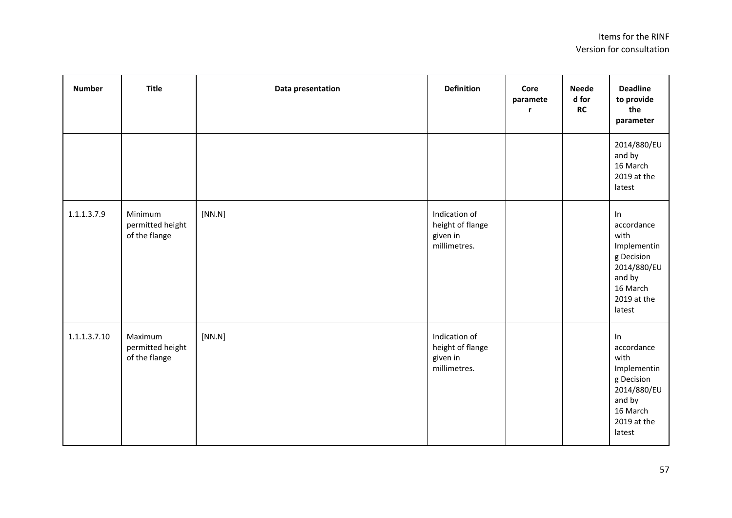| Number | Title | Data presentation | Definition | Core parameter | Needed for RC | Deadline to provide the parameter |
|---|---|---|---|---|---|---|
| | | | | | | 2014/880/EU and by 16 March 2019 at the latest |
| 1.1.1.3.7.9 | Minimum permitted height of the flange | [NN.N] | Indication of height of flange given in millimetres. | | | In accordance with Implementing Decision 2014/880/EU and by 16 March 2019 at the latest |
| 1.1.1.3.7.10 | Maximum permitted height of the flange | [NN.N] | Indication of height of flange given in millimetres. | | | In accordance with Implementing Decision 2014/880/EU and by 16 March 2019 at the latest |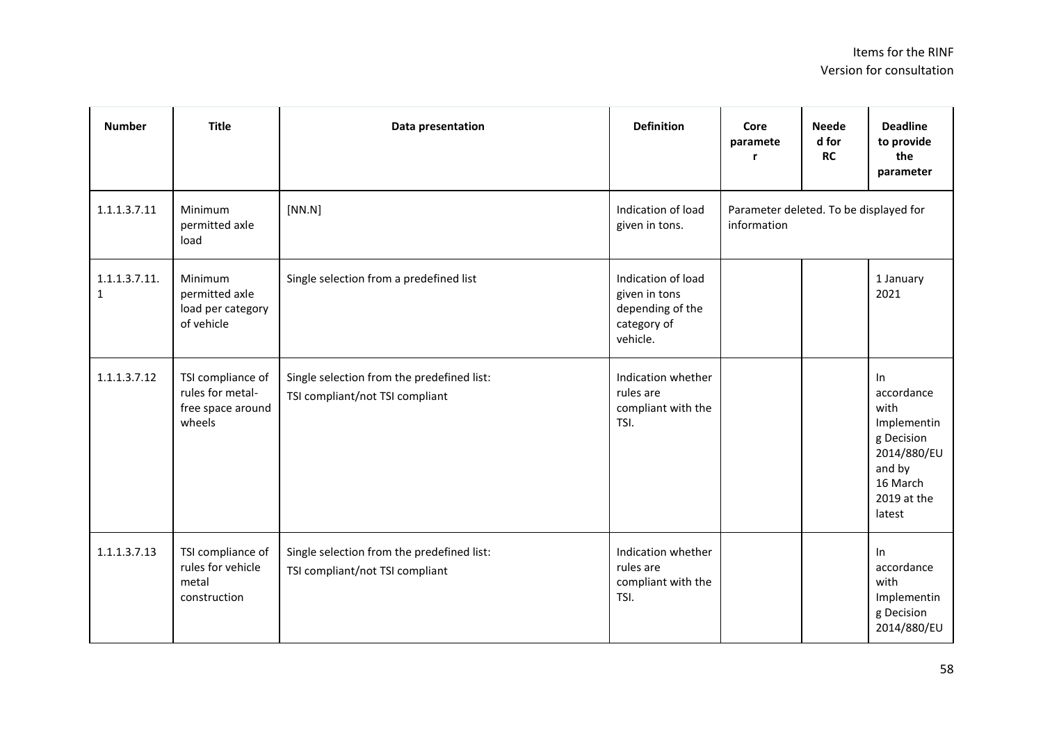| Number | Title | Data presentation | Definition | Core parameter | Needed for RC | Deadline to provide the parameter |
|---|---|---|---|---|---|---|
| 1.1.1.3.7.11 | Minimum permitted axle load | [NN.N] | Indication of load given in tons. | Parameter deleted. To be displayed for information | | |
| 1.1.1.3.7.11.1 | Minimum permitted axle load per category of vehicle | Single selection from a predefined list | Indication of load given in tons depending of the category of vehicle. | | | 1 January 2021 |
| 1.1.1.3.7.12 | TSI compliance of rules for metal-free space around wheels | Single selection from the predefined list: TSI compliant/not TSI compliant | Indication whether rules are compliant with the TSI. | | | In accordance with Implementing Decision 2014/880/EU and by 16 March 2019 at the latest |
| 1.1.1.3.7.13 | TSI compliance of rules for vehicle metal construction | Single selection from the predefined list: TSI compliant/not TSI compliant | Indication whether rules are compliant with the TSI. | | | In accordance with Implementing Decision 2014/880/EU |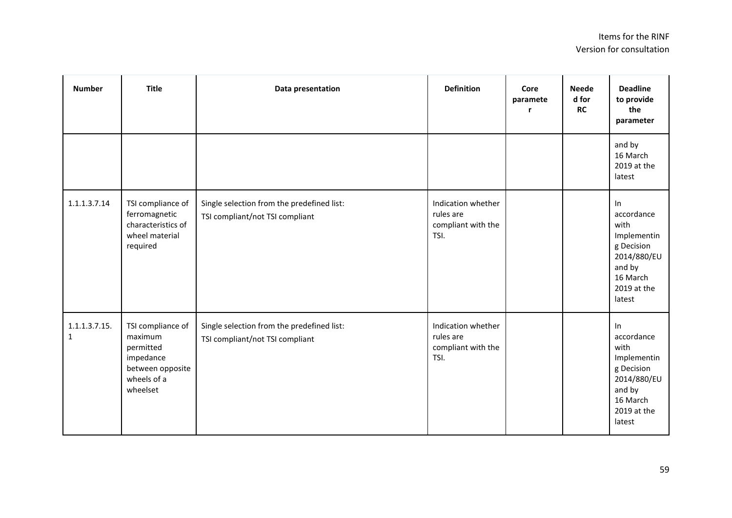| Number | Title | Data presentation | Definition | Core parameter | Needed for RC | Deadline to provide the parameter |
|---|---|---|---|---|---|---|
| | | | | | | and by 16 March 2019 at the latest |
| 1.1.1.3.7.14 | TSI compliance of ferromagnetic characteristics of wheel material required | Single selection from the predefined list: TSI compliant/not TSI compliant | Indication whether rules are compliant with the TSI. | | | In accordance with Implementing Decision 2014/880/EU and by 16 March 2019 at the latest |
| 1.1.1.3.7.15.1 | TSI compliance of maximum permitted impedance between opposite wheels of a wheelset | Single selection from the predefined list: TSI compliant/not TSI compliant | Indication whether rules are compliant with the TSI. | | | In accordance with Implementing Decision 2014/880/EU and by 16 March 2019 at the latest |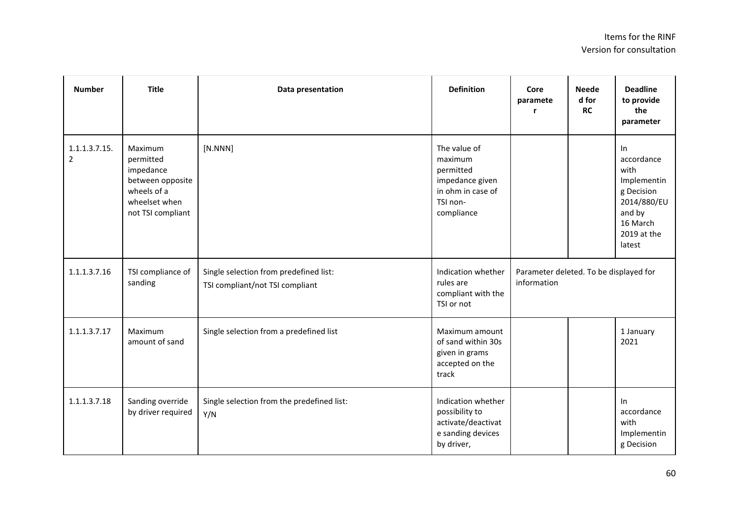| Number | Title | Data presentation | Definition | Core parameter | Needed for RC | Deadline to provide the parameter |
|---|---|---|---|---|---|---|
| 1.1.1.3.7.15.2 | Maximum permitted impedance between opposite wheels of a wheelset when not TSI compliant | [N.NNN] | The value of maximum permitted impedance given in ohm in case of TSI non-compliance | | | In accordance with Implementing Decision 2014/880/EU and by 16 March 2019 at the latest |
| 1.1.1.3.7.16 | TSI compliance of sanding | Single selection from predefined list: TSI compliant/not TSI compliant | Indication whether rules are compliant with the TSI or not | Parameter deleted. To be displayed for information | | |
| 1.1.1.3.7.17 | Maximum amount of sand | Single selection from a predefined list | Maximum amount of sand within 30s given in grams accepted on the track | | | 1 January 2021 |
| 1.1.1.3.7.18 | Sanding override by driver required | Single selection from the predefined list: Y/N | Indication whether possibility to activate/deactivate sanding devices by driver, | | | In accordance with Implementing Decision |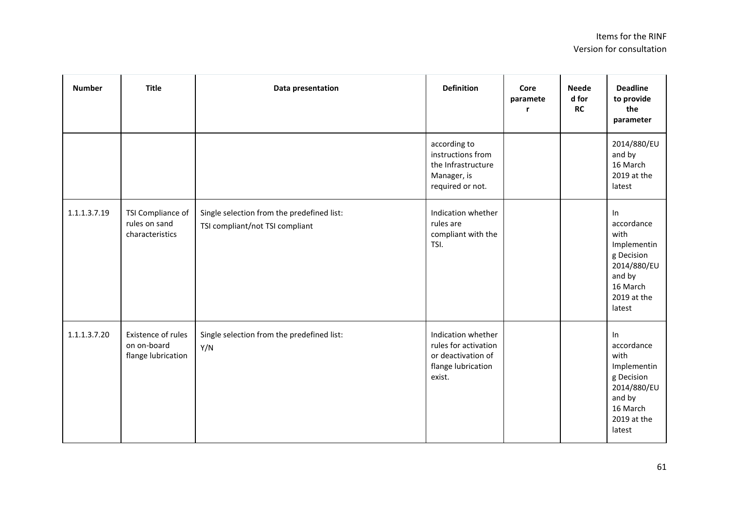| Number | Title | Data presentation | Definition | Core parameter | Needed for RC | Deadline to provide the parameter |
|---|---|---|---|---|---|---|
| | | | according to instructions from the Infrastructure Manager, is required or not. | | | 2014/880/EU and by 16 March 2019 at the latest |
| 1.1.1.3.7.19 | TSI Compliance of rules on sand characteristics | Single selection from the predefined list: TSI compliant/not TSI compliant | Indication whether rules are compliant with the TSI. | | | In accordance with Implementing Decision 2014/880/EU and by 16 March 2019 at the latest |
| 1.1.1.3.7.20 | Existence of rules on on-board flange lubrication | Single selection from the predefined list: Y/N | Indication whether rules for activation or deactivation of flange lubrication exist. | | | In accordance with Implementing Decision 2014/880/EU and by 16 March 2019 at the latest |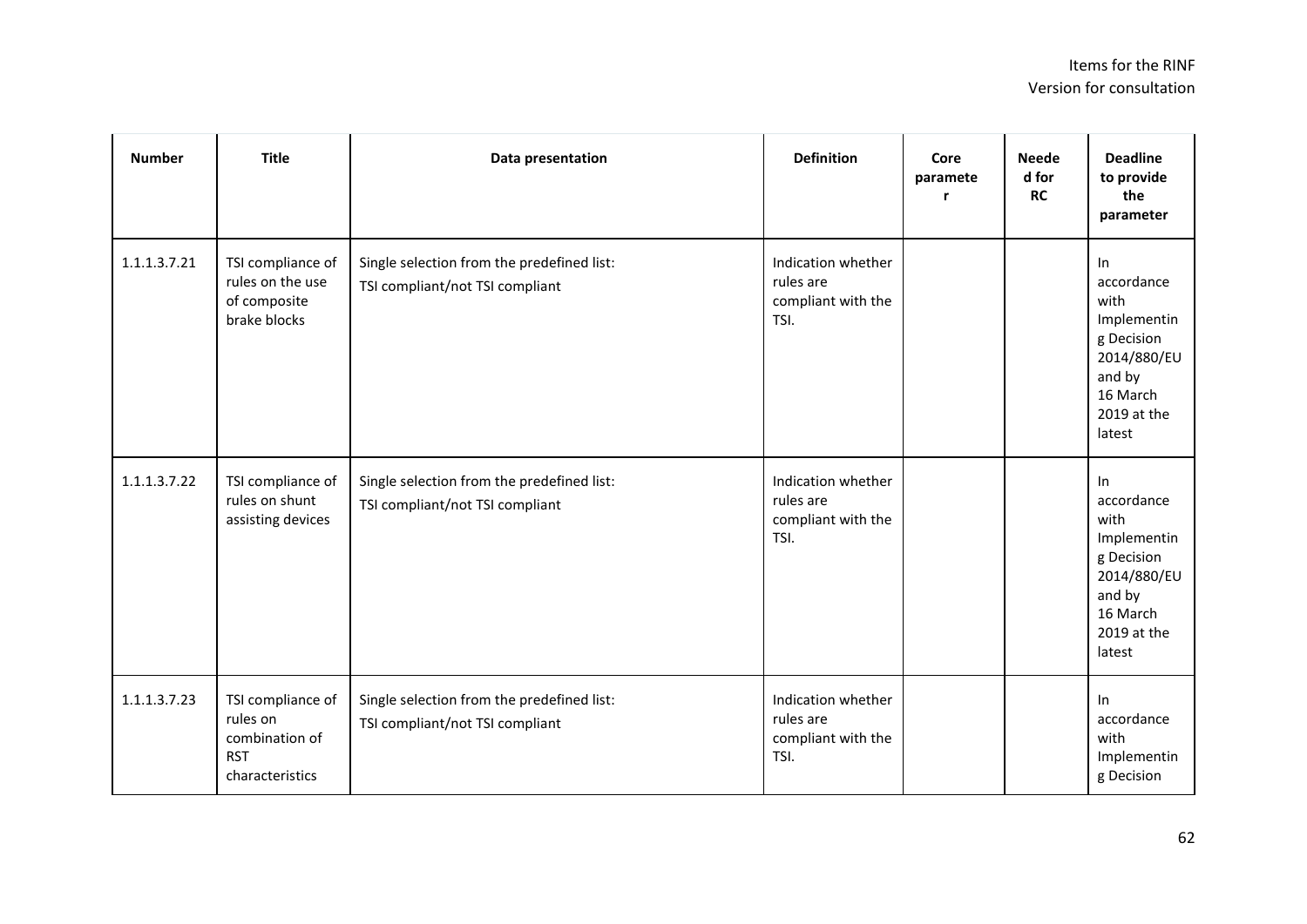| Number | Title | Data presentation | Definition | Core parameter | Needed for RC | Deadline to provide the parameter |
|---|---|---|---|---|---|---|
| 1.1.1.3.7.21 | TSI compliance of rules on the use of composite brake blocks | Single selection from the predefined list: TSI compliant/not TSI compliant | Indication whether rules are compliant with the TSI. | | | In accordance with Implementing Decision 2014/880/EU and by 16 March 2019 at the latest |
| 1.1.1.3.7.22 | TSI compliance of rules on shunt assisting devices | Single selection from the predefined list: TSI compliant/not TSI compliant | Indication whether rules are compliant with the TSI. | | | In accordance with Implementing Decision 2014/880/EU and by 16 March 2019 at the latest |
| 1.1.1.3.7.23 | TSI compliance of rules on combination of RST characteristics | Single selection from the predefined list: TSI compliant/not TSI compliant | Indication whether rules are compliant with the TSI. | | | In accordance with Implementing Decision |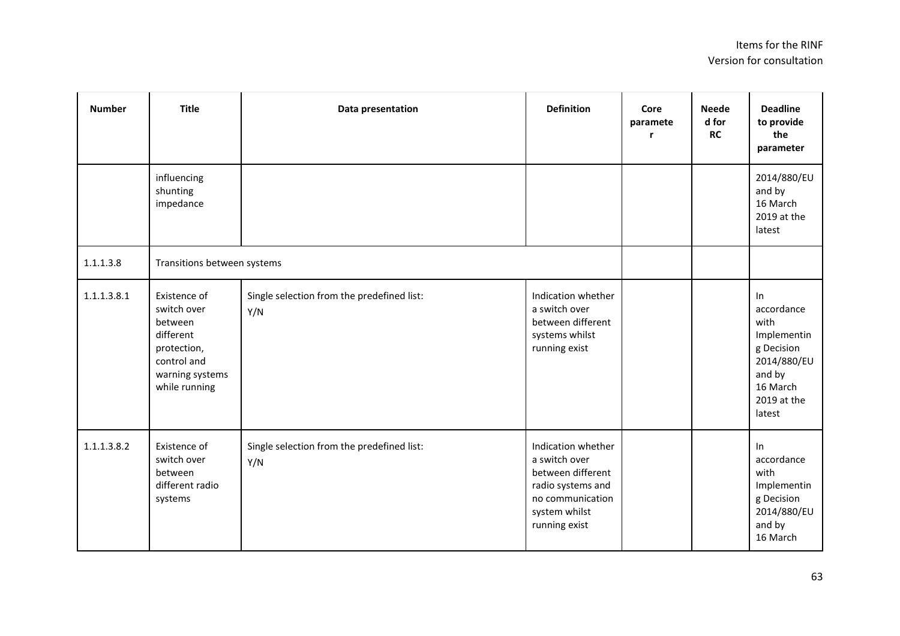| Number | Title | Data presentation | Definition | Core parameter | Needed for RC | Deadline to provide the parameter |
|---|---|---|---|---|---|---|
| | influencing shunting impedance | | | | | 2014/880/EU and by 16 March 2019 at the latest |
| 1.1.1.3.8 | Transitions between systems | | | | | |
| 1.1.1.3.8.1 | Existence of switch over between different protection, control and warning systems while running | Single selection from the predefined list: Y/N | Indication whether a switch over between different systems whilst running exist | | | In accordance with Implementing Decision 2014/880/EU and by 16 March 2019 at the latest |
| 1.1.1.3.8.2 | Existence of switch over between different radio systems | Single selection from the predefined list: Y/N | Indication whether a switch over between different radio systems and no communication system whilst running exist | | | In accordance with Implementing Decision 2014/880/EU and by 16 March |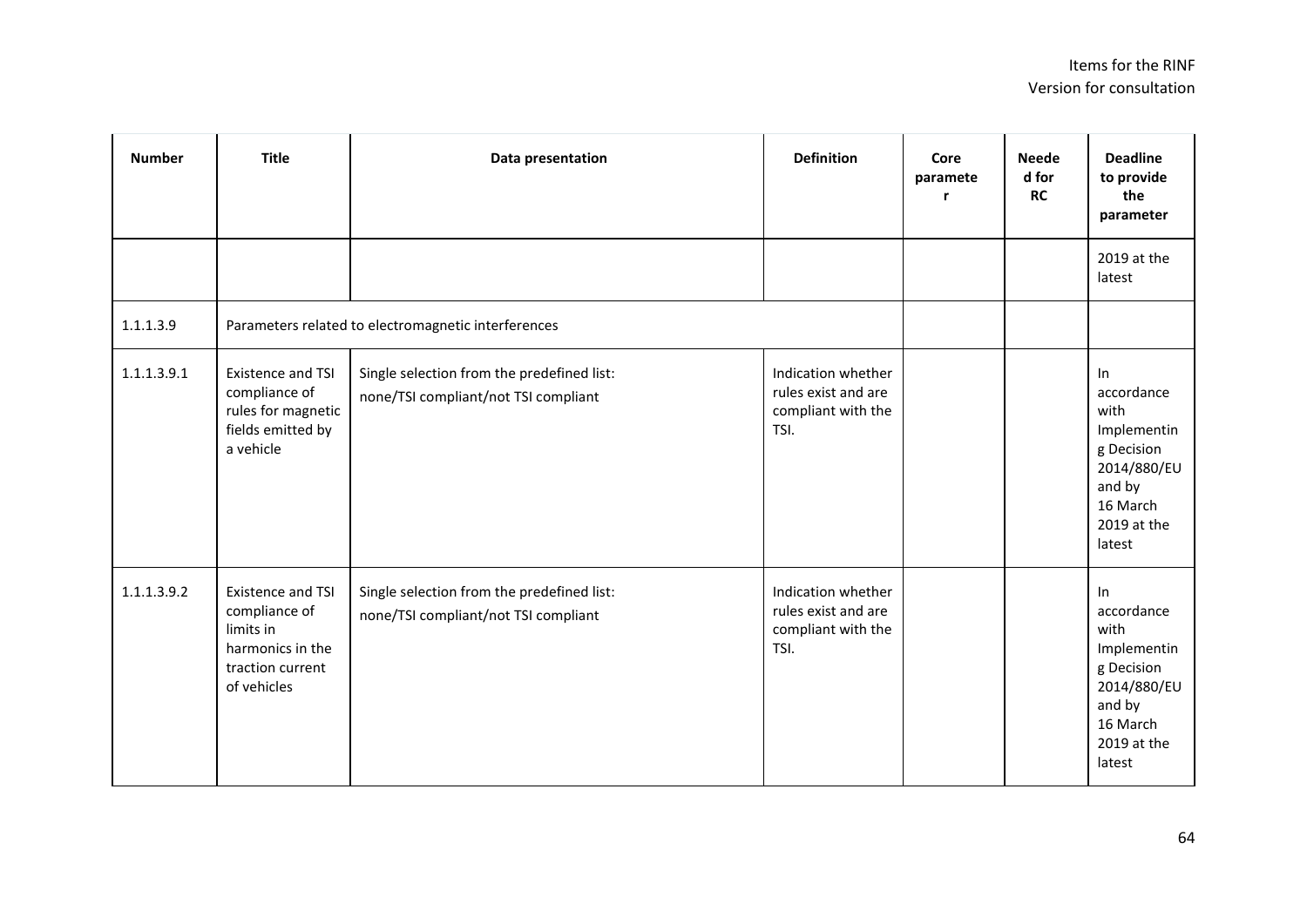| Number | Title | Data presentation | Definition | Core parameter | Needed for RC | Deadline to provide the parameter |
|---|---|---|---|---|---|---|
| | | | | | | 2019 at the latest |
| 1.1.1.3.9 | Parameters related to electromagnetic interferences | | | | | |
| 1.1.1.3.9.1 | Existence and TSI compliance of rules for magnetic fields emitted by a vehicle | Single selection from the predefined list: none/TSI compliant/not TSI compliant | Indication whether rules exist and are compliant with the TSI. | | | In accordance with Implementing Decision 2014/880/EU and by 16 March 2019 at the latest |
| 1.1.1.3.9.2 | Existence and TSI compliance of limits in harmonics in the traction current of vehicles | Single selection from the predefined list: none/TSI compliant/not TSI compliant | Indication whether rules exist and are compliant with the TSI. | | | In accordance with Implementing Decision 2014/880/EU and by 16 March 2019 at the latest |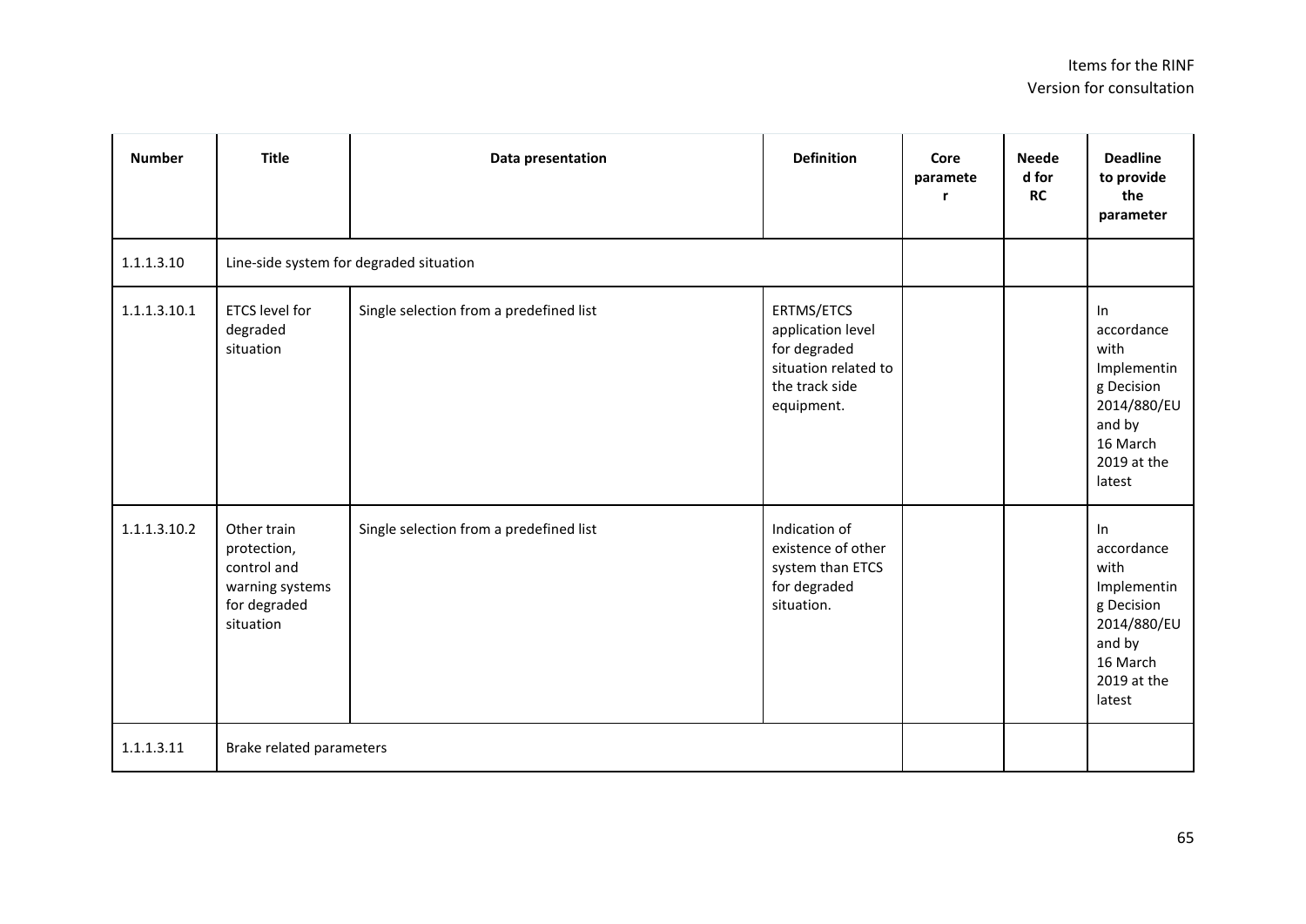| Number | Title | Data presentation | Definition | Core parameter | Needed for RC | Deadline to provide the parameter |
|---|---|---|---|---|---|---|
| 1.1.1.3.10 | Line-side system for degraded situation | | | | | |
| 1.1.1.3.10.1 | ETCS level for degraded situation | Single selection from a predefined list | ERTMS/ETCS application level for degraded situation related to the track side equipment. | | | In accordance with Implementing Decision 2014/880/EU and by 16 March 2019 at the latest |
| 1.1.1.3.10.2 | Other train protection, control and warning systems for degraded situation | Single selection from a predefined list | Indication of existence of other system than ETCS for degraded situation. | | | In accordance with Implementing Decision 2014/880/EU and by 16 March 2019 at the latest |
| 1.1.1.3.11 | Brake related parameters | | | | | |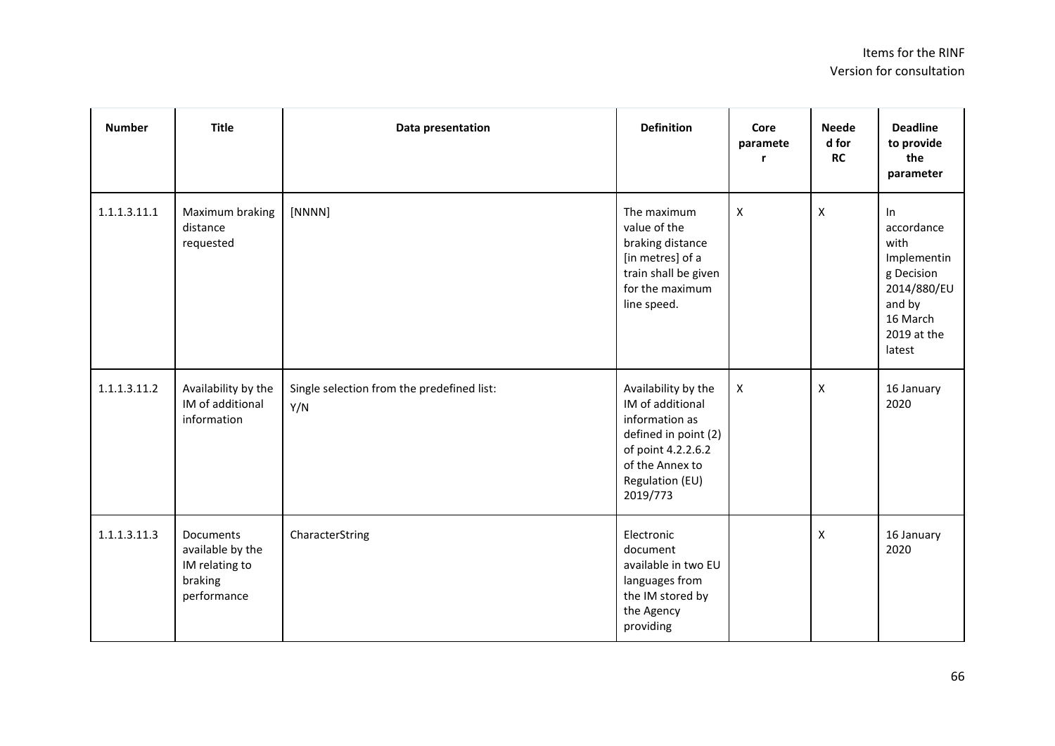| Number | Title | Data presentation | Definition | Core parameter | Needed for RC | Deadline to provide the parameter |
|---|---|---|---|---|---|---|
| 1.1.1.3.11.1 | Maximum braking distance requested | [NNNN] | The maximum value of the braking distance [in metres] of a train shall be given for the maximum line speed. | X | X | In accordance with Implementing Decision 2014/880/EU and by 16 March 2019 at the latest |
| 1.1.1.3.11.2 | Availability by the IM of additional information | Single selection from the predefined list: Y/N | Availability by the IM of additional information as defined in point (2) of point 4.2.2.6.2 of the Annex to Regulation (EU) 2019/773 | X | X | 16 January 2020 |
| 1.1.1.3.11.3 | Documents available by the IM relating to braking performance | CharacterString | Electronic document available in two EU languages from the IM stored by the Agency providing | | X | 16 January 2020 |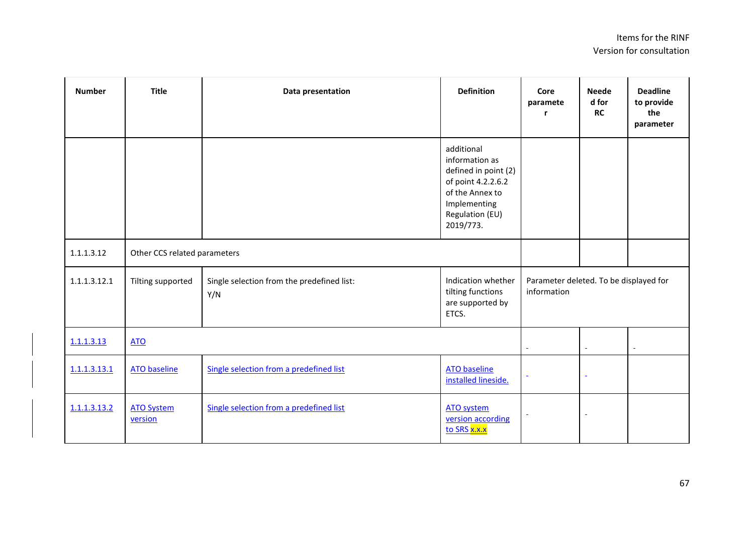| Number | Title | Data presentation | Definition | Core parameter | Needed for RC | Deadline to provide the parameter |
|---|---|---|---|---|---|---|
| | | | additional information as defined in point (2) of point 4.2.2.6.2 of the Annex to Implementing Regulation (EU) 2019/773. | | | |
| 1.1.1.3.12 | Other CCS related parameters | | | | | |
| 1.1.1.3.12.1 | Tilting supported | Single selection from the predefined list: Y/N | Indication whether tilting functions are supported by ETCS. | Parameter deleted. To be displayed for information | | |
| 1.1.1.3.13 | ATO | | | - | - | - |
| 1.1.1.3.13.1 | ATO baseline | Single selection from a predefined list | ATO baseline installed lineside. | - | - | |
| 1.1.1.3.13.2 | ATO System version | Single selection from a predefined list | ATO system version according to SRS x.x.x | - | - | |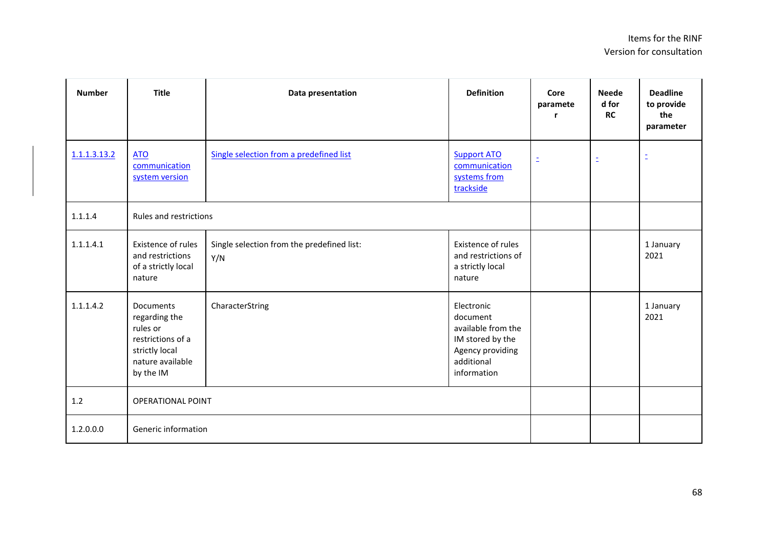| Number | Title | Data presentation | Definition | Core parameter | Needed for RC | Deadline to provide the parameter |
|---|---|---|---|---|---|---|
| 1.1.1.3.13.2 | ATO communication system version | Single selection from a predefined list | Support ATO communication systems from trackside | - | - | - |
| 1.1.1.4 | Rules and restrictions | | | | | |
| 1.1.1.4.1 | Existence of rules and restrictions of a strictly local nature | Single selection from the predefined list: Y/N | Existence of rules and restrictions of a strictly local nature | | | 1 January 2021 |
| 1.1.1.4.2 | Documents regarding the rules or restrictions of a strictly local nature available by the IM | CharacterString | Electronic document available from the IM stored by the Agency providing additional information | | | 1 January 2021 |
| 1.2 | OPERATIONAL POINT | | | | | |
| 1.2.0.0.0 | Generic information | | | | | |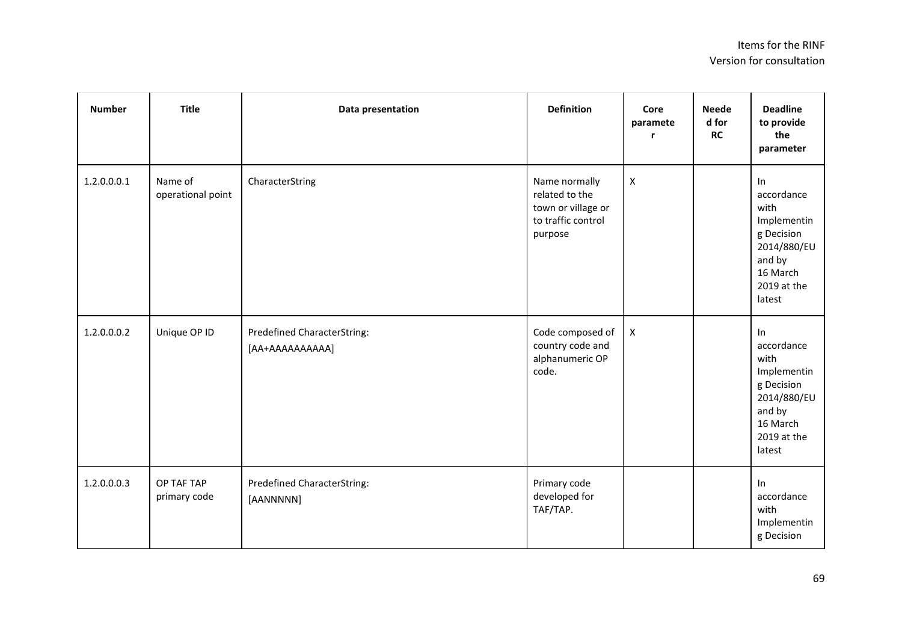| Number | Title | Data presentation | Definition | Core parameter | Needed for RC | Deadline to provide the parameter |
|---|---|---|---|---|---|---|
| 1.2.0.0.0.1 | Name of operational point | CharacterString | Name normally related to the town or village or to traffic control purpose | X | | In accordance with Implementing Decision 2014/880/EU and by 16 March 2019 at the latest |
| 1.2.0.0.0.2 | Unique OP ID | Predefined CharacterString: [AA+AAAAAAAAAA] | Code composed of country code and alphanumeric OP code. | X | | In accordance with Implementing Decision 2014/880/EU and by 16 March 2019 at the latest |
| 1.2.0.0.0.3 | OP TAF TAP primary code | Predefined CharacterString: [AANNNNN] | Primary code developed for TAF/TAP. | | | In accordance with Implementing Decision |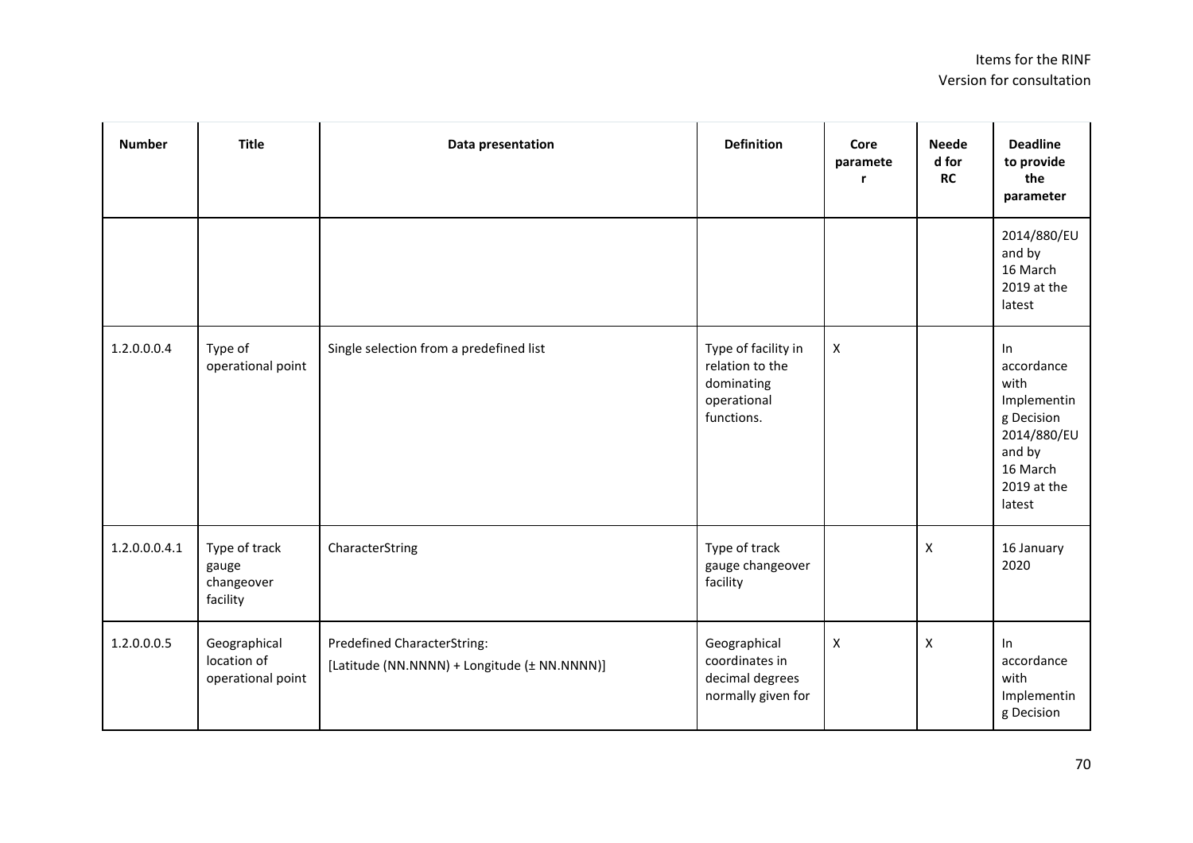| Number | Title | Data presentation | Definition | Core parameter | Needed for RC | Deadline to provide the parameter |
|---|---|---|---|---|---|---|
| | | | | | | 2014/880/EU and by 16 March 2019 at the latest |
| 1.2.0.0.4 | Type of operational point | Single selection from a predefined list | Type of facility in relation to the dominating operational functions. | X | | In accordance with Implementing Decision 2014/880/EU and by 16 March 2019 at the latest |
| 1.2.0.0.4.1 | Type of track gauge changeover facility | CharacterString | Type of track gauge changeover facility | | X | 16 January 2020 |
| 1.2.0.0.5 | Geographical location of operational point | Predefined CharacterString: [Latitude (NN.NNNN) + Longitude (± NN.NNNN)] | Geographical coordinates in decimal degrees normally given for | X | X | In accordance with Implementing Decision |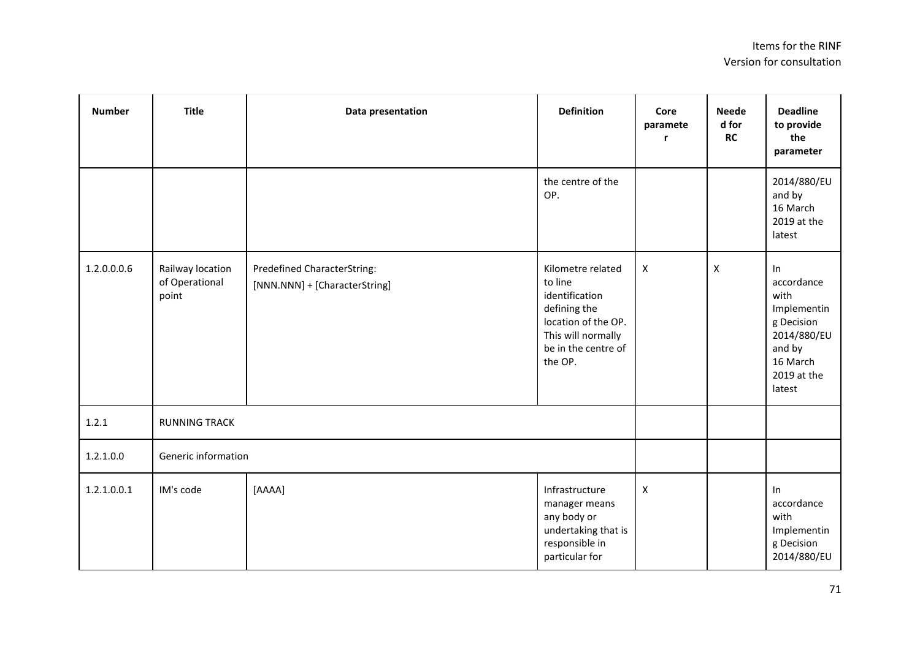| Number | Title | Data presentation | Definition | Core parameter | Needed for RC | Deadline to provide the parameter |
|---|---|---|---|---|---|---|
| | | | the centre of the OP. | | | 2014/880/EU and by 16 March 2019 at the latest |
| 1.2.0.0.6 | Railway location of Operational point | Predefined CharacterString: [NNN.NNN] + [CharacterString] | Kilometre related to line identification defining the location of the OP. This will normally be in the centre of the OP. | X | X | In accordance with Implementing Decision 2014/880/EU and by 16 March 2019 at the latest |
| 1.2.1 | RUNNING TRACK | | | | | |
| 1.2.1.0.0 | Generic information | | | | | |
| 1.2.1.0.0.1 | IM's code | [AAAA] | Infrastructure manager means any body or undertaking that is responsible in particular for | X | | In accordance with Implementing Decision 2014/880/EU |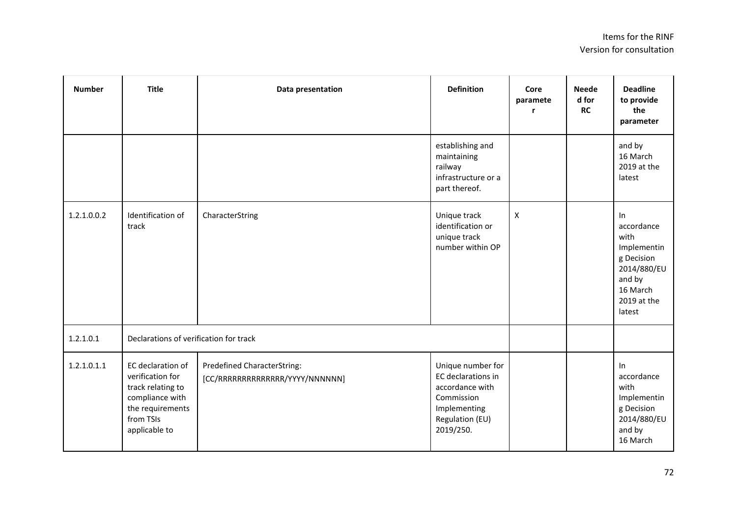| Number | Title | Data presentation | Definition | Core parameter | Needed for RC | Deadline to provide the parameter |
|---|---|---|---|---|---|---|
| | | | establishing and maintaining railway infrastructure or a part thereof. | | | and by 16 March 2019 at the latest |
| 1.2.1.0.0.2 | Identification of track | CharacterString | Unique track identification or unique track number within OP | X | | In accordance with Implementing Decision 2014/880/EU and by 16 March 2019 at the latest |
| 1.2.1.0.1 | Declarations of verification for track | | | | | |
| 1.2.1.0.1.1 | EC declaration of verification for track relating to compliance with the requirements from TSIs applicable to | Predefined CharacterString: [CC/RRRRRRRRRRRRRR/YYYY/NNNNNN] | Unique number for EC declarations in accordance with Commission Implementing Regulation (EU) 2019/250. | | | In accordance with Implementing Decision 2014/880/EU and by 16 March |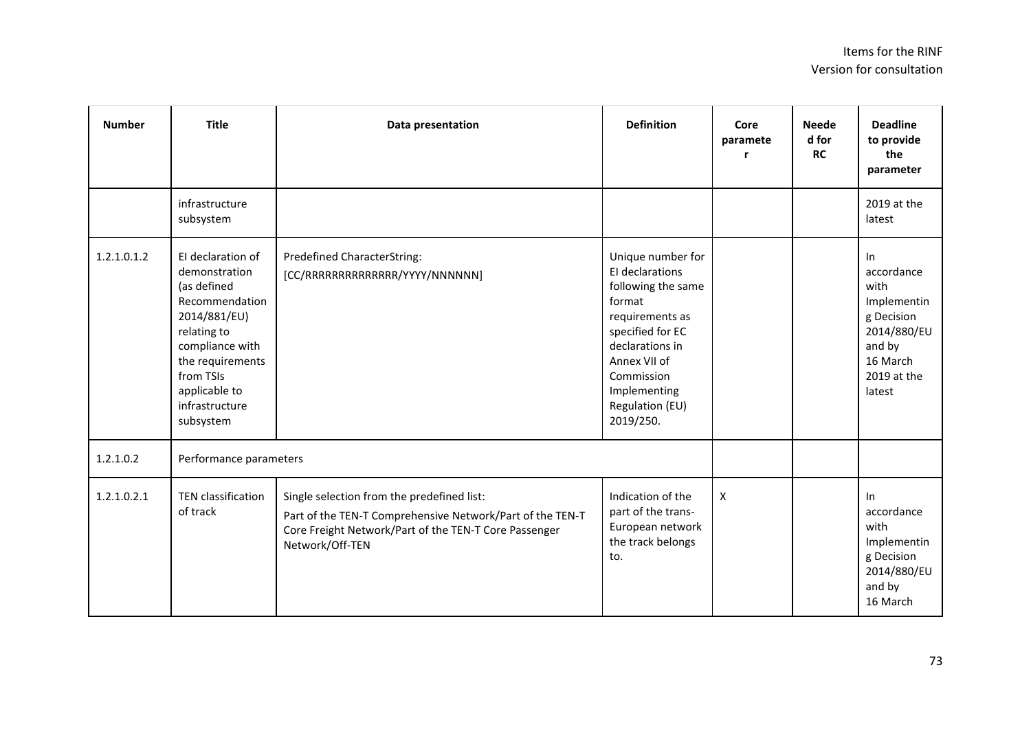| Number | Title | Data presentation | Definition | Core parameter | Needed for RC | Deadline to provide the parameter |
|---|---|---|---|---|---|---|
| | infrastructure subsystem | | | | | 2019 at the latest |
| 1.2.1.0.1.2 | EI declaration of demonstration (as defined Recommendation 2014/881/EU) relating to compliance with the requirements from TSIs applicable to infrastructure subsystem | Predefined CharacterString: [CC/RRRRRRRRRRRRRR/YYYY/NNNNNN] | Unique number for EI declarations following the same format requirements as specified for EC declarations in Annex VII of Commission Implementing Regulation (EU) 2019/250. | | | In accordance with Implementing Decision 2014/880/EU and by 16 March 2019 at the latest |
| 1.2.1.0.2 | Performance parameters | | | | | |
| 1.2.1.0.2.1 | TEN classification of track | Single selection from the predefined list: Part of the TEN-T Comprehensive Network/Part of the TEN-T Core Freight Network/Part of the TEN-T Core Passenger Network/Off-TEN | Indication of the part of the trans-European network the track belongs to. | X | | In accordance with Implementing Decision 2014/880/EU and by 16 March |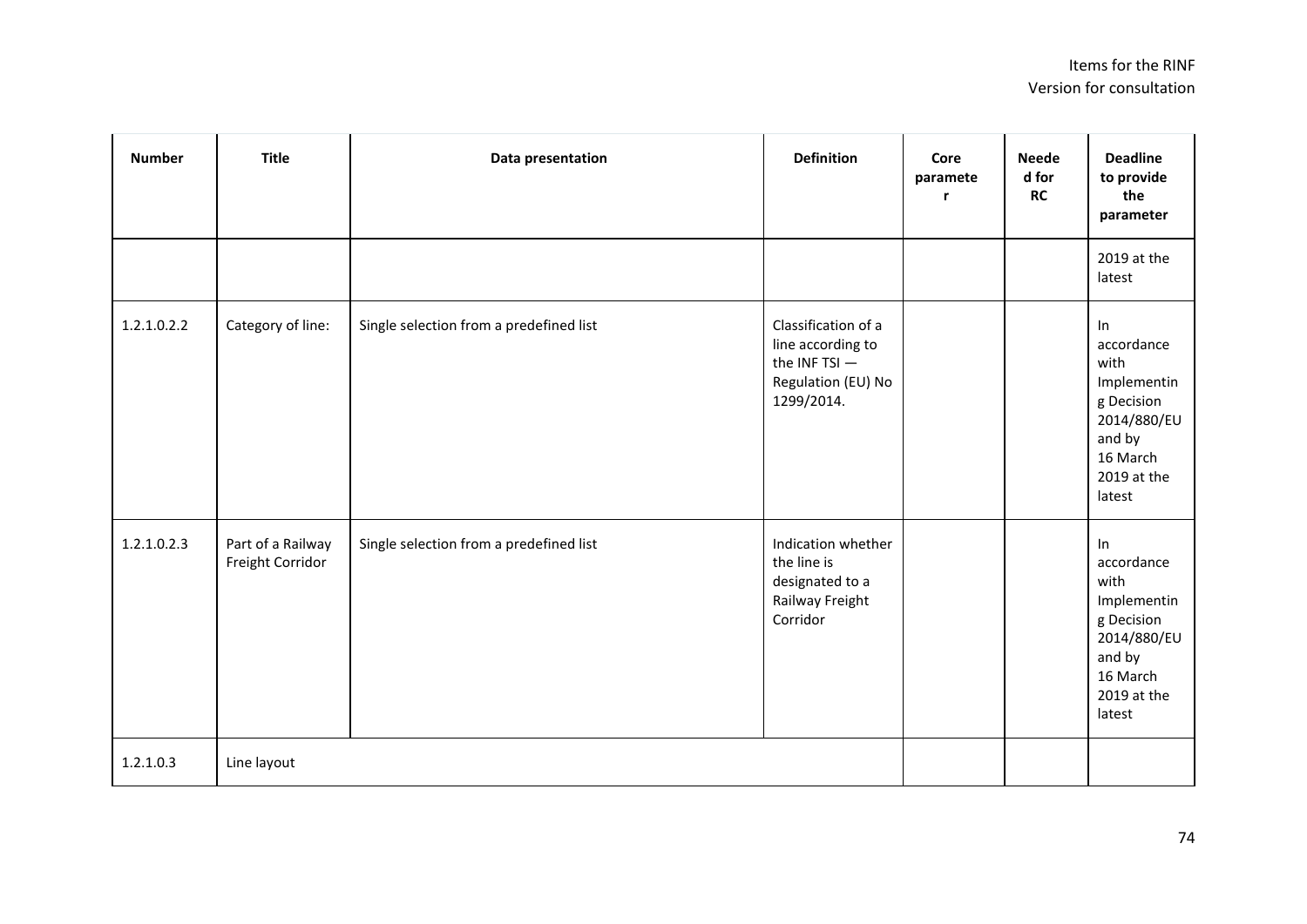| Number | Title | Data presentation | Definition | Core parameter | Needed for RC | Deadline to provide the parameter |
|---|---|---|---|---|---|---|
| | | | | | | 2019 at the latest |
| 1.2.1.0.2.2 | Category of line: | Single selection from a predefined list | Classification of a line according to the INF TSI — Regulation (EU) No 1299/2014. | | | In accordance with Implementing Decision 2014/880/EU and by 16 March 2019 at the latest |
| 1.2.1.0.2.3 | Part of a Railway Freight Corridor | Single selection from a predefined list | Indication whether the line is designated to a Railway Freight Corridor | | | In accordance with Implementing Decision 2014/880/EU and by 16 March 2019 at the latest |
| 1.2.1.0.3 | Line layout | | | | | |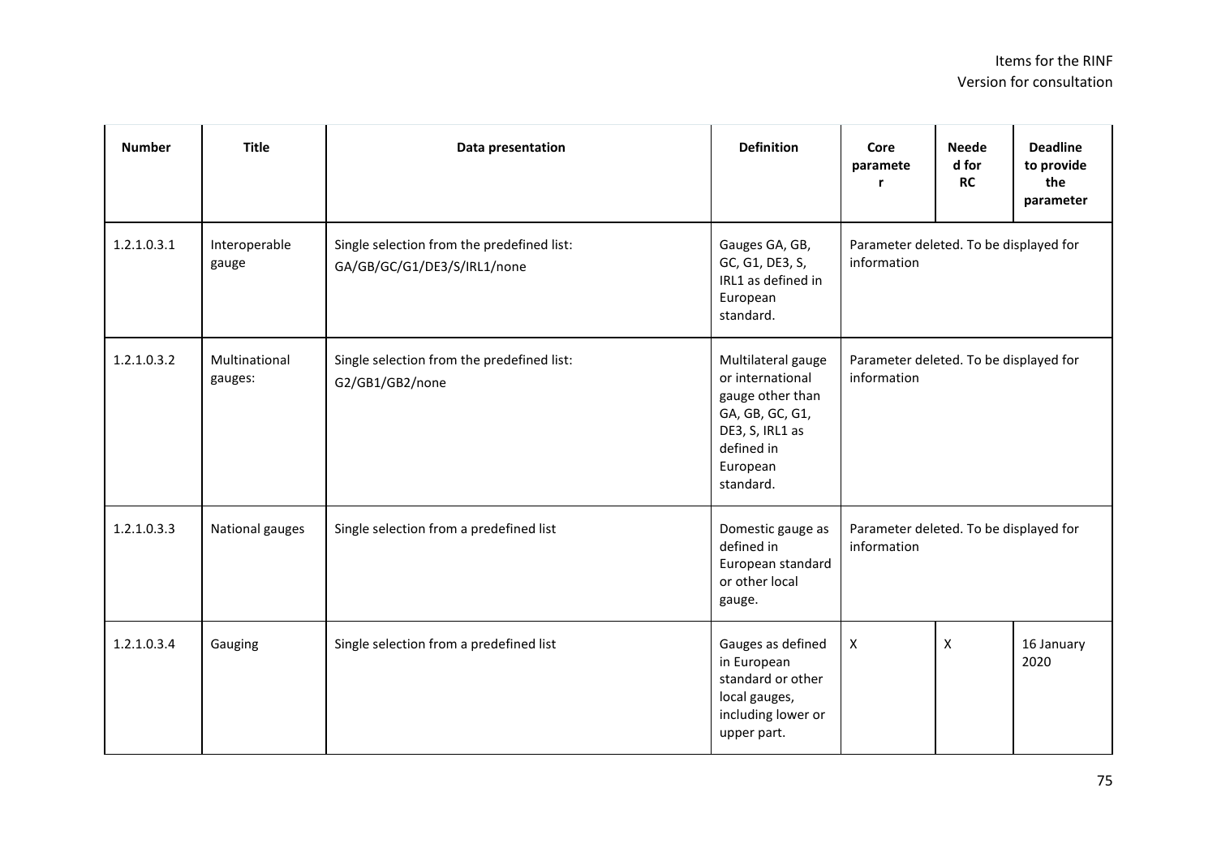| Number | Title | Data presentation | Definition | Core parameter | Needed for RC | Deadline to provide the parameter |
|---|---|---|---|---|---|---|
| 1.2.1.0.3.1 | Interoperable gauge | Single selection from the predefined list: GA/GB/GC/G1/DE3/S/IRL1/none | Gauges GA, GB, GC, G1, DE3, S, IRL1 as defined in European standard. | Parameter deleted. To be displayed for information | | |
| 1.2.1.0.3.2 | Multinational gauges: | Single selection from the predefined list: G2/GB1/GB2/none | Multilateral gauge or international gauge other than GA, GB, GC, G1, DE3, S, IRL1 as defined in European standard. | Parameter deleted. To be displayed for information | | |
| 1.2.1.0.3.3 | National gauges | Single selection from a predefined list | Domestic gauge as defined in European standard or other local gauge. | Parameter deleted. To be displayed for information | | |
| 1.2.1.0.3.4 | Gauging | Single selection from a predefined list | Gauges as defined in European standard or other local gauges, including lower or upper part. | X | X | 16 January 2020 |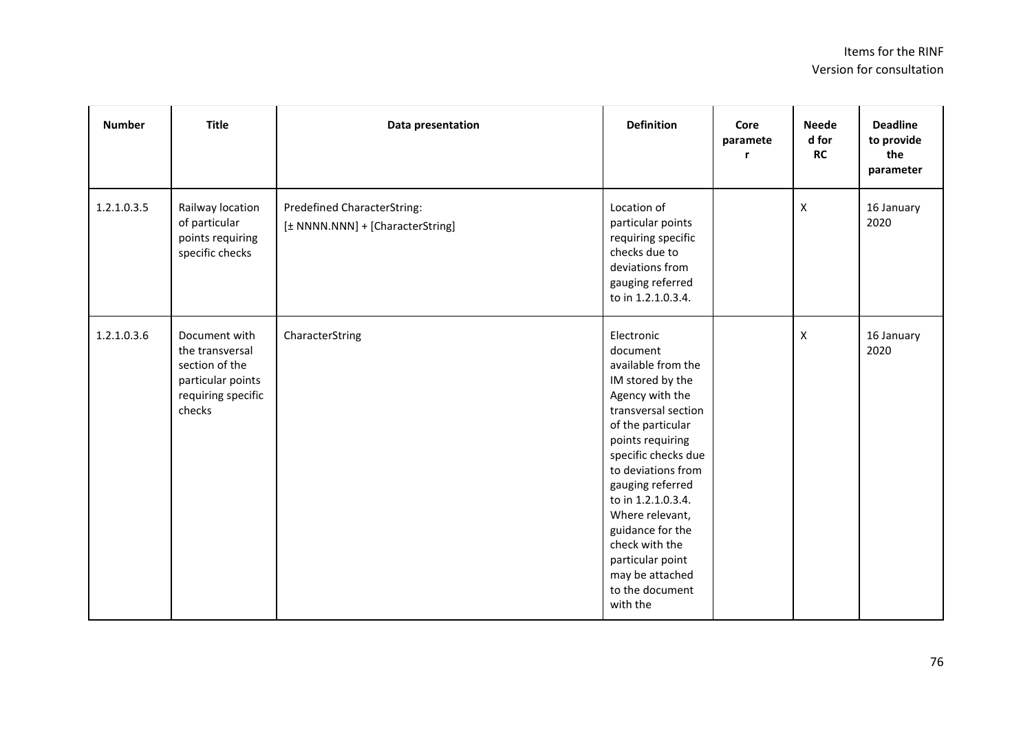| Number | Title | Data presentation | Definition | Core parameter | Needed for RC | Deadline to provide the parameter |
|---|---|---|---|---|---|---|
| 1.2.1.0.3.5 | Railway location of particular points requiring specific checks | Predefined CharacterString: [± NNNN.NNN] + [CharacterString] | Location of particular points requiring specific checks due to deviations from gauging referred to in 1.2.1.0.3.4. | | X | 16 January 2020 |
| 1.2.1.0.3.6 | Document with the transversal section of the particular points requiring specific checks | CharacterString | Electronic document available from the IM stored by the Agency with the transversal section of the particular points requiring specific checks due to deviations from gauging referred to in 1.2.1.0.3.4. Where relevant, guidance for the check with the particular point may be attached to the document with the | | X | 16 January 2020 |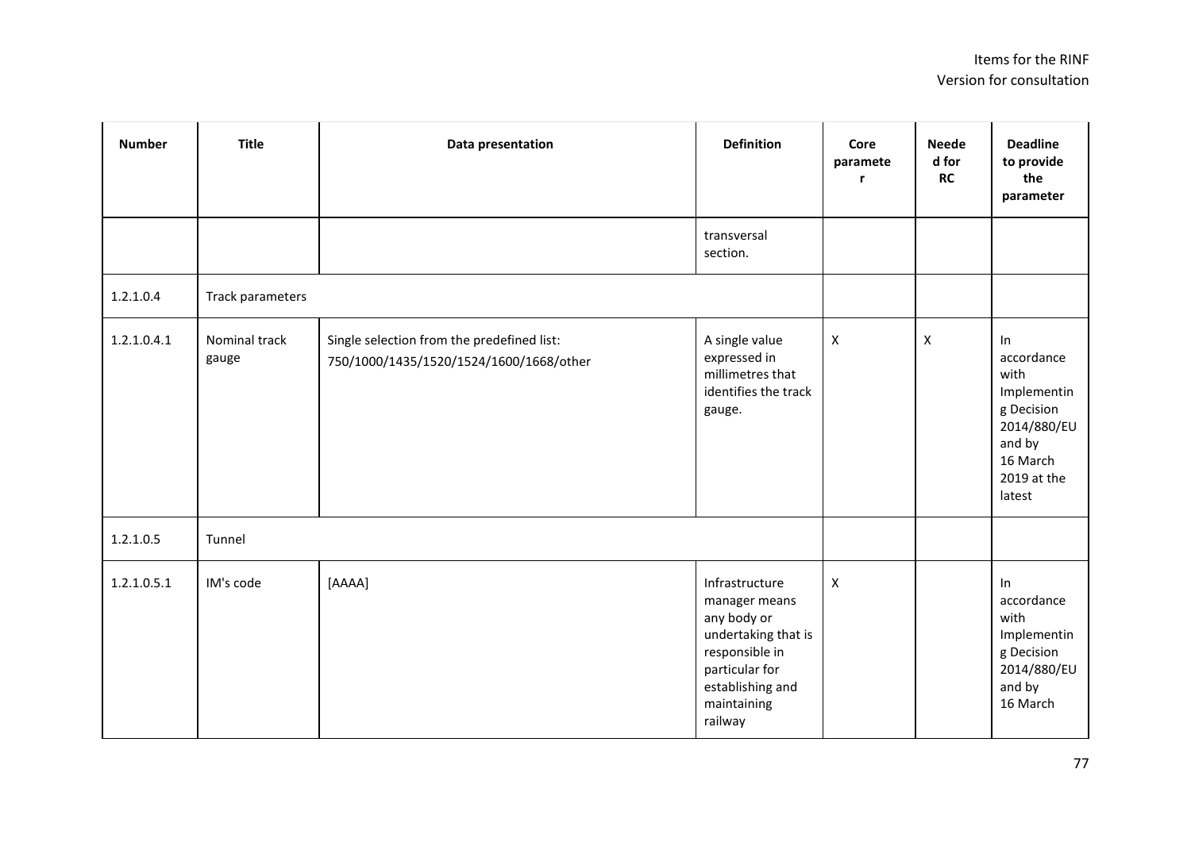| Number | Title | Data presentation | Definition | Core parameter | Needed for RC | Deadline to provide the parameter |
|---|---|---|---|---|---|---|
| | | | transversal section. | | | |
| 1.2.1.0.4 | Track parameters | | | | | |
| 1.2.1.0.4.1 | Nominal track gauge | Single selection from the predefined list: 750/1000/1435/1520/1524/1600/1668/other | A single value expressed in millimetres that identifies the track gauge. | X | X | In accordance with Implementing Decision 2014/880/EU and by 16 March 2019 at the latest |
| 1.2.1.0.5 | Tunnel | | | | | |
| 1.2.1.0.5.1 | IM's code | [AAAA] | Infrastructure manager means any body or undertaking that is responsible in particular for establishing and maintaining railway | X | | In accordance with Implementing Decision 2014/880/EU and by 16 March |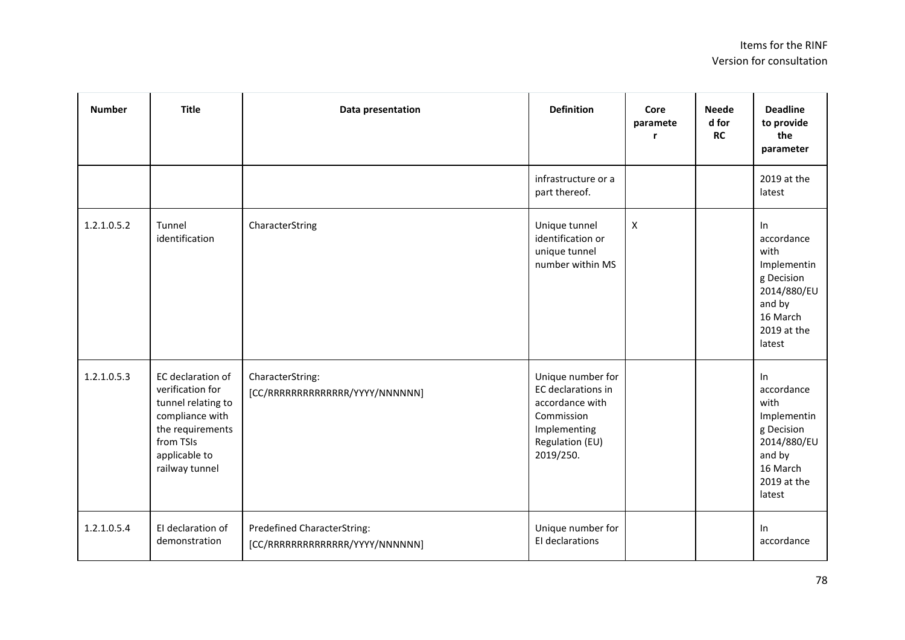| Number | Title | Data presentation | Definition | Core parameter | Needed for RC | Deadline to provide the parameter |
|---|---|---|---|---|---|---|
| | | | infrastructure or a part thereof. | | | 2019 at the latest |
| 1.2.1.0.5.2 | Tunnel identification | CharacterString | Unique tunnel identification or unique tunnel number within MS | X | | In accordance with Implementing Decision 2014/880/EU and by 16 March 2019 at the latest |
| 1.2.1.0.5.3 | EC declaration of verification for tunnel relating to compliance with the requirements from TSIs applicable to railway tunnel | CharacterString: [CC/RRRRRRRRRRRRRR/YYYY/NNNNNN] | Unique number for EC declarations in accordance with Commission Implementing Regulation (EU) 2019/250. | | | In accordance with Implementing Decision 2014/880/EU and by 16 March 2019 at the latest |
| 1.2.1.0.5.4 | EI declaration of demonstration | Predefined CharacterString: [CC/RRRRRRRRRRRRRR/YYYY/NNNNNN] | Unique number for EI declarations | | | In accordance |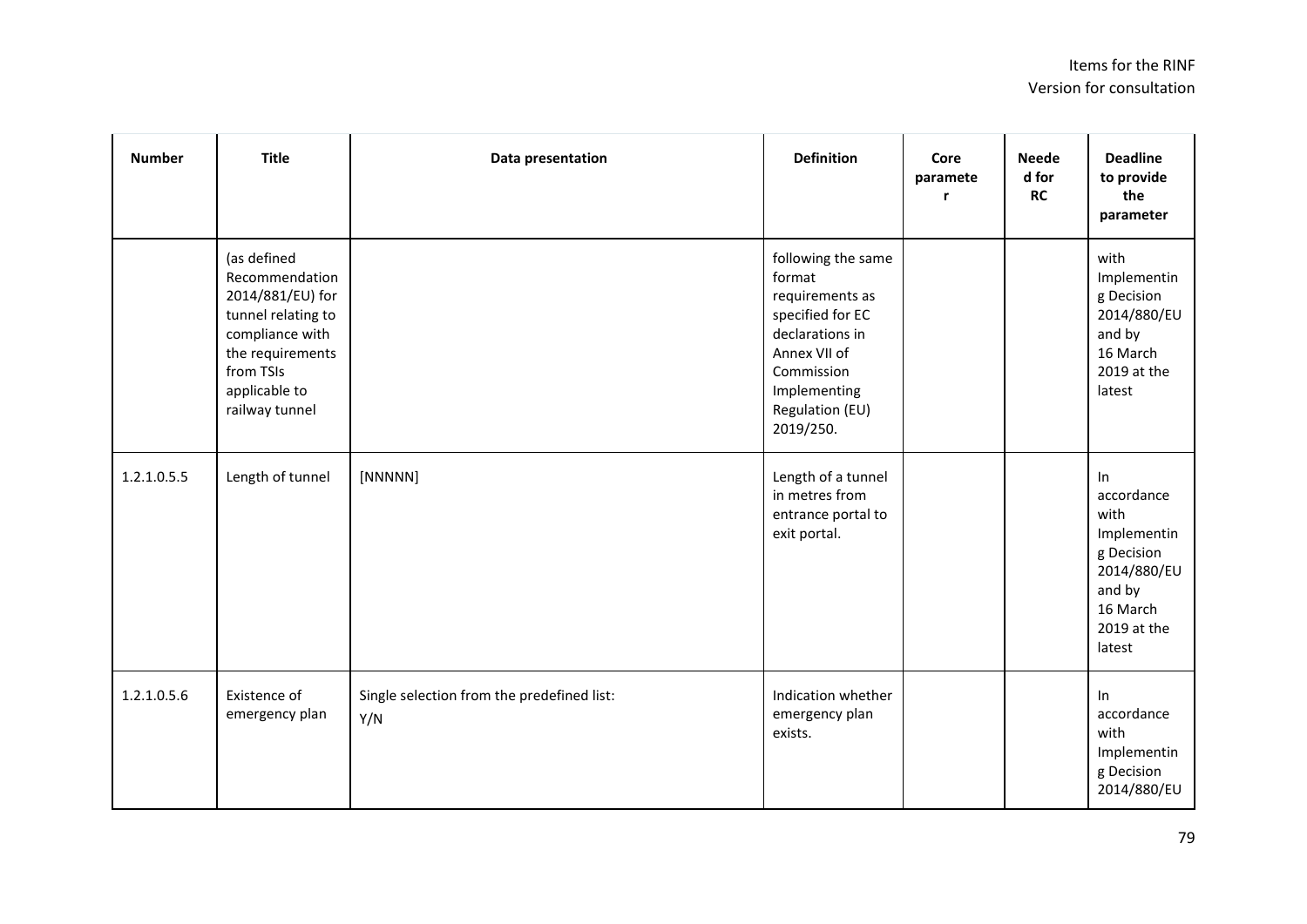| Number | Title | Data presentation | Definition | Core parameter | Needed for RC | Deadline to provide the parameter |
|---|---|---|---|---|---|---|
| | (as defined Recommendation 2014/881/EU) for tunnel relating to compliance with the requirements from TSIs applicable to railway tunnel | | following the same format requirements as specified for EC declarations in Annex VII of Commission Implementing Regulation (EU) 2019/250. | | | with Implementing Decision 2014/880/EU and by 16 March 2019 at the latest |
| 1.2.1.0.5.5 | Length of tunnel | [NNNNN] | Length of a tunnel in metres from entrance portal to exit portal. | | | In accordance with Implementing Decision 2014/880/EU and by 16 March 2019 at the latest |
| 1.2.1.0.5.6 | Existence of emergency plan | Single selection from the predefined list: Y/N | Indication whether emergency plan exists. | | | In accordance with Implementing Decision 2014/880/EU |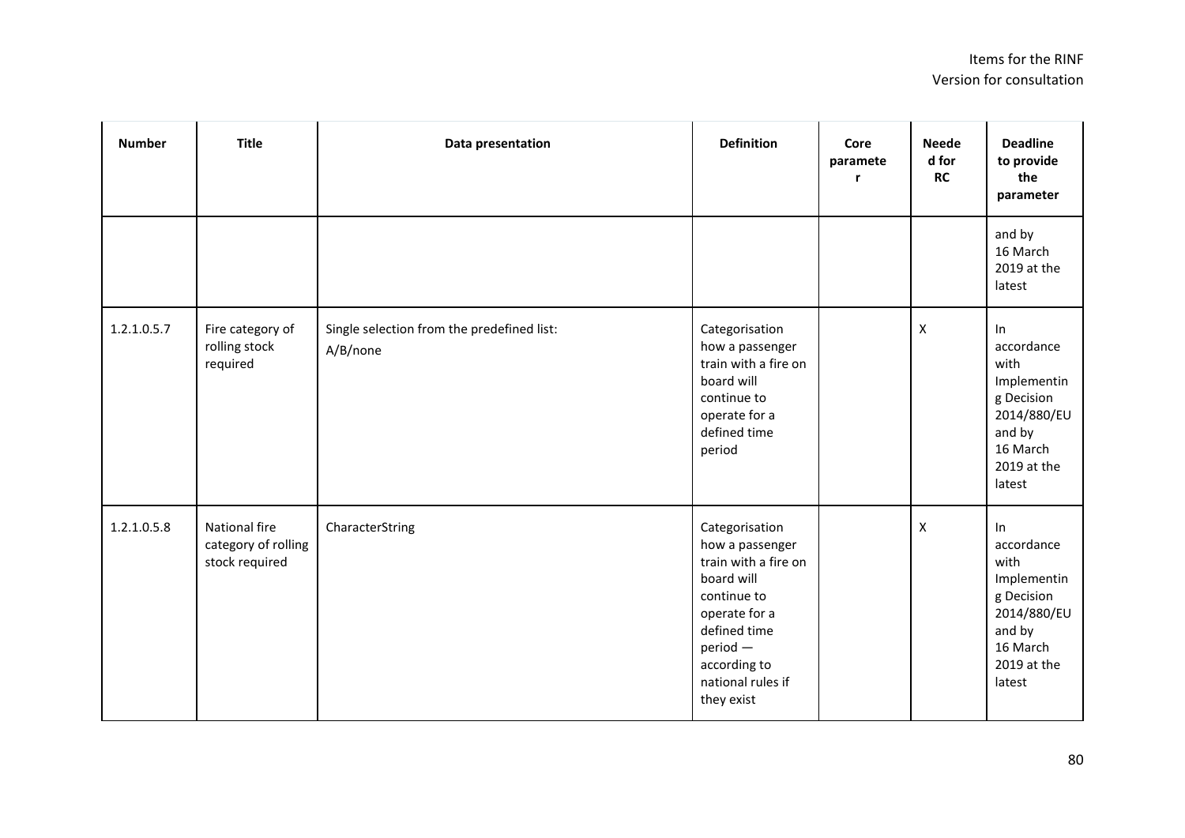| Number | Title | Data presentation | Definition | Core parameter | Needed for RC | Deadline to provide the parameter |
|---|---|---|---|---|---|---|
| | | | | | | and by 16 March 2019 at the latest |
| 1.2.1.0.5.7 | Fire category of rolling stock required | Single selection from the predefined list: A/B/none | Categorisation how a passenger train with a fire on board will continue to operate for a defined time period | | X | In accordance with Implementing Decision 2014/880/EU and by 16 March 2019 at the latest |
| 1.2.1.0.5.8 | National fire category of rolling stock required | CharacterString | Categorisation how a passenger train with a fire on board will continue to operate for a defined time period — according to national rules if they exist | | X | In accordance with Implementing Decision 2014/880/EU and by 16 March 2019 at the latest |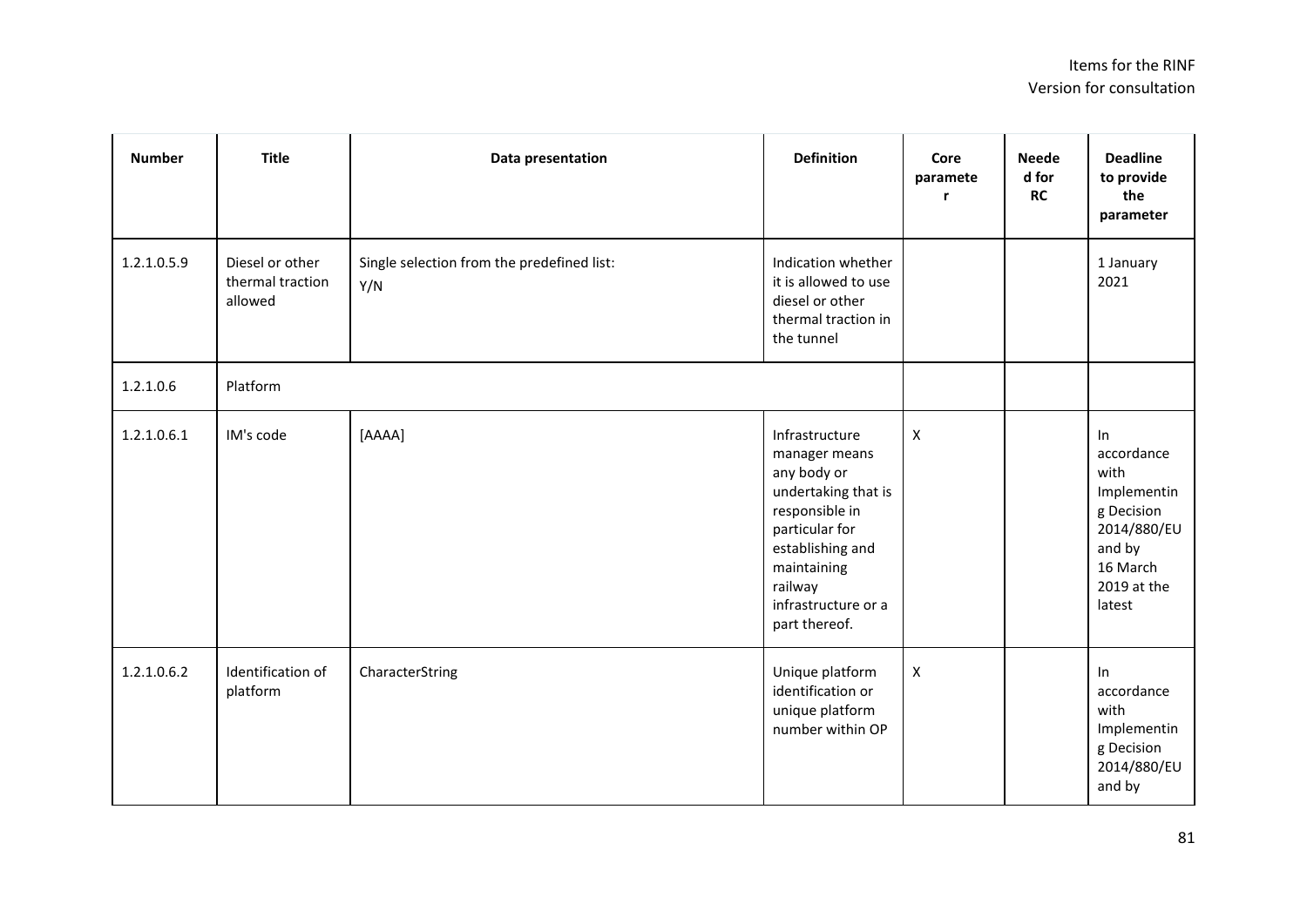| Number | Title | Data presentation | Definition | Core parameter | Needed for RC | Deadline to provide the parameter |
|---|---|---|---|---|---|---|
| 1.2.1.0.5.9 | Diesel or other thermal traction allowed | Single selection from the predefined list:<br>Y/N | Indication whether it is allowed to use diesel or other thermal traction in the tunnel | | | 1 January 2021 |
| 1.2.1.0.6 | Platform | | | | | |
| 1.2.1.0.6.1 | IM's code | [AAAA] | Infrastructure manager means any body or undertaking that is responsible in particular for establishing and maintaining railway infrastructure or a part thereof. | X | | In accordance with Implementing Decision 2014/880/EU and by 16 March 2019 at the latest |
| 1.2.1.0.6.2 | Identification of platform | CharacterString | Unique platform identification or unique platform number within OP | X | | In accordance with Implementing Decision 2014/880/EU and by |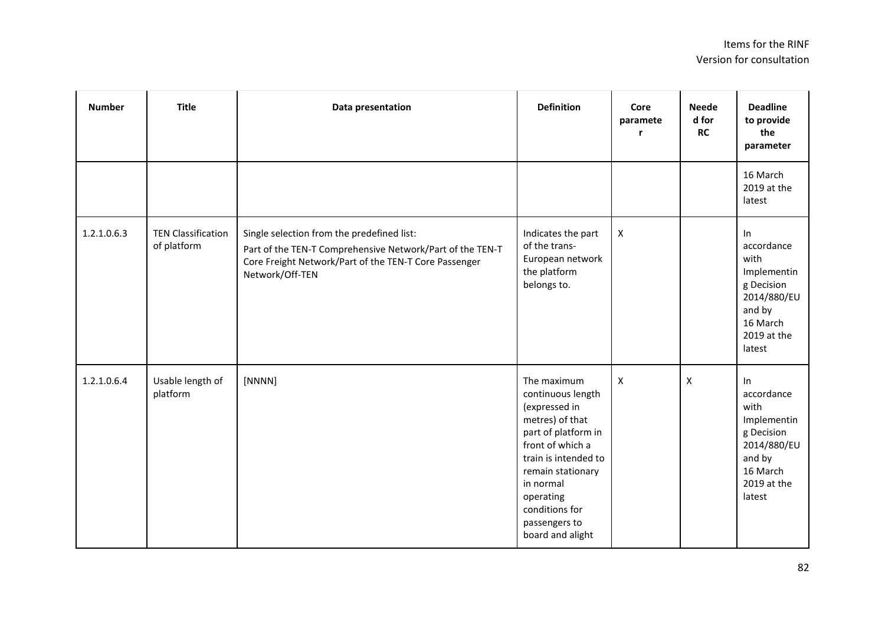| Number | Title | Data presentation | Definition | Core parameter | Needed for RC | Deadline to provide the parameter |
|---|---|---|---|---|---|---|
| | | | | | | 16 March 2019 at the latest |
| 1.2.1.0.6.3 | TEN Classification of platform | Single selection from the predefined list: Part of the TEN-T Comprehensive Network/Part of the TEN-T Core Freight Network/Part of the TEN-T Core Passenger Network/Off-TEN | Indicates the part of the trans-European network the platform belongs to. | X | | In accordance with Implementing Decision 2014/880/EU and by 16 March 2019 at the latest |
| 1.2.1.0.6.4 | Usable length of platform | [NNNN] | The maximum continuous length (expressed in metres) of that part of platform in front of which a train is intended to remain stationary in normal operating conditions for passengers to board and alight | X | X | In accordance with Implementing Decision 2014/880/EU and by 16 March 2019 at the latest |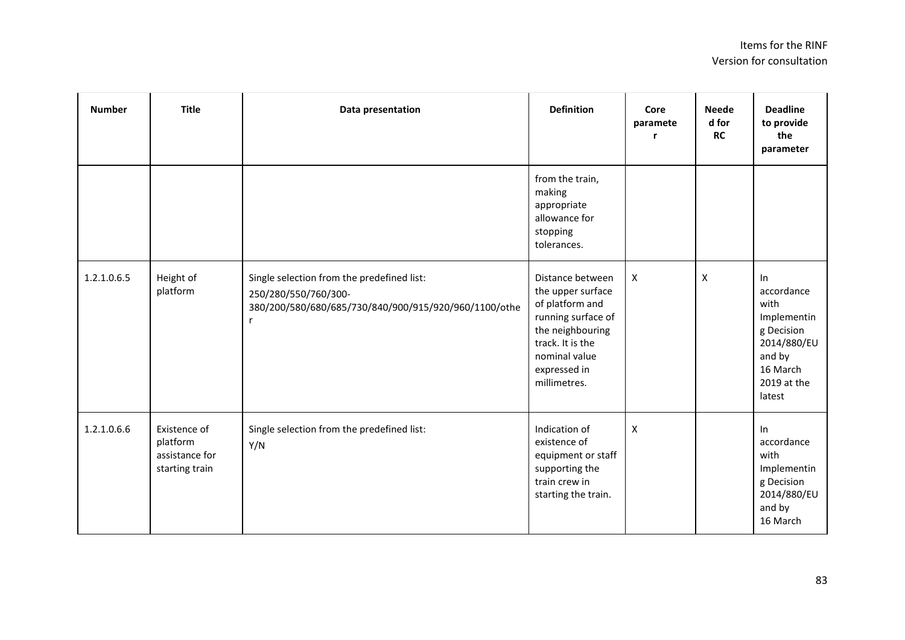| Number | Title | Data presentation | Definition | Core parameter | Needed for RC | Deadline to provide the parameter |
|---|---|---|---|---|---|---|
| | | | from the train, making appropriate allowance for stopping tolerances. | | | |
| 1.2.1.0.6.5 | Height of platform | Single selection from the predefined list: 250/280/550/760/300-380/200/580/680/685/730/840/900/915/920/960/1100/other | Distance between the upper surface of platform and running surface of the neighbouring track. It is the nominal value expressed in millimetres. | X | X | In accordance with Implementing Decision 2014/880/EU and by 16 March 2019 at the latest |
| 1.2.1.0.6.6 | Existence of platform assistance for starting train | Single selection from the predefined list: Y/N | Indication of existence of equipment or staff supporting the train crew in starting the train. | X | | In accordance with Implementing Decision 2014/880/EU and by 16 March |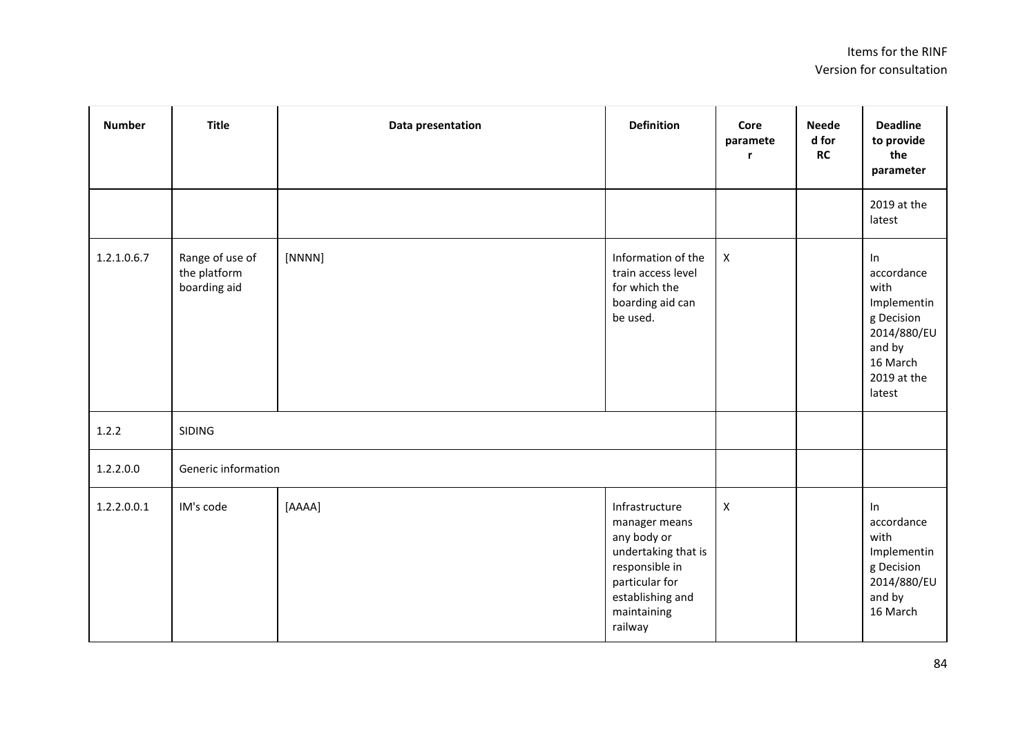| Number | Title | Data presentation | Definition | Core parameter | Needed for RC | Deadline to provide the parameter |
|---|---|---|---|---|---|---|
| | | | | | | 2019 at the latest |
| 1.2.1.0.6.7 | Range of use of the platform boarding aid | [NNNN] | Information of the train access level for which the boarding aid can be used. | X | | In accordance with Implementing Decision 2014/880/EU and by 16 March 2019 at the latest |
| 1.2.2 | SIDING | | | | | |
| 1.2.2.0.0 | Generic information | | | | | |
| 1.2.2.0.0.1 | IM's code | [AAAA] | Infrastructure manager means any body or undertaking that is responsible in particular for establishing and maintaining railway | X | | In accordance with Implementing Decision 2014/880/EU and by 16 March |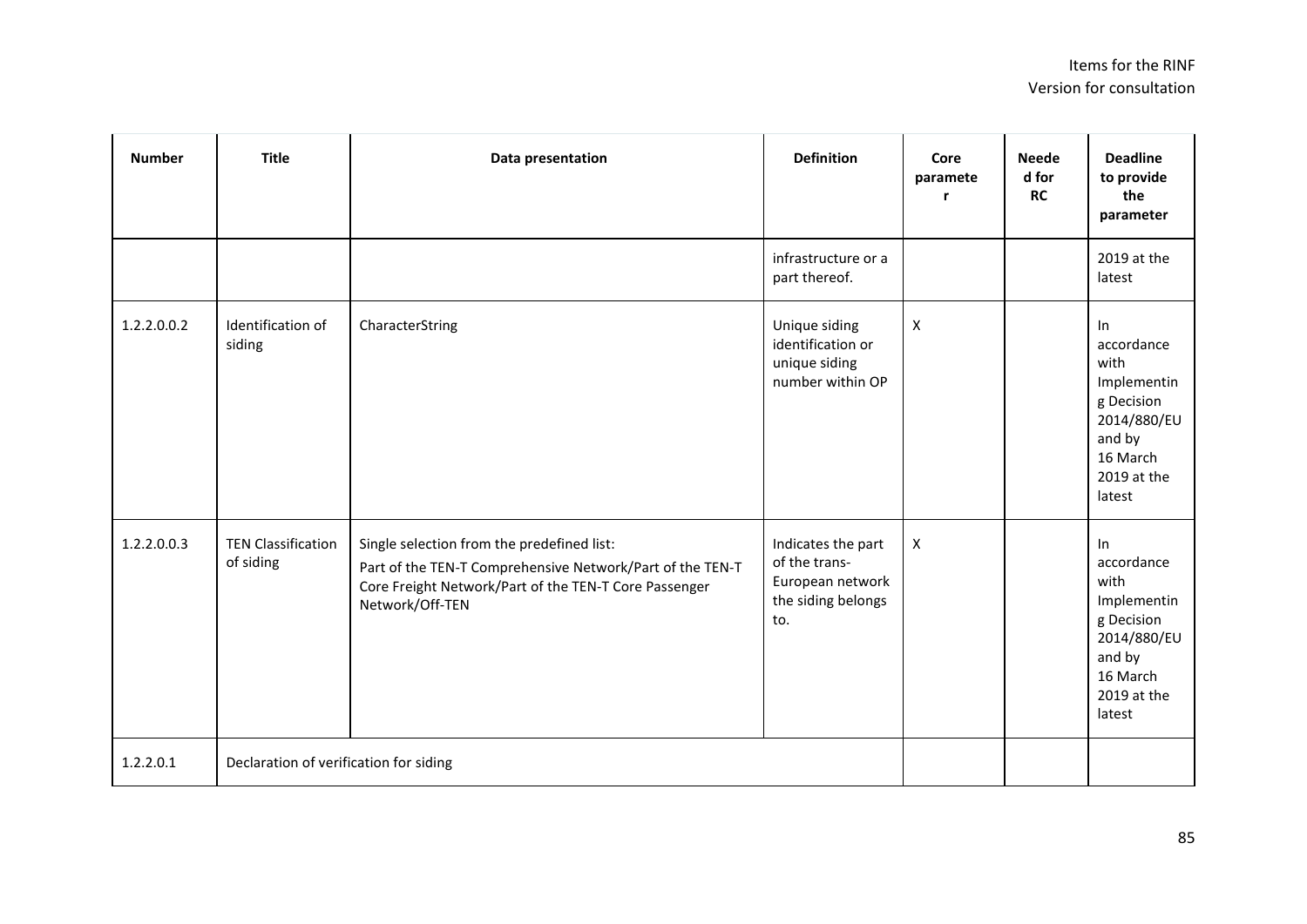| Number | Title | Data presentation | Definition | Core parameter | Needed for RC | Deadline to provide the parameter |
|---|---|---|---|---|---|---|
| | | | infrastructure or a part thereof. | | | 2019 at the latest |
| 1.2.2.0.0.2 | Identification of siding | CharacterString | Unique siding identification or unique siding number within OP | X | | In accordance with Implementing Decision 2014/880/EU and by 16 March 2019 at the latest |
| 1.2.2.0.0.3 | TEN Classification of siding | Single selection from the predefined list:<br>Part of the TEN-T Comprehensive Network/Part of the TEN-T Core Freight Network/Part of the TEN-T Core Passenger Network/Off-TEN | Indicates the part of the trans-European network the siding belongs to. | X | | In accordance with Implementing Decision 2014/880/EU and by 16 March 2019 at the latest |
| 1.2.2.0.1 | Declaration of verification for siding | | | | | |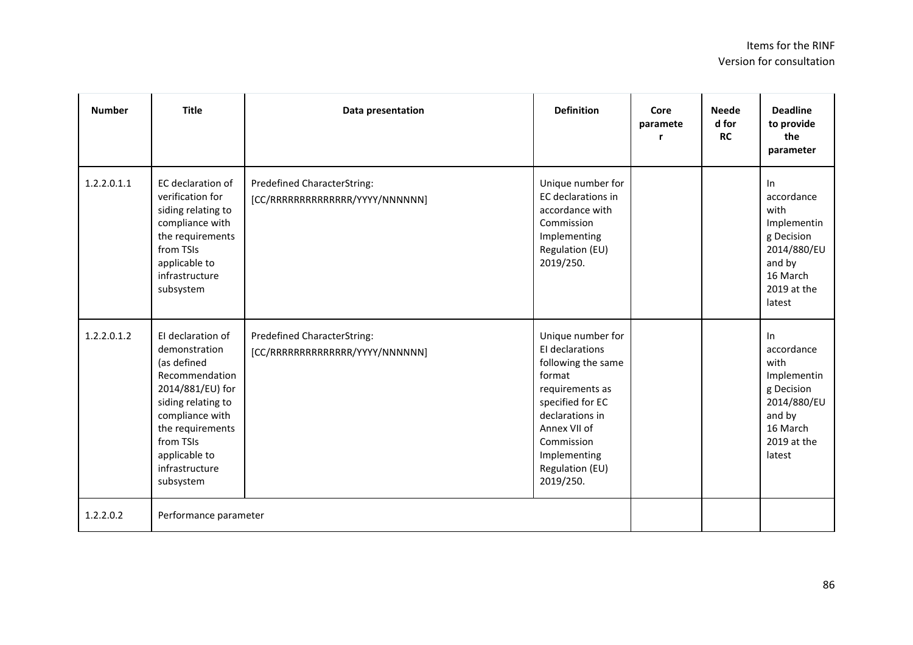| Number | Title | Data presentation | Definition | Core parameter | Needed for RC | Deadline to provide the parameter |
|---|---|---|---|---|---|---|
| 1.2.2.0.1.1 | EC declaration of verification for siding relating to compliance with the requirements from TSIs applicable to infrastructure subsystem | Predefined CharacterString: [CC/RRRRRRRRRRRRRR/YYYY/NNNNNN] | Unique number for EC declarations in accordance with Commission Implementing Regulation (EU) 2019/250. | | | In accordance with Implementing Decision 2014/880/EU and by 16 March 2019 at the latest |
| 1.2.2.0.1.2 | EI declaration of demonstration (as defined Recommendation 2014/881/EU) for siding relating to compliance with the requirements from TSIs applicable to infrastructure subsystem | Predefined CharacterString: [CC/RRRRRRRRRRRRRR/YYYY/NNNNNN] | Unique number for EI declarations following the same format requirements as specified for EC declarations in Annex VII of Commission Implementing Regulation (EU) 2019/250. | | | In accordance with Implementing Decision 2014/880/EU and by 16 March 2019 at the latest |
| 1.2.2.0.2 | Performance parameter | | | | | |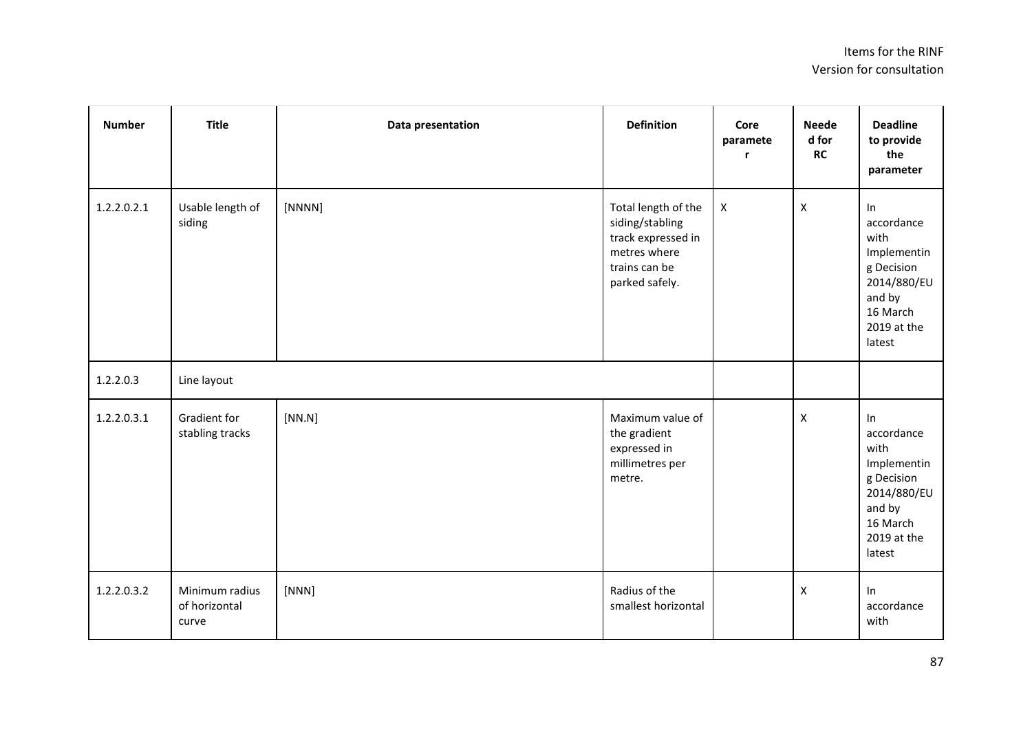| Number | Title | Data presentation | Definition | Core parameter | Needed for RC | Deadline to provide the parameter |
|---|---|---|---|---|---|---|
| 1.2.2.0.2.1 | Usable length of siding | [NNNN] | Total length of the siding/stabling track expressed in metres where trains can be parked safely. | X | X | In accordance with Implementing Decision 2014/880/EU and by 16 March 2019 at the latest |
| 1.2.2.0.3 | Line layout | | | | | |
| 1.2.2.0.3.1 | Gradient for stabling tracks | [NN.N] | Maximum value of the gradient expressed in millimetres per metre. | | X | In accordance with Implementing Decision 2014/880/EU and by 16 March 2019 at the latest |
| 1.2.2.0.3.2 | Minimum radius of horizontal curve | [NNN] | Radius of the smallest horizontal | | X | In accordance with |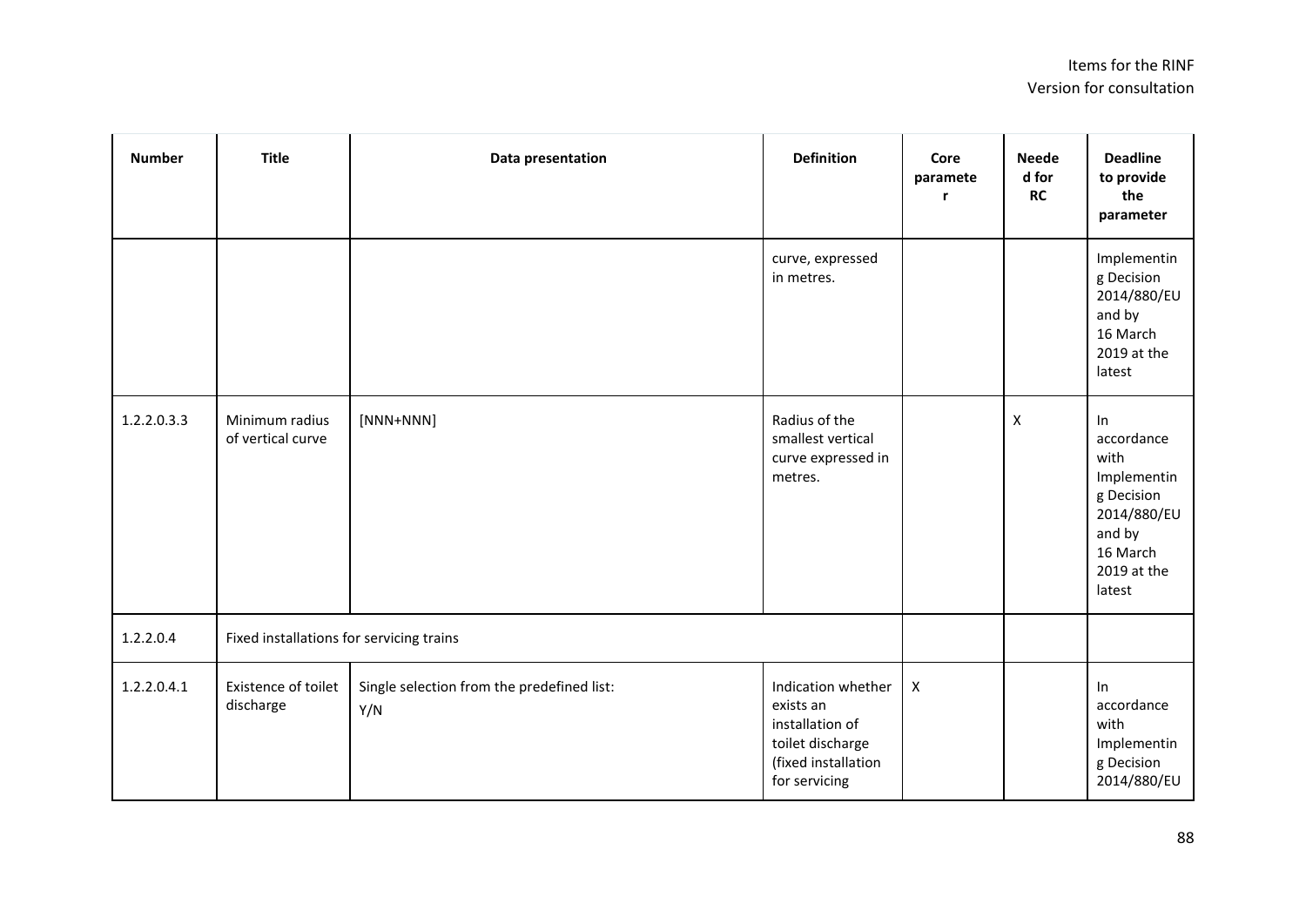| Number | Title | Data presentation | Definition | Core parameter | Needed for RC | Deadline to provide the parameter |
|---|---|---|---|---|---|---|
| | | | curve, expressed in metres. | | | Implementing Decision 2014/880/EU and by 16 March 2019 at the latest |
| 1.2.2.0.3.3 | Minimum radius of vertical curve | [NNN+NNN] | Radius of the smallest vertical curve expressed in metres. | | X | In accordance with Implementing Decision 2014/880/EU and by 16 March 2019 at the latest |
| 1.2.2.0.4 | Fixed installations for servicing trains | | | | | |
| 1.2.2.0.4.1 | Existence of toilet discharge | Single selection from the predefined list: Y/N | Indication whether exists an installation of toilet discharge (fixed installation for servicing | X | | In accordance with Implementing Decision 2014/880/EU |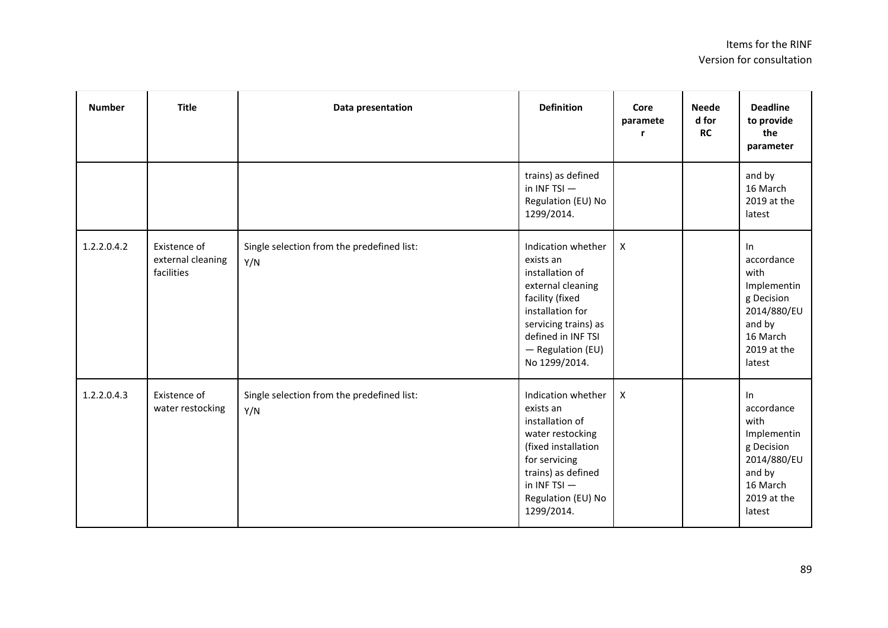| Number | Title | Data presentation | Definition | Core parameter | Needed for RC | Deadline to provide the parameter |
|---|---|---|---|---|---|---|
| | | | trains) as defined in INF TSI — Regulation (EU) No 1299/2014. | | | and by 16 March 2019 at the latest |
| 1.2.2.0.4.2 | Existence of external cleaning facilities | Single selection from the predefined list: Y/N | Indication whether exists an installation of external cleaning facility (fixed installation for servicing trains) as defined in INF TSI — Regulation (EU) No 1299/2014. | X | | In accordance with Implementing Decision 2014/880/EU and by 16 March 2019 at the latest |
| 1.2.2.0.4.3 | Existence of water restocking | Single selection from the predefined list: Y/N | Indication whether exists an installation of water restocking (fixed installation for servicing trains) as defined in INF TSI — Regulation (EU) No 1299/2014. | X | | In accordance with Implementing Decision 2014/880/EU and by 16 March 2019 at the latest |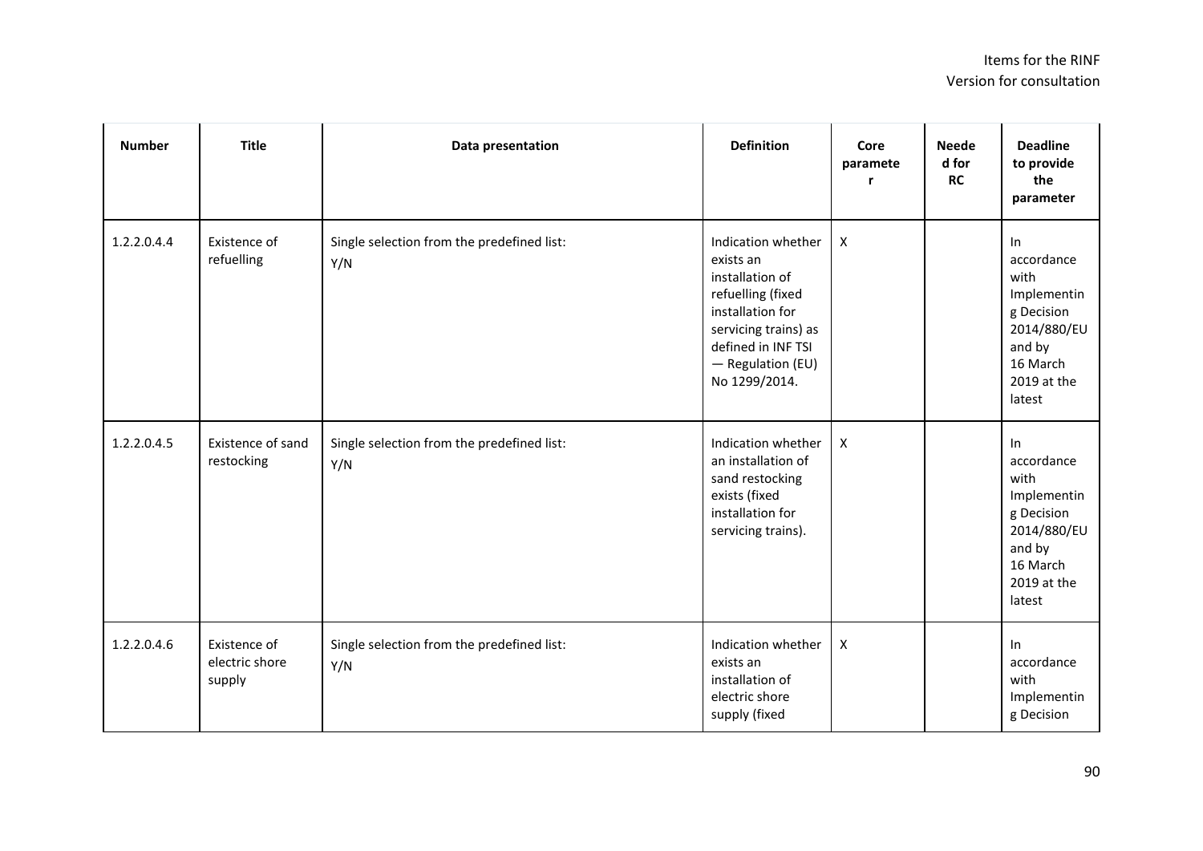| Number | Title | Data presentation | Definition | Core parameter | Needed for RC | Deadline to provide the parameter |
|---|---|---|---|---|---|---|
| 1.2.2.0.4.4 | Existence of refuelling | Single selection from the predefined list: Y/N | Indication whether exists an installation of refuelling (fixed installation for servicing trains) as defined in INF TSI — Regulation (EU) No 1299/2014. | X | | In accordance with Implementing Decision 2014/880/EU and by 16 March 2019 at the latest |
| 1.2.2.0.4.5 | Existence of sand restocking | Single selection from the predefined list: Y/N | Indication whether an installation of sand restocking exists (fixed installation for servicing trains). | X | | In accordance with Implementing Decision 2014/880/EU and by 16 March 2019 at the latest |
| 1.2.2.0.4.6 | Existence of electric shore supply | Single selection from the predefined list: Y/N | Indication whether exists an installation of electric shore supply (fixed | X | | In accordance with Implementing Decision |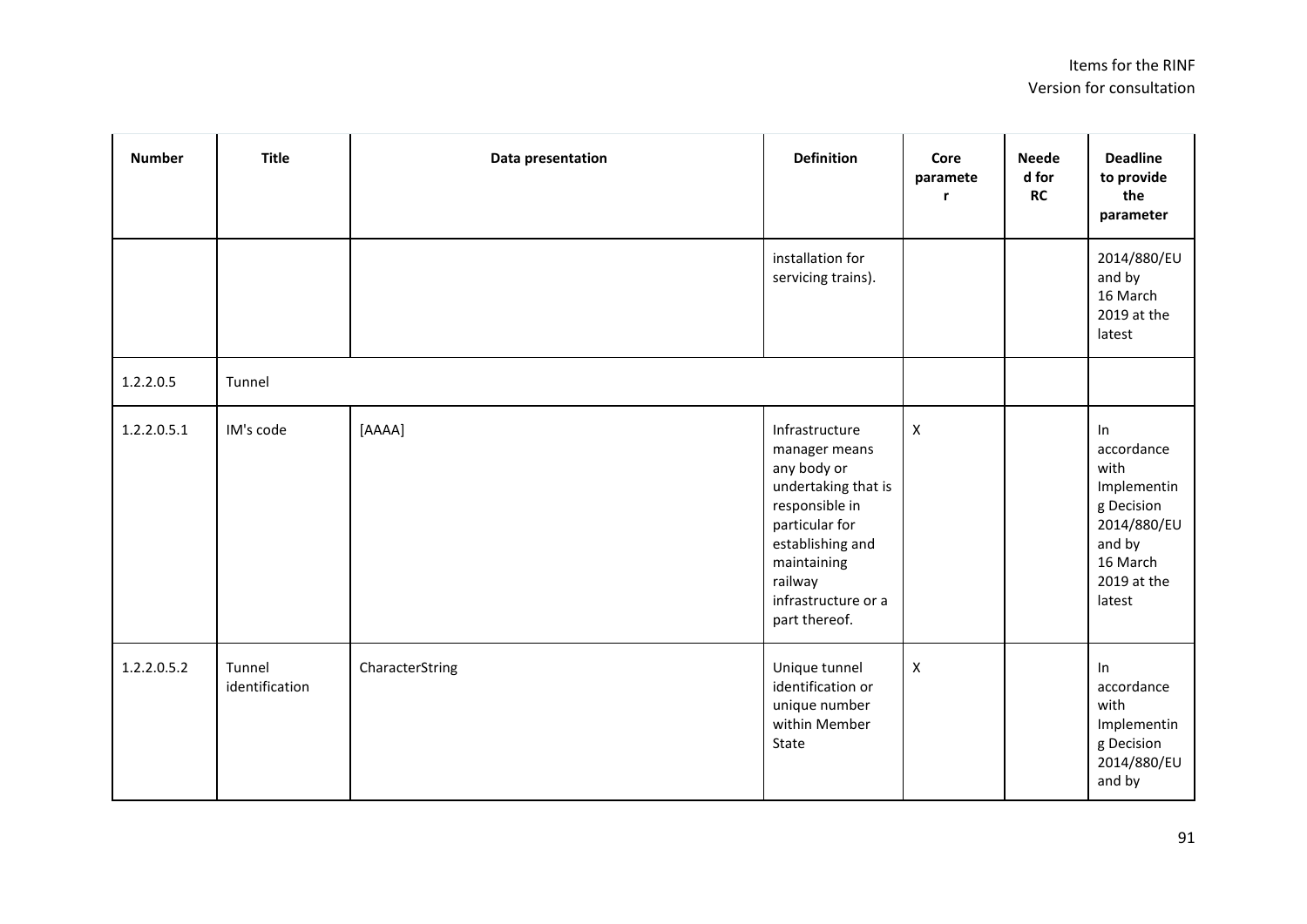| Number | Title | Data presentation | Definition | Core parameter | Needed for RC | Deadline to provide the parameter |
|---|---|---|---|---|---|---|
| | | | installation for servicing trains). | | | 2014/880/EU and by 16 March 2019 at the latest |
| 1.2.2.0.5 | Tunnel | | | | | |
| 1.2.2.0.5.1 | IM's code | [AAAA] | Infrastructure manager means any body or undertaking that is responsible in particular for establishing and maintaining railway infrastructure or a part thereof. | X | | In accordance with Implementing Decision 2014/880/EU and by 16 March 2019 at the latest |
| 1.2.2.0.5.2 | Tunnel identification | CharacterString | Unique tunnel identification or unique number within Member State | X | | In accordance with Implementing Decision 2014/880/EU and by |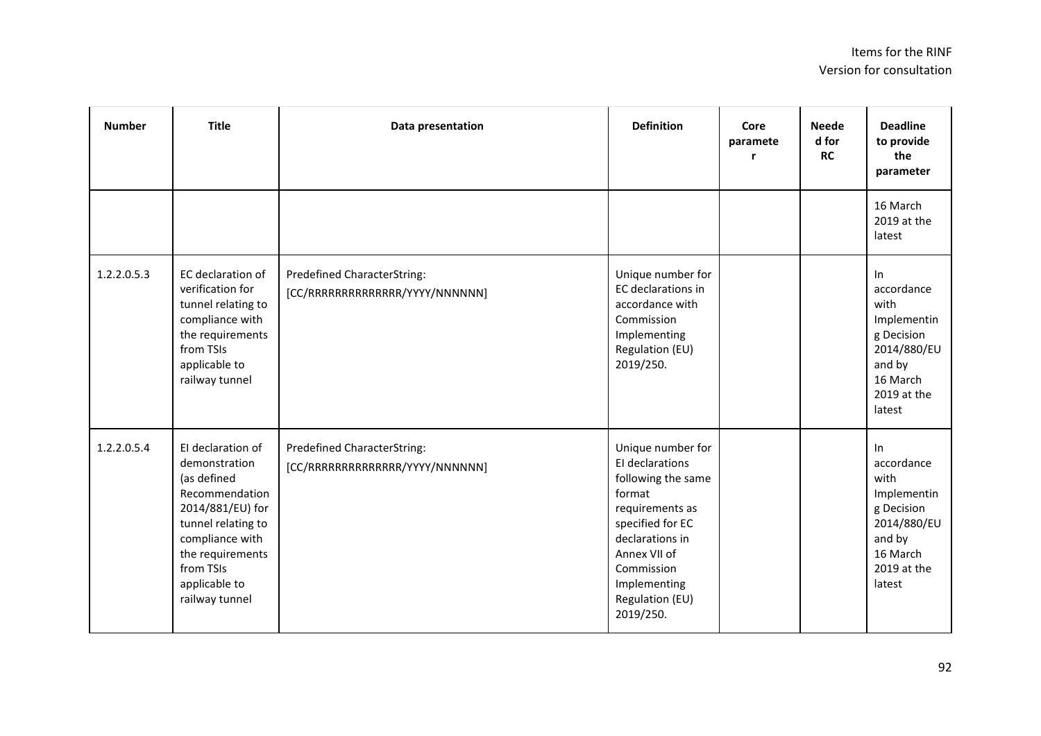| Number | Title | Data presentation | Definition | Core parameter | Needed for RC | Deadline to provide the parameter |
|---|---|---|---|---|---|---|
| | | | | | | 16 March 2019 at the latest |
| 1.2.2.0.5.3 | EC declaration of verification for tunnel relating to compliance with the requirements from TSIs applicable to railway tunnel | Predefined CharacterString: [CC/RRRRRRRRRRRRRR/YYYY/NNNNNN] | Unique number for EC declarations in accordance with Commission Implementing Regulation (EU) 2019/250. | | | In accordance with Implementing Decision 2014/880/EU and by 16 March 2019 at the latest |
| 1.2.2.0.5.4 | EI declaration of demonstration (as defined Recommendation 2014/881/EU) for tunnel relating to compliance with the requirements from TSIs applicable to railway tunnel | Predefined CharacterString: [CC/RRRRRRRRRRRRRR/YYYY/NNNNNN] | Unique number for EI declarations following the same format requirements as specified for EC declarations in Annex VII of Commission Implementing Regulation (EU) 2019/250. | | | In accordance with Implementing Decision 2014/880/EU and by 16 March 2019 at the latest |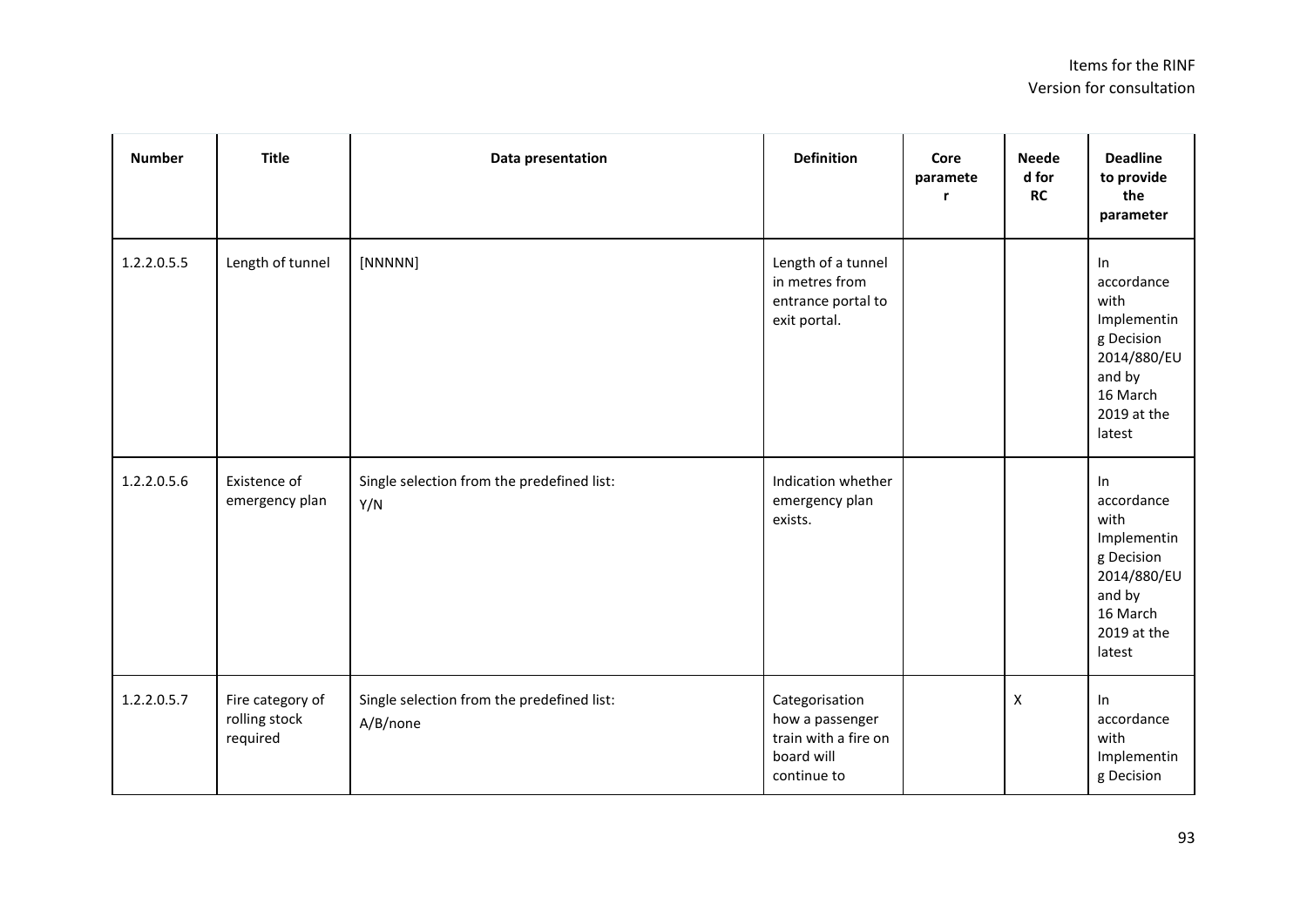| Number | Title | Data presentation | Definition | Core parameter | Needed for RC | Deadline to provide the parameter |
|---|---|---|---|---|---|---|
| 1.2.2.0.5.5 | Length of tunnel | [NNNNN] | Length of a tunnel in metres from entrance portal to exit portal. | | | In accordance with Implementing Decision 2014/880/EU and by 16 March 2019 at the latest |
| 1.2.2.0.5.6 | Existence of emergency plan | Single selection from the predefined list: Y/N | Indication whether emergency plan exists. | | | In accordance with Implementing Decision 2014/880/EU and by 16 March 2019 at the latest |
| 1.2.2.0.5.7 | Fire category of rolling stock required | Single selection from the predefined list: A/B/none | Categorisation how a passenger train with a fire on board will continue to | | X | In accordance with Implementing Decision |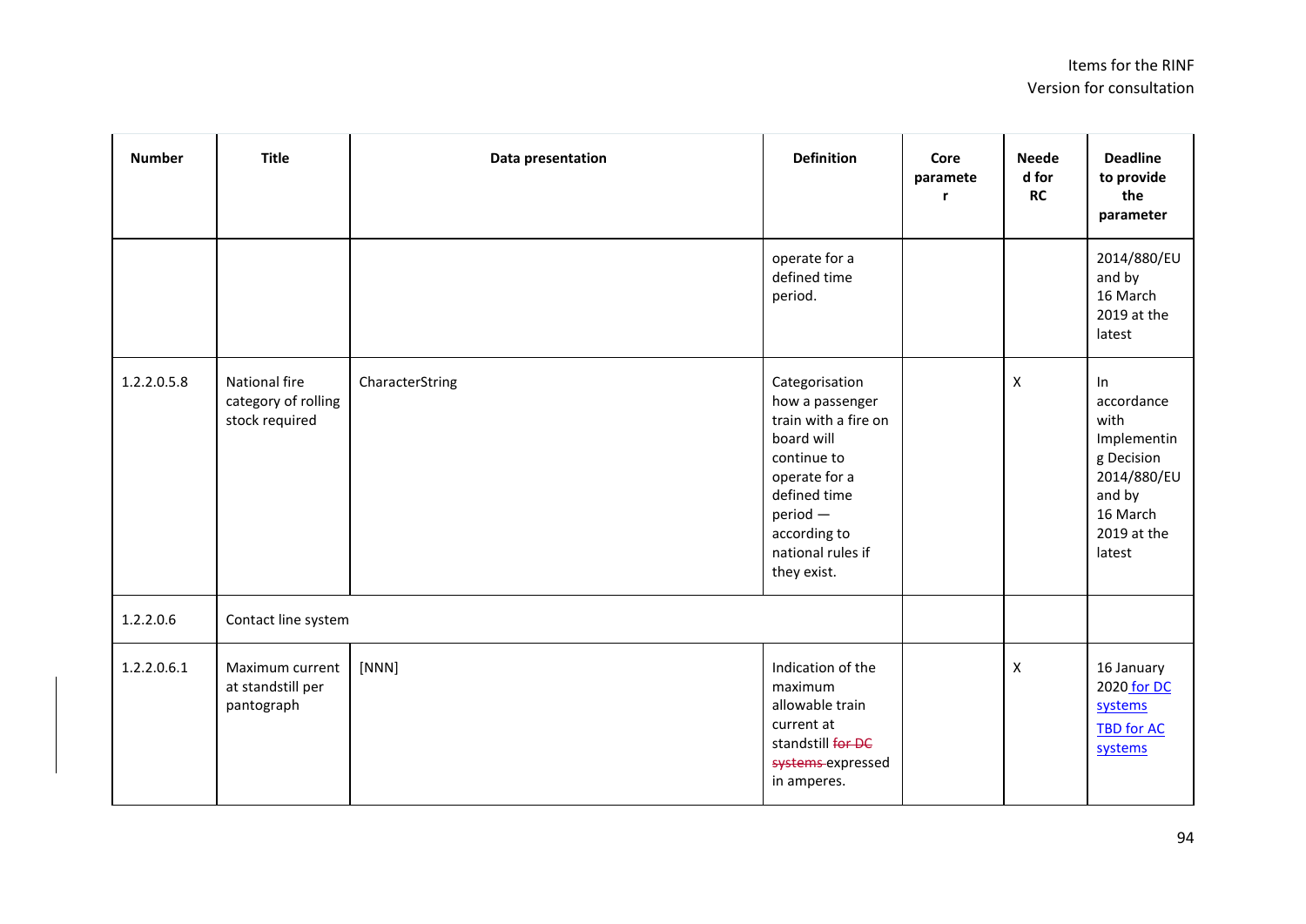| Number | Title | Data presentation | Definition | Core parameter | Needed for RC | Deadline to provide the parameter |
|---|---|---|---|---|---|---|
| | | | operate for a defined time period. | | | 2014/880/EU and by 16 March 2019 at the latest |
| 1.2.2.0.5.8 | National fire category of rolling stock required | CharacterString | Categorisation how a passenger train with a fire on board will continue to operate for a defined time period — according to national rules if they exist. | | X | In accordance with Implementing Decision 2014/880/EU and by 16 March 2019 at the latest |
| 1.2.2.0.6 | Contact line system | | | | | |
| 1.2.2.0.6.1 | Maximum current at standstill per pantograph | [NNN] | Indication of the maximum allowable train current at standstill ~~for DC systems~~ expressed in amperes. | | X | 16 January 2020 for DC systems TBD for AC systems |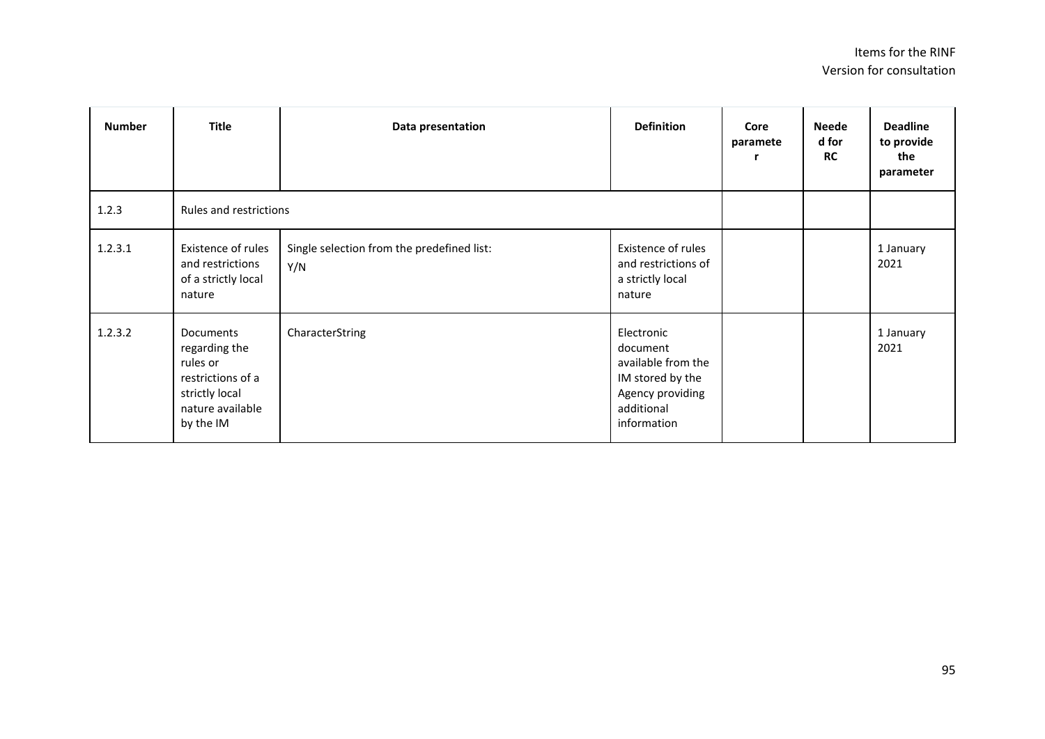| Number | Title | Data presentation | Definition | Core parameter | Needed for RC | Deadline to provide the parameter |
|---|---|---|---|---|---|---|
| 1.2.3 | Rules and restrictions | | | | | |
| 1.2.3.1 | Existence of rules and restrictions of a strictly local nature | Single selection from the predefined list: Y/N | Existence of rules and restrictions of a strictly local nature | | | 1 January 2021 |
| 1.2.3.2 | Documents regarding the rules or restrictions of a strictly local nature available by the IM | CharacterString | Electronic document available from the IM stored by the Agency providing additional information | | | 1 January 2021 |